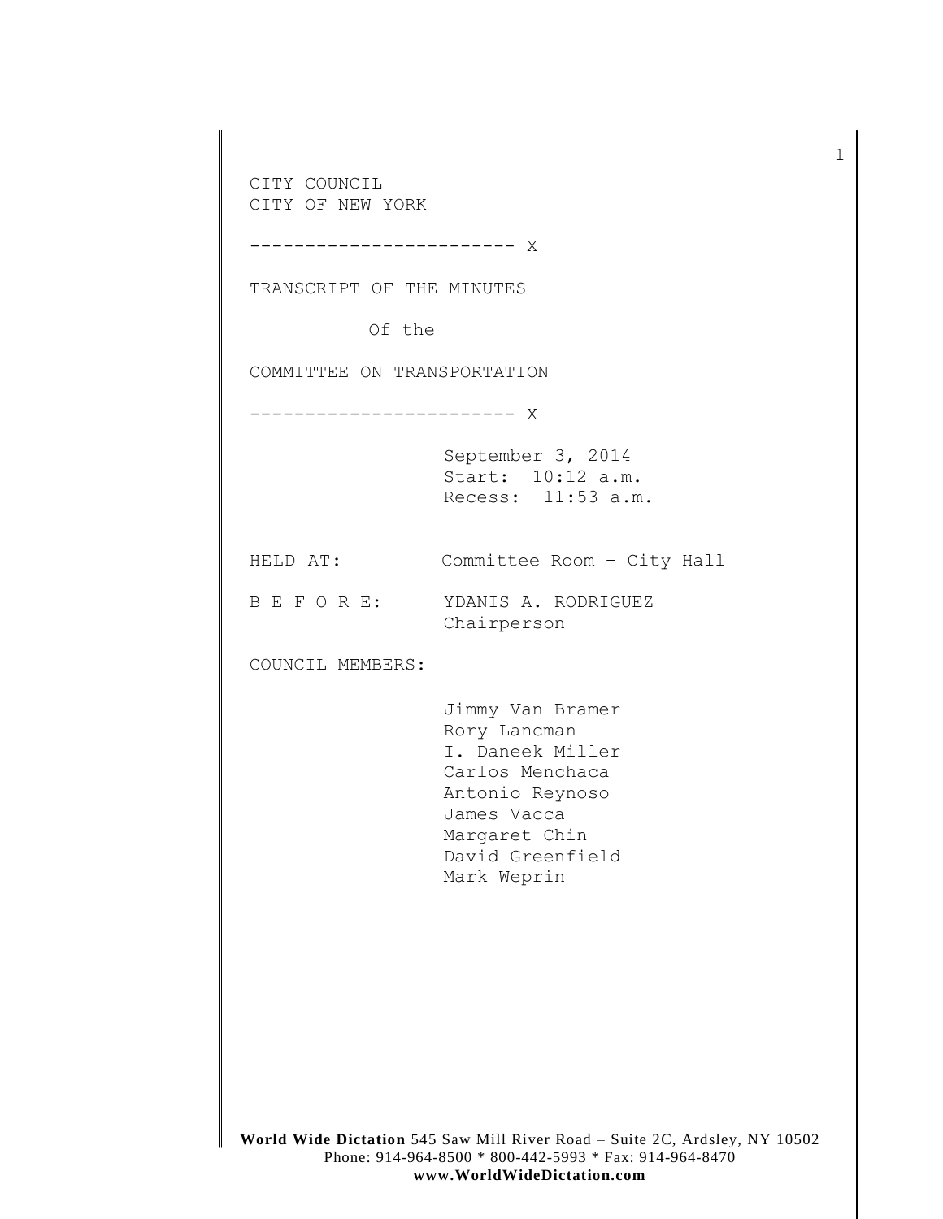CITY COUNCIL
CITY OF NEW YORK

------------------------ X

TRANSCRIPT OF THE MINUTES

Of the

COMMITTEE ON TRANSPORTATION

------------------------ X

September 3, 2014
Start: 10:12 a.m.
Recess: 11:53 a.m.

HELD AT: Committee Room – City Hall

B E F O R E: YDANIS A. RODRIGUEZ
Chairperson

COUNCIL MEMBERS:

Jimmy Van Bramer
Rory Lancman
I. Daneek Miller
Carlos Menchaca
Antonio Reynoso
James Vacca
Margaret Chin
David Greenfield
Mark Weprin

**World Wide Dictation** 545 Saw Mill River Road – Suite 2C, Ardsley, NY 10502
Phone: 914-964-8500 * 800-442-5993 * Fax: 914-964-8470
**www.WorldWideDictation.com**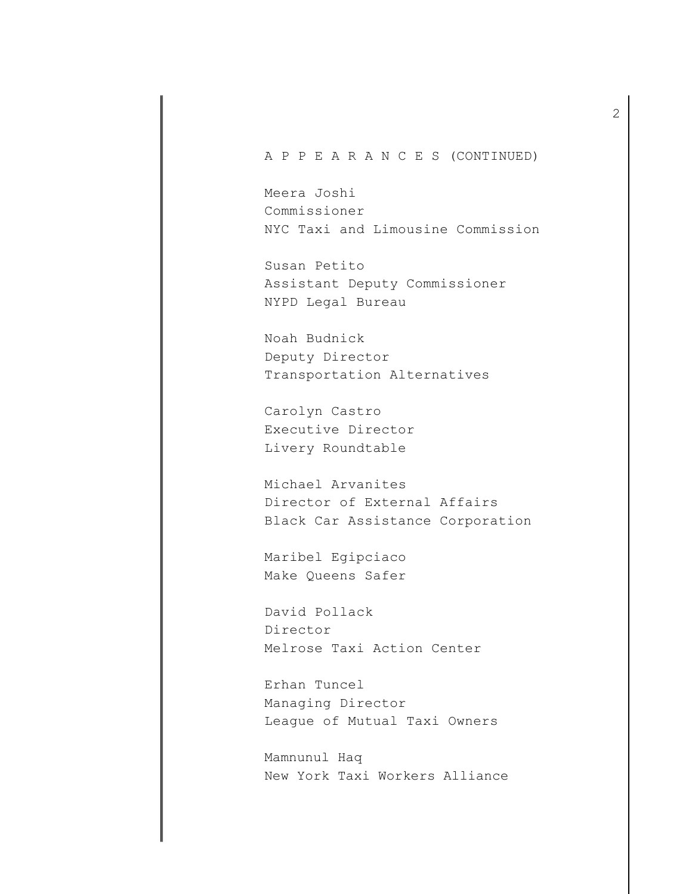A P P E A R A N C E S (CONTINUED)

Meera Joshi
Commissioner
NYC Taxi and Limousine Commission

Susan Petito
Assistant Deputy Commissioner
NYPD Legal Bureau

Noah Budnick
Deputy Director
Transportation Alternatives

Carolyn Castro
Executive Director
Livery Roundtable

Michael Arvanites
Director of External Affairs
Black Car Assistance Corporation

Maribel Egipciaco
Make Queens Safer

David Pollack
Director
Melrose Taxi Action Center

Erhan Tuncel
Managing Director
League of Mutual Taxi Owners

Mamnunul Haq
New York Taxi Workers Alliance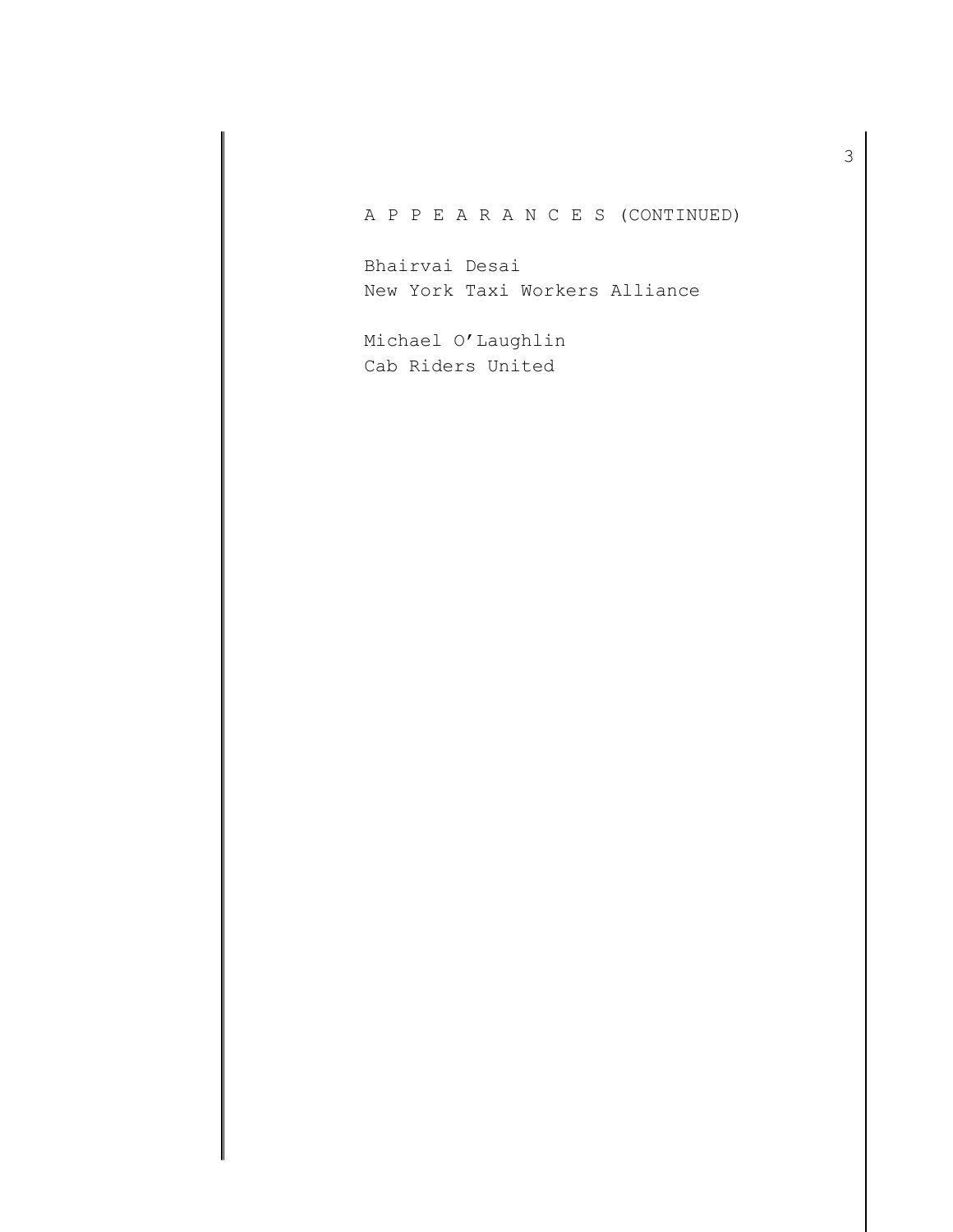A P P E A R A N C E S (CONTINUED)

Bhairvai Desai
New York Taxi Workers Alliance

Michael O'Laughlin
Cab Riders United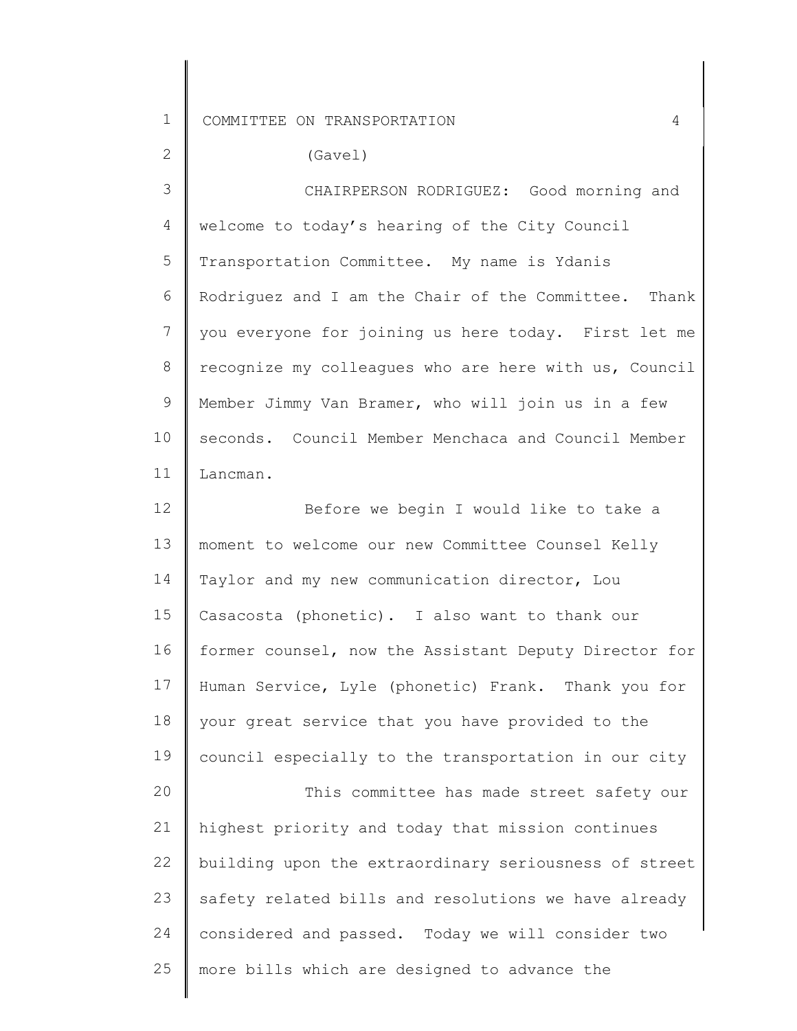(Gavel)

CHAIRPERSON RODRIGUEZ: Good morning and welcome to today's hearing of the City Council Transportation Committee. My name is Ydanis Rodriguez and I am the Chair of the Committee. Thank you everyone for joining us here today. First let me recognize my colleagues who are here with us, Council Member Jimmy Van Bramer, who will join us in a few seconds. Council Member Menchaca and Council Member Lancman.

Before we begin I would like to take a moment to welcome our new Committee Counsel Kelly Taylor and my new communication director, Lou Casacosta (phonetic). I also want to thank our former counsel, now the Assistant Deputy Director for Human Service, Lyle (phonetic) Frank. Thank you for your great service that you have provided to the council especially to the transportation in our city

This committee has made street safety our highest priority and today that mission continues building upon the extraordinary seriousness of street safety related bills and resolutions we have already considered and passed. Today we will consider two more bills which are designed to advance the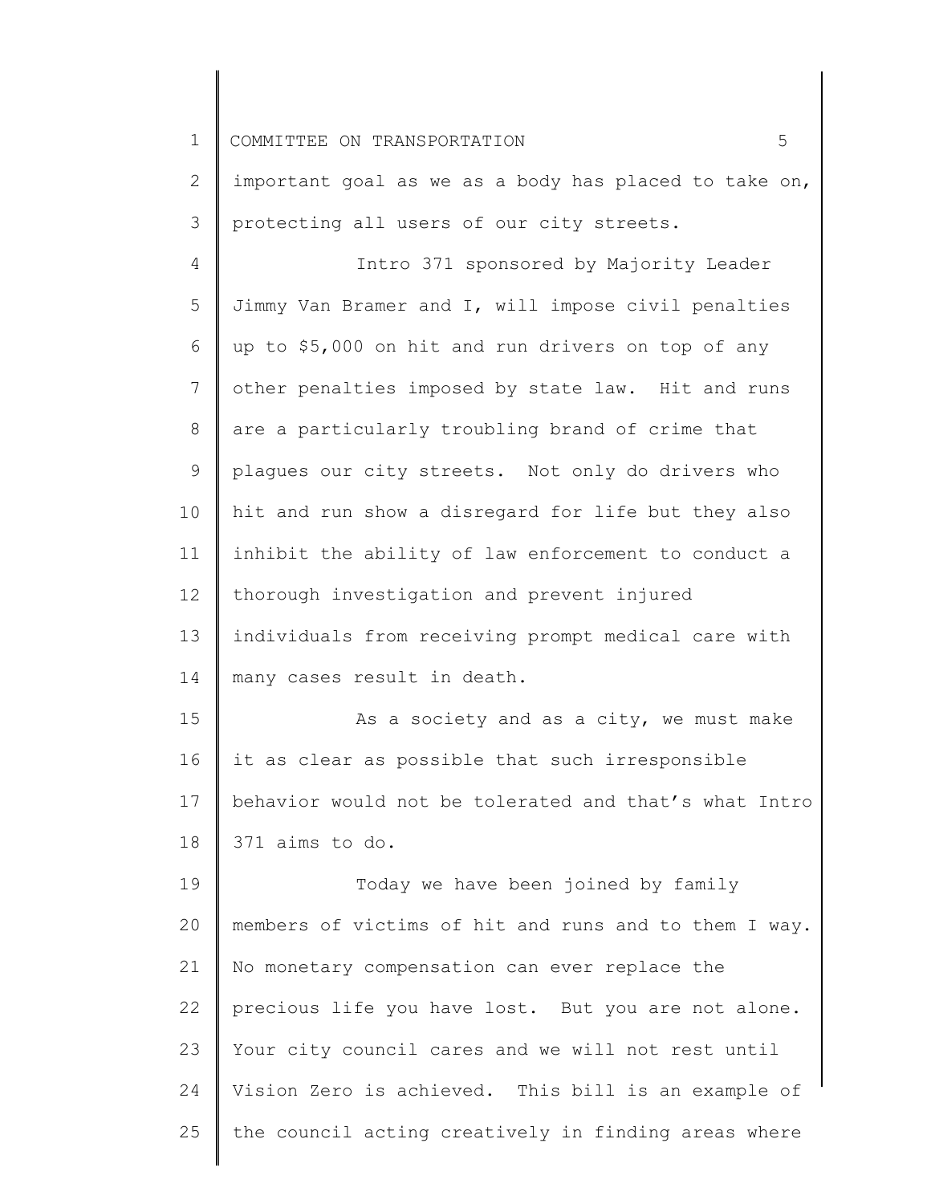important goal as we as a body has placed to take on, protecting all users of our city streets.

Intro 371 sponsored by Majority Leader Jimmy Van Bramer and I, will impose civil penalties up to $5,000 on hit and run drivers on top of any other penalties imposed by state law. Hit and runs are a particularly troubling brand of crime that plagues our city streets. Not only do drivers who hit and run show a disregard for life but they also inhibit the ability of law enforcement to conduct a thorough investigation and prevent injured individuals from receiving prompt medical care with many cases result in death.

As a society and as a city, we must make it as clear as possible that such irresponsible behavior would not be tolerated and that's what Intro 371 aims to do.

Today we have been joined by family members of victims of hit and runs and to them I way. No monetary compensation can ever replace the precious life you have lost. But you are not alone. Your city council cares and we will not rest until Vision Zero is achieved. This bill is an example of the council acting creatively in finding areas where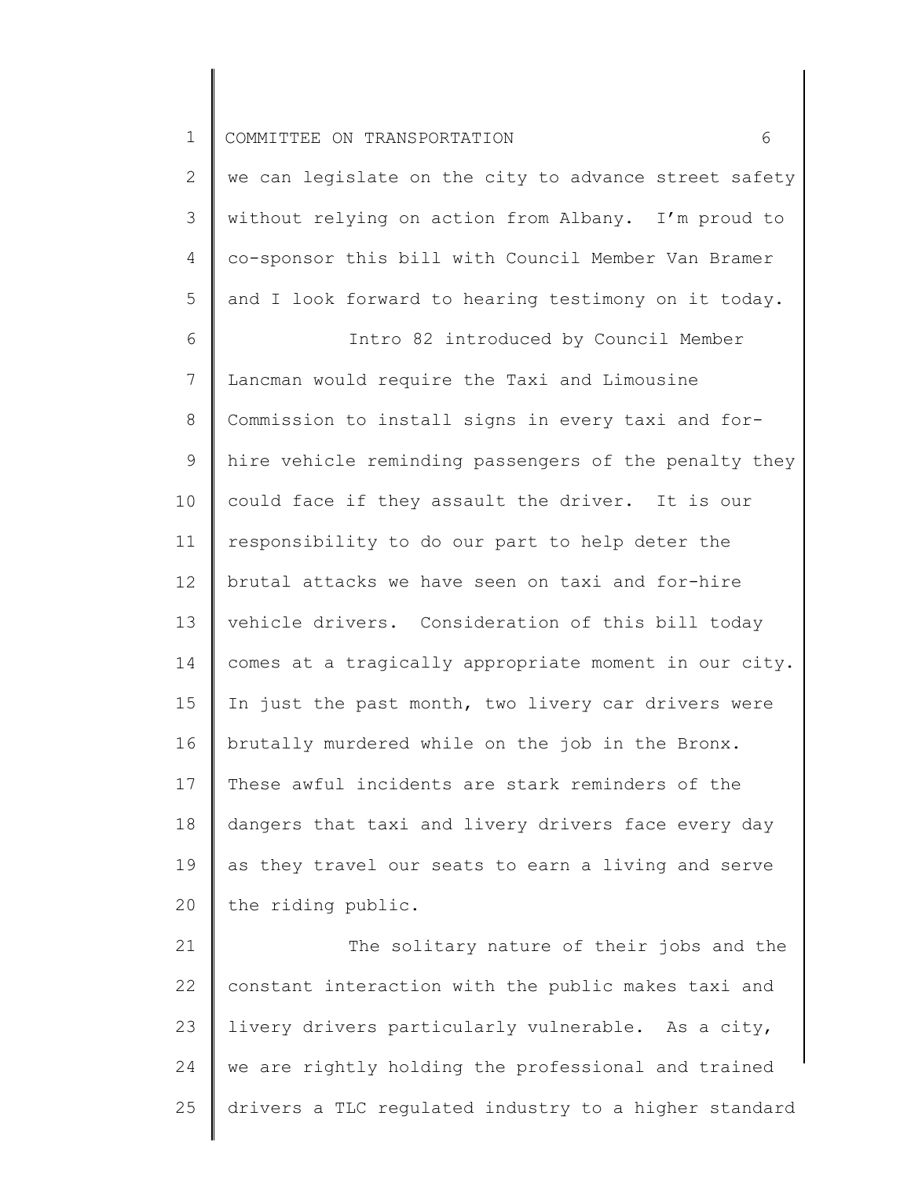we can legislate on the city to advance street safety without relying on action from Albany. I'm proud to co-sponsor this bill with Council Member Van Bramer and I look forward to hearing testimony on it today.

Intro 82 introduced by Council Member Lancman would require the Taxi and Limousine Commission to install signs in every taxi and for-hire vehicle reminding passengers of the penalty they could face if they assault the driver. It is our responsibility to do our part to help deter the brutal attacks we have seen on taxi and for-hire vehicle drivers. Consideration of this bill today comes at a tragically appropriate moment in our city. In just the past month, two livery car drivers were brutally murdered while on the job in the Bronx. These awful incidents are stark reminders of the dangers that taxi and livery drivers face every day as they travel our seats to earn a living and serve the riding public.

The solitary nature of their jobs and the constant interaction with the public makes taxi and livery drivers particularly vulnerable. As a city, we are rightly holding the professional and trained drivers a TLC regulated industry to a higher standard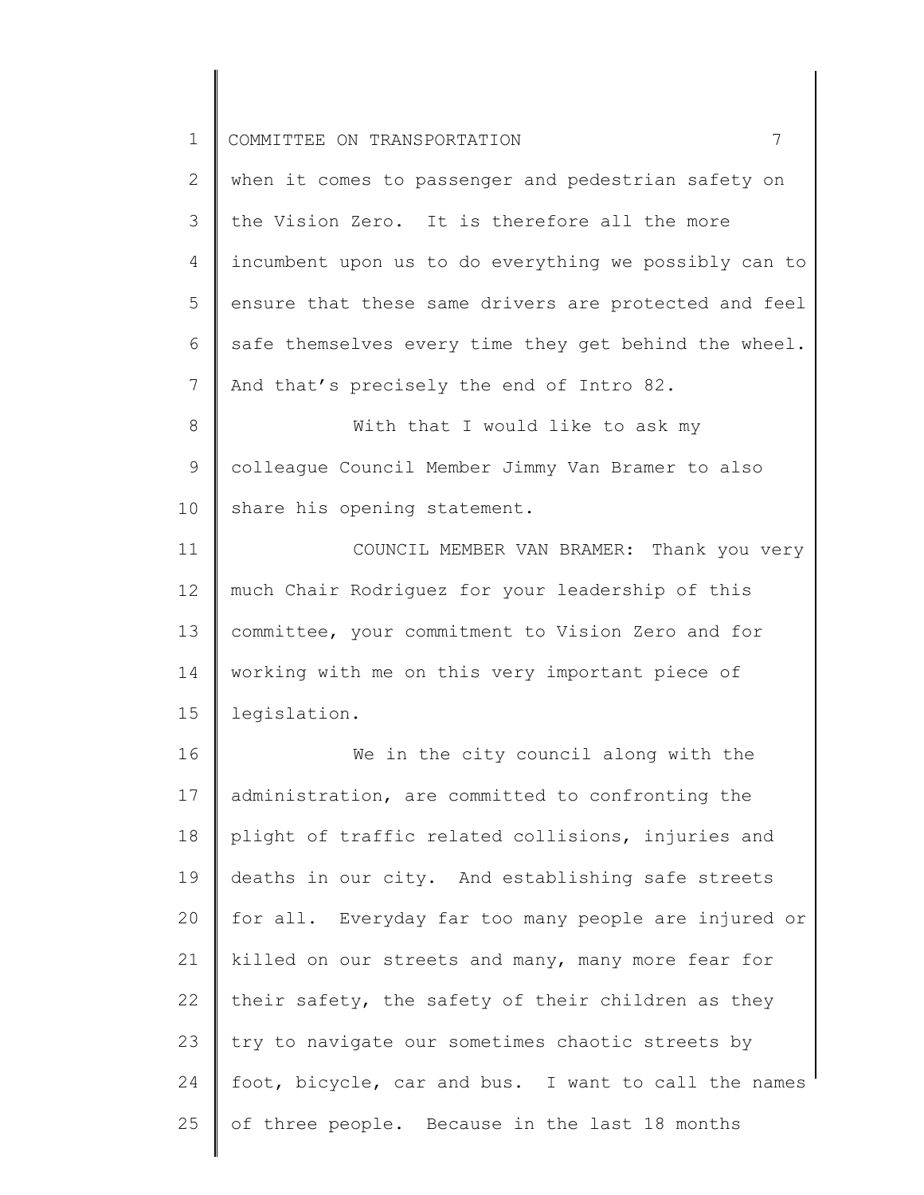when it comes to passenger and pedestrian safety on the Vision Zero. It is therefore all the more incumbent upon us to do everything we possibly can to ensure that these same drivers are protected and feel safe themselves every time they get behind the wheel. And that's precisely the end of Intro 82.

With that I would like to ask my colleague Council Member Jimmy Van Bramer to also share his opening statement.

COUNCIL MEMBER VAN BRAMER: Thank you very much Chair Rodriguez for your leadership of this committee, your commitment to Vision Zero and for working with me on this very important piece of legislation.

We in the city council along with the administration, are committed to confronting the plight of traffic related collisions, injuries and deaths in our city. And establishing safe streets for all. Everyday far too many people are injured or killed on our streets and many, many more fear for their safety, the safety of their children as they try to navigate our sometimes chaotic streets by foot, bicycle, car and bus. I want to call the names of three people. Because in the last 18 months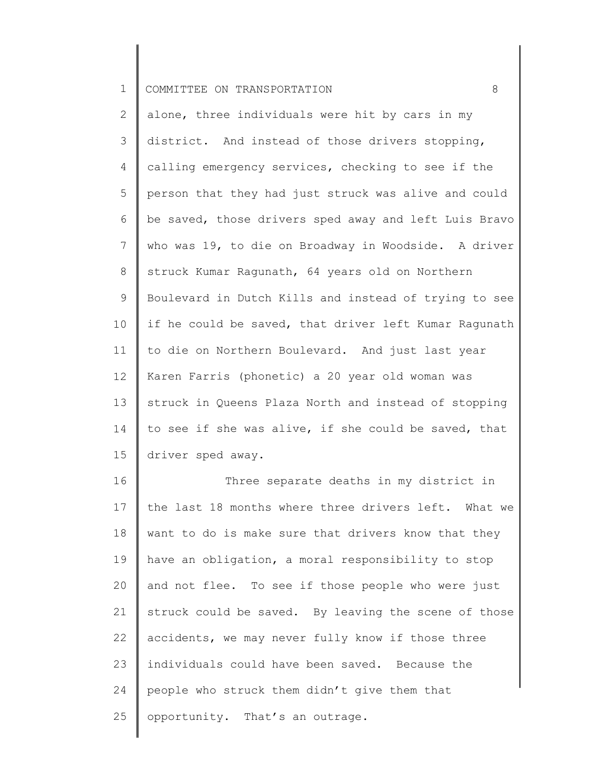alone, three individuals were hit by cars in my district. And instead of those drivers stopping, calling emergency services, checking to see if the person that they had just struck was alive and could be saved, those drivers sped away and left Luis Bravo who was 19, to die on Broadway in Woodside. A driver struck Kumar Ragunath, 64 years old on Northern Boulevard in Dutch Kills and instead of trying to see if he could be saved, that driver left Kumar Ragunath to die on Northern Boulevard. And just last year Karen Farris (phonetic) a 20 year old woman was struck in Queens Plaza North and instead of stopping to see if she was alive, if she could be saved, that driver sped away.

Three separate deaths in my district in the last 18 months where three drivers left. What we want to do is make sure that drivers know that they have an obligation, a moral responsibility to stop and not flee. To see if those people who were just struck could be saved. By leaving the scene of those accidents, we may never fully know if those three individuals could have been saved. Because the people who struck them didn't give them that opportunity. That's an outrage.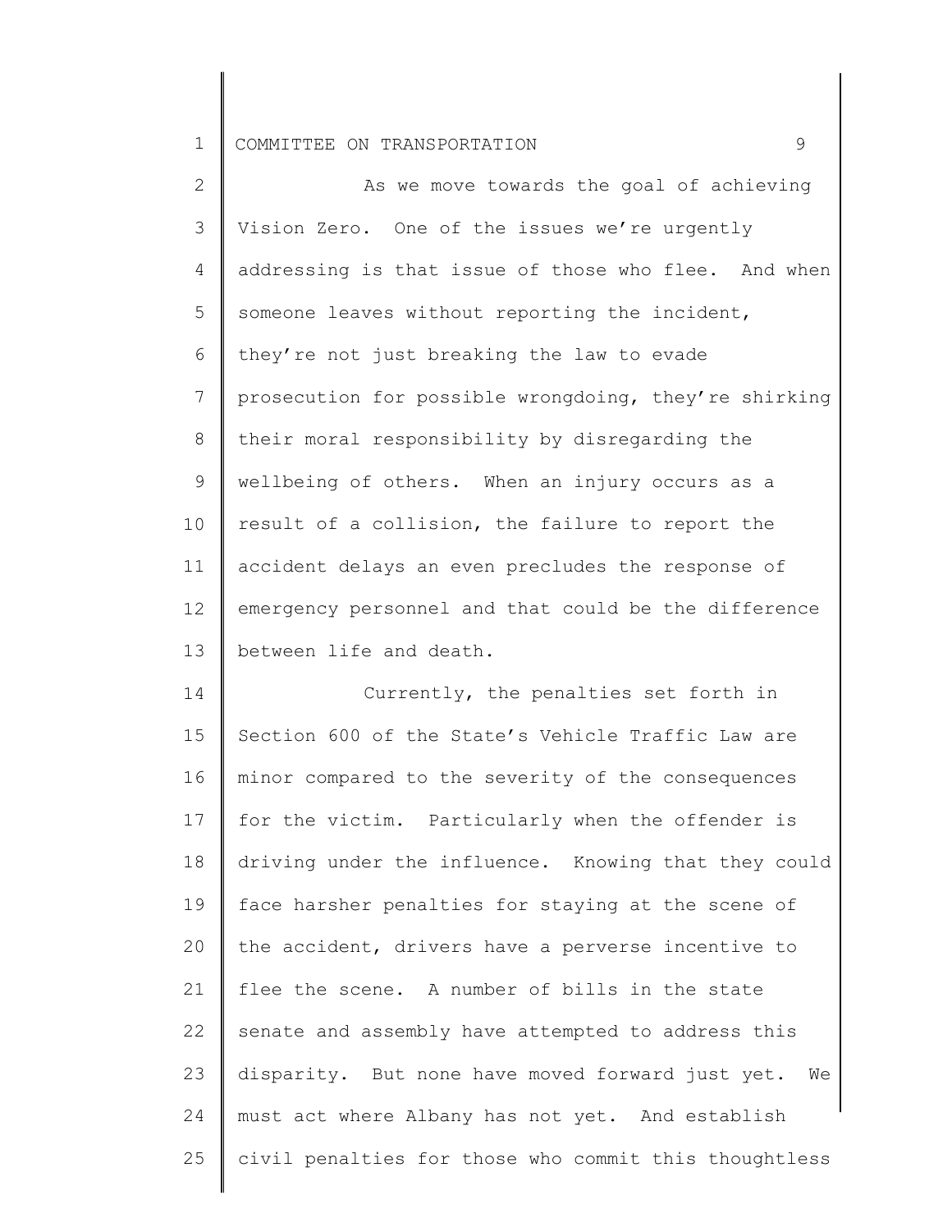As we move towards the goal of achieving Vision Zero. One of the issues we're urgently addressing is that issue of those who flee. And when someone leaves without reporting the incident, they're not just breaking the law to evade prosecution for possible wrongdoing, they're shirking their moral responsibility by disregarding the wellbeing of others. When an injury occurs as a result of a collision, the failure to report the accident delays an even precludes the response of emergency personnel and that could be the difference between life and death.

Currently, the penalties set forth in Section 600 of the State's Vehicle Traffic Law are minor compared to the severity of the consequences for the victim. Particularly when the offender is driving under the influence. Knowing that they could face harsher penalties for staying at the scene of the accident, drivers have a perverse incentive to flee the scene. A number of bills in the state senate and assembly have attempted to address this disparity. But none have moved forward just yet. We must act where Albany has not yet. And establish civil penalties for those who commit this thoughtless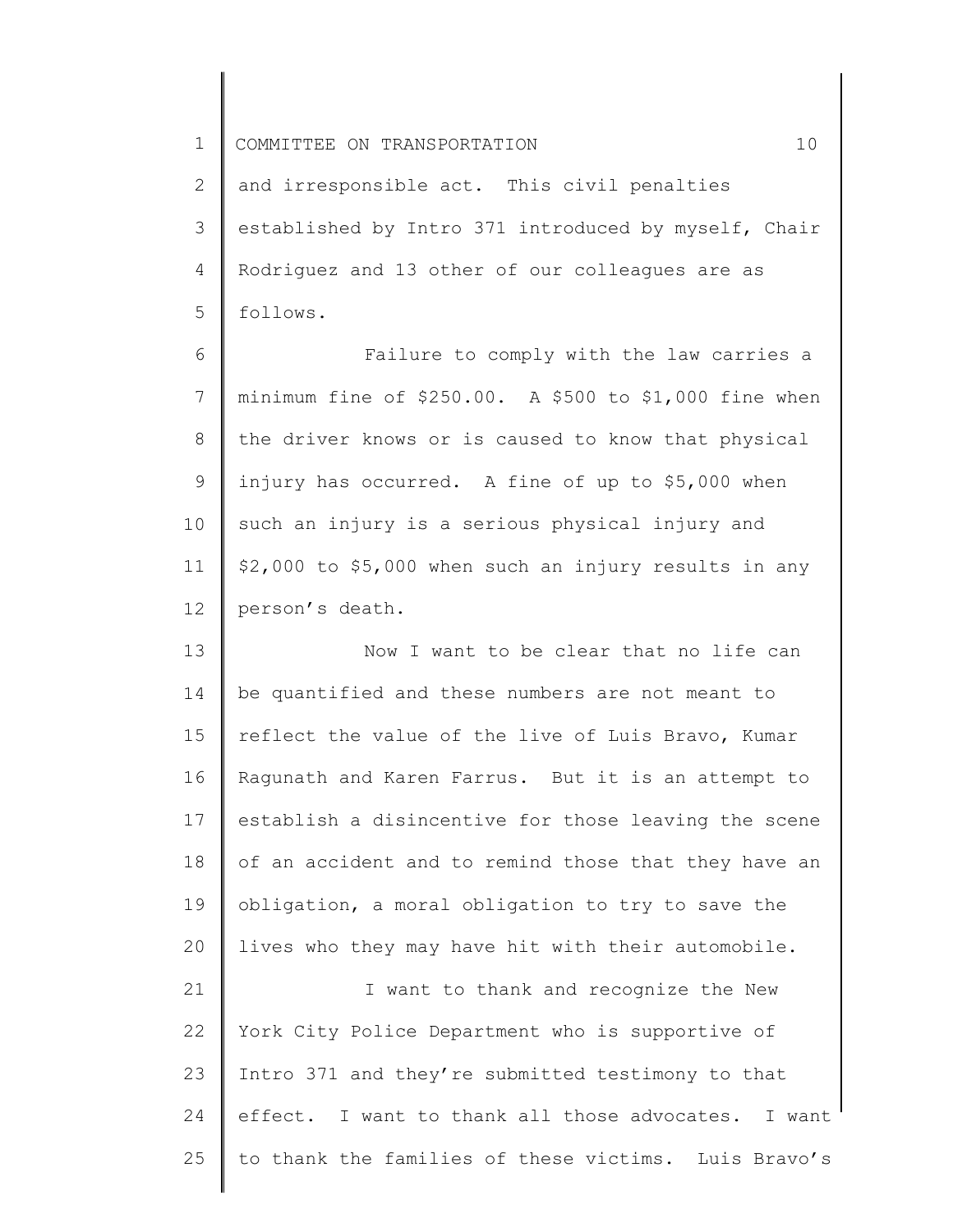and irresponsible act. This civil penalties established by Intro 371 introduced by myself, Chair Rodriguez and 13 other of our colleagues are as follows.

Failure to comply with the law carries a minimum fine of $250.00. A $500 to $1,000 fine when the driver knows or is caused to know that physical injury has occurred. A fine of up to $5,000 when such an injury is a serious physical injury and $2,000 to $5,000 when such an injury results in any person's death.

Now I want to be clear that no life can be quantified and these numbers are not meant to reflect the value of the live of Luis Bravo, Kumar Ragunath and Karen Farrus. But it is an attempt to establish a disincentive for those leaving the scene of an accident and to remind those that they have an obligation, a moral obligation to try to save the lives who they may have hit with their automobile.

I want to thank and recognize the New York City Police Department who is supportive of Intro 371 and they're submitted testimony to that effect. I want to thank all those advocates. I want to thank the families of these victims. Luis Bravo's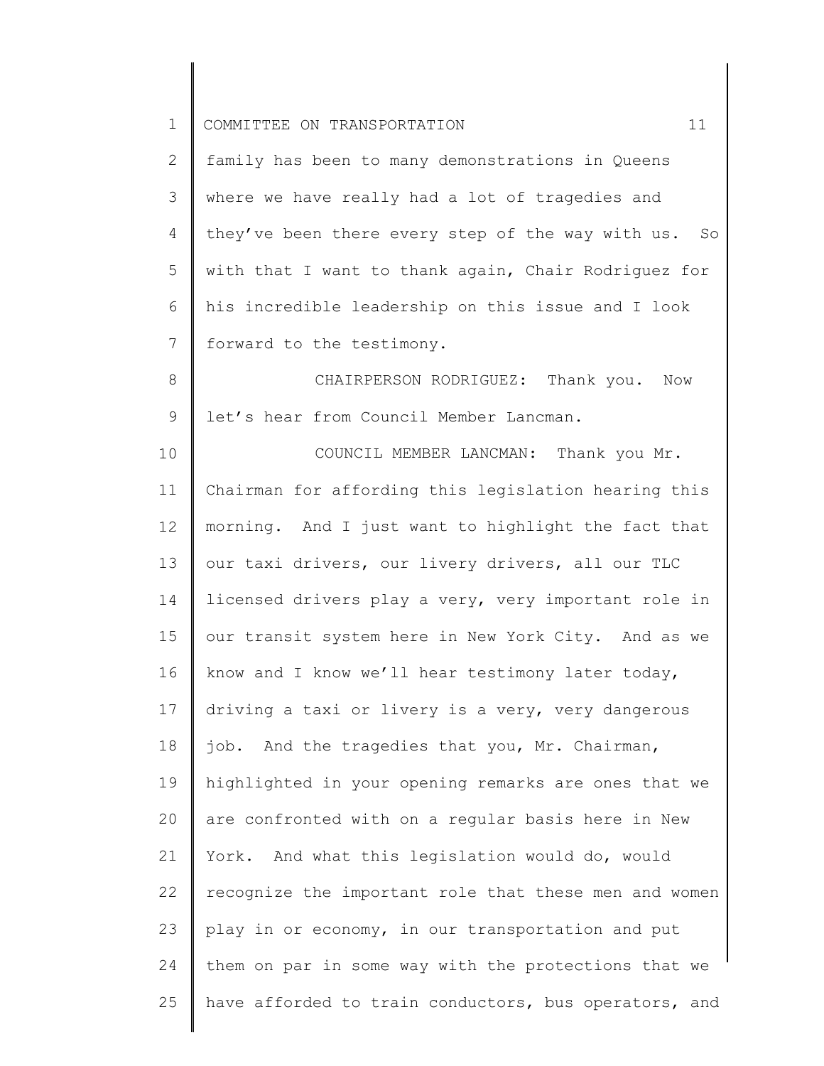family has been to many demonstrations in Queens where we have really had a lot of tragedies and they've been there every step of the way with us. So with that I want to thank again, Chair Rodriguez for his incredible leadership on this issue and I look forward to the testimony.

CHAIRPERSON RODRIGUEZ: Thank you. Now let's hear from Council Member Lancman.

COUNCIL MEMBER LANCMAN: Thank you Mr. Chairman for affording this legislation hearing this morning. And I just want to highlight the fact that our taxi drivers, our livery drivers, all our TLC licensed drivers play a very, very important role in our transit system here in New York City. And as we know and I know we'll hear testimony later today, driving a taxi or livery is a very, very dangerous job. And the tragedies that you, Mr. Chairman, highlighted in your opening remarks are ones that we are confronted with on a regular basis here in New York. And what this legislation would do, would recognize the important role that these men and women play in or economy, in our transportation and put them on par in some way with the protections that we have afforded to train conductors, bus operators, and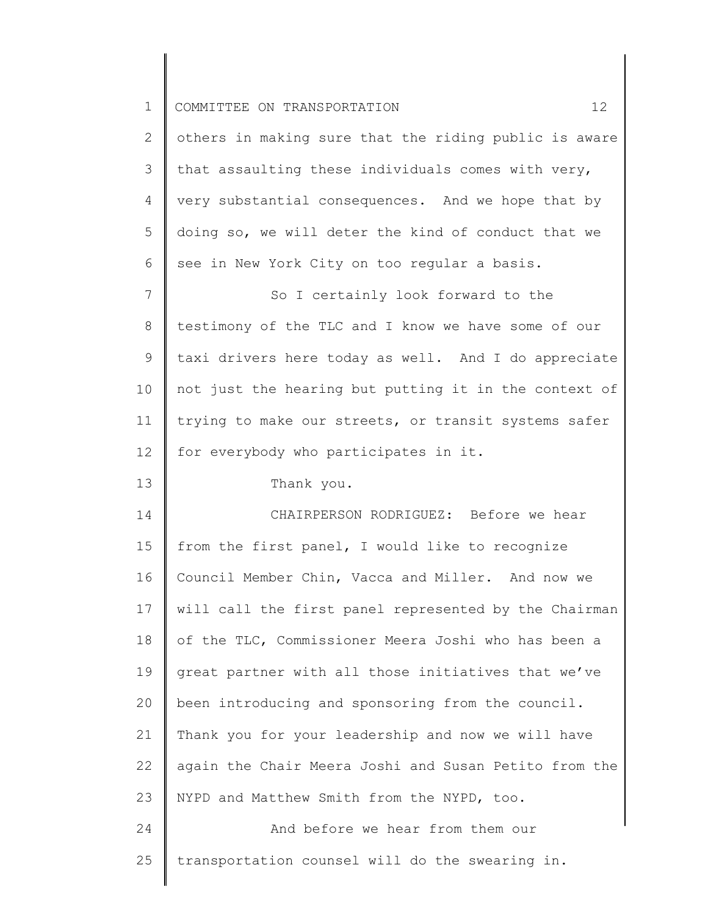others in making sure that the riding public is aware that assaulting these individuals comes with very, very substantial consequences. And we hope that by doing so, we will deter the kind of conduct that we see in New York City on too regular a basis.

So I certainly look forward to the testimony of the TLC and I know we have some of our taxi drivers here today as well. And I do appreciate not just the hearing but putting it in the context of trying to make our streets, or transit systems safer for everybody who participates in it.

Thank you.

CHAIRPERSON RODRIGUEZ: Before we hear from the first panel, I would like to recognize Council Member Chin, Vacca and Miller. And now we will call the first panel represented by the Chairman of the TLC, Commissioner Meera Joshi who has been a great partner with all those initiatives that we've been introducing and sponsoring from the council. Thank you for your leadership and now we will have again the Chair Meera Joshi and Susan Petito from the NYPD and Matthew Smith from the NYPD, too.

And before we hear from them our transportation counsel will do the swearing in.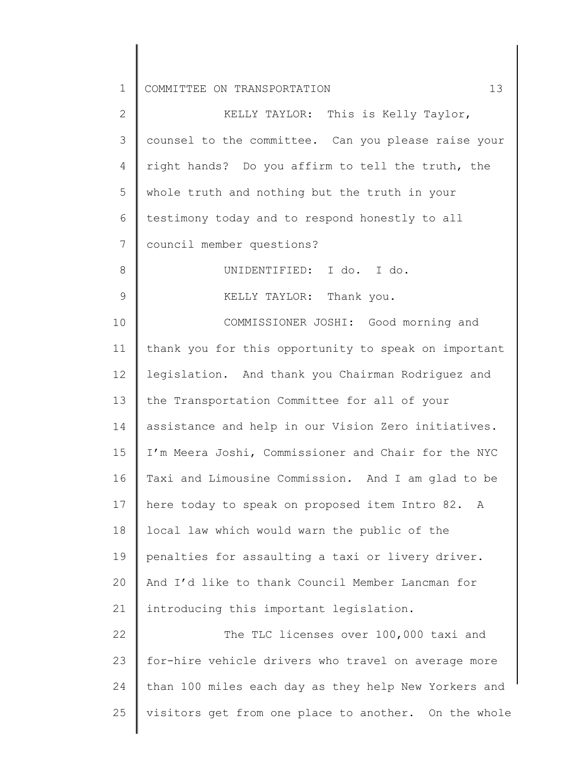KELLY TAYLOR: This is Kelly Taylor, counsel to the committee. Can you please raise your right hands? Do you affirm to tell the truth, the whole truth and nothing but the truth in your testimony today and to respond honestly to all council member questions?

UNIDENTIFIED: I do. I do.

KELLY TAYLOR: Thank you.

COMMISSIONER JOSHI: Good morning and thank you for this opportunity to speak on important legislation. And thank you Chairman Rodriguez and the Transportation Committee for all of your assistance and help in our Vision Zero initiatives. I'm Meera Joshi, Commissioner and Chair for the NYC Taxi and Limousine Commission. And I am glad to be here today to speak on proposed item Intro 82. A local law which would warn the public of the penalties for assaulting a taxi or livery driver. And I'd like to thank Council Member Lancman for introducing this important legislation.

The TLC licenses over 100,000 taxi and for-hire vehicle drivers who travel on average more than 100 miles each day as they help New Yorkers and visitors get from one place to another. On the whole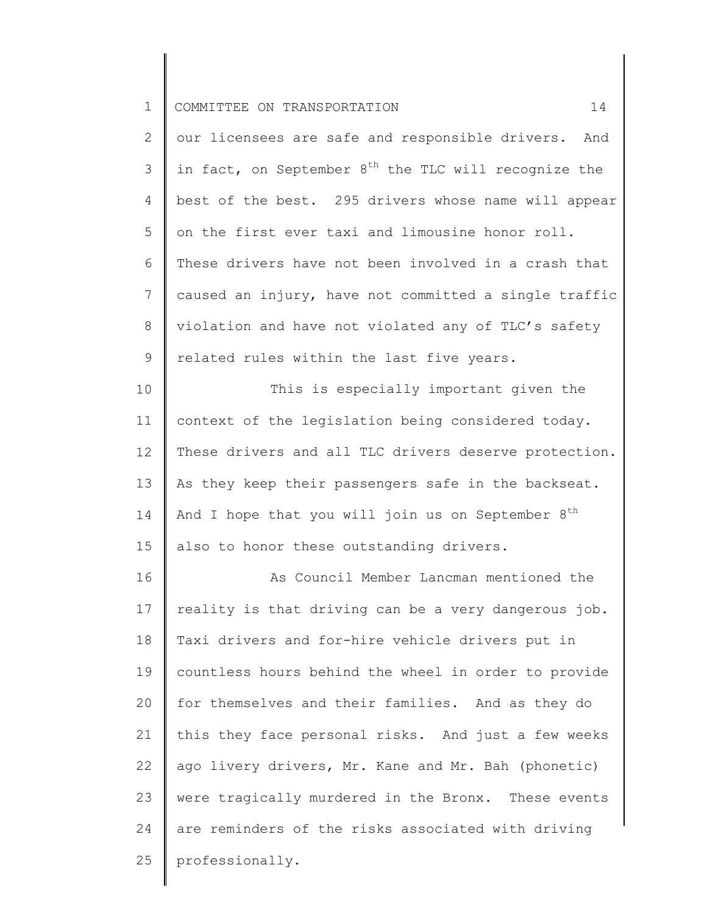our licensees are safe and responsible drivers. And in fact, on September 8th the TLC will recognize the best of the best. 295 drivers whose name will appear on the first ever taxi and limousine honor roll. These drivers have not been involved in a crash that caused an injury, have not committed a single traffic violation and have not violated any of TLC's safety related rules within the last five years.

This is especially important given the context of the legislation being considered today. These drivers and all TLC drivers deserve protection. As they keep their passengers safe in the backseat. And I hope that you will join us on September 8th also to honor these outstanding drivers.

As Council Member Lancman mentioned the reality is that driving can be a very dangerous job. Taxi drivers and for-hire vehicle drivers put in countless hours behind the wheel in order to provide for themselves and their families. And as they do this they face personal risks. And just a few weeks ago livery drivers, Mr. Kane and Mr. Bah (phonetic) were tragically murdered in the Bronx. These events are reminders of the risks associated with driving professionally.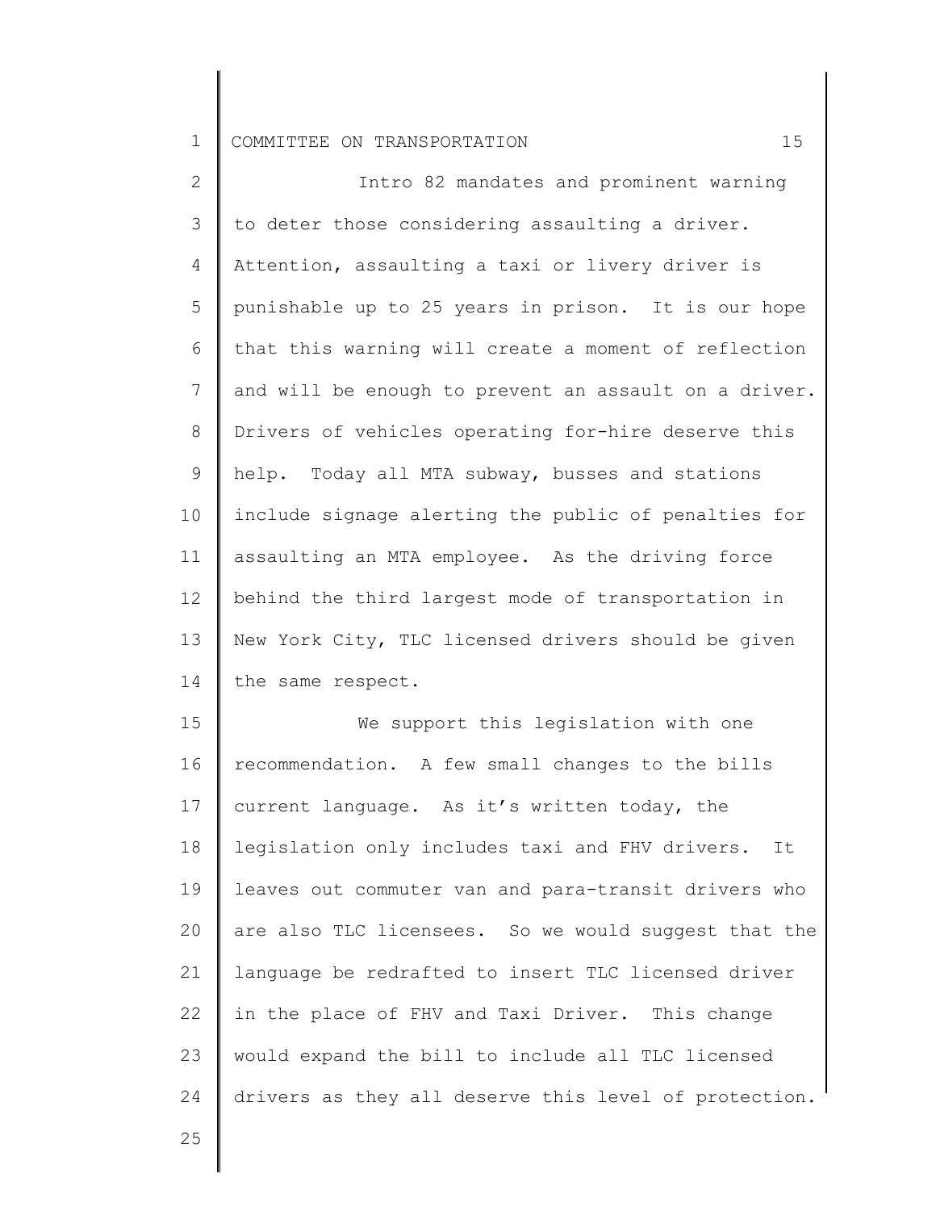Intro 82 mandates and prominent warning to deter those considering assaulting a driver. Attention, assaulting a taxi or livery driver is punishable up to 25 years in prison. It is our hope that this warning will create a moment of reflection and will be enough to prevent an assault on a driver. Drivers of vehicles operating for-hire deserve this help. Today all MTA subway, busses and stations include signage alerting the public of penalties for assaulting an MTA employee. As the driving force behind the third largest mode of transportation in New York City, TLC licensed drivers should be given the same respect.

We support this legislation with one recommendation. A few small changes to the bills current language. As it's written today, the legislation only includes taxi and FHV drivers. It leaves out commuter van and para-transit drivers who are also TLC licensees. So we would suggest that the language be redrafted to insert TLC licensed driver in the place of FHV and Taxi Driver. This change would expand the bill to include all TLC licensed drivers as they all deserve this level of protection.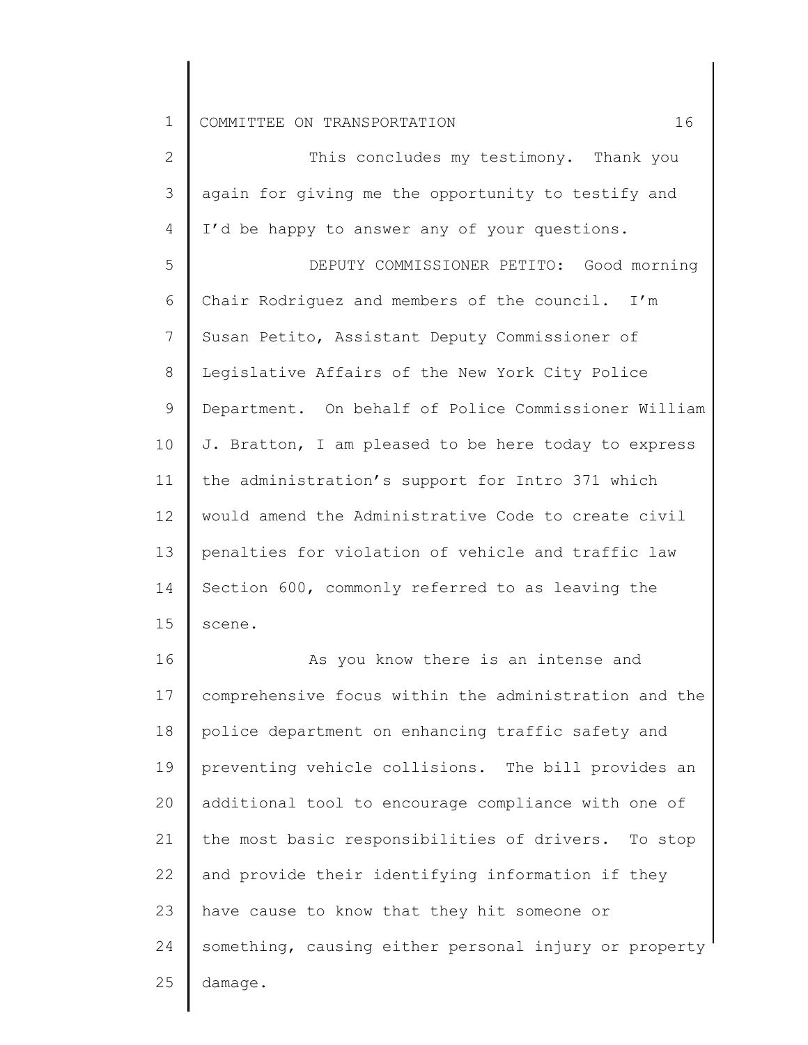This concludes my testimony. Thank you again for giving me the opportunity to testify and I'd be happy to answer any of your questions.

DEPUTY COMMISSIONER PETITO: Good morning Chair Rodriguez and members of the council. I'm Susan Petito, Assistant Deputy Commissioner of Legislative Affairs of the New York City Police Department. On behalf of Police Commissioner William J. Bratton, I am pleased to be here today to express the administration's support for Intro 371 which would amend the Administrative Code to create civil penalties for violation of vehicle and traffic law Section 600, commonly referred to as leaving the scene.

As you know there is an intense and comprehensive focus within the administration and the police department on enhancing traffic safety and preventing vehicle collisions. The bill provides an additional tool to encourage compliance with one of the most basic responsibilities of drivers. To stop and provide their identifying information if they have cause to know that they hit someone or something, causing either personal injury or property damage.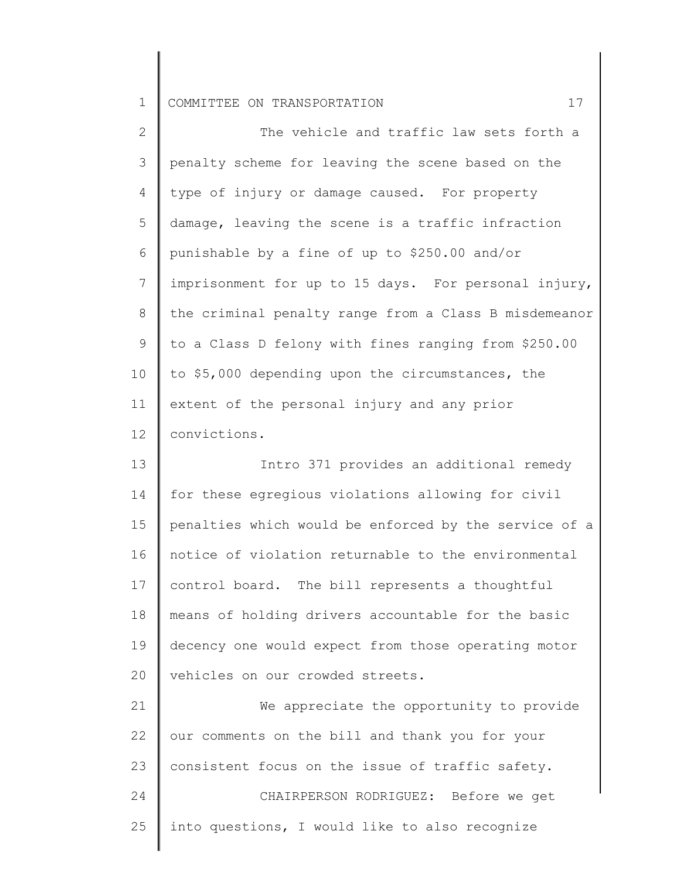The vehicle and traffic law sets forth a penalty scheme for leaving the scene based on the type of injury or damage caused. For property damage, leaving the scene is a traffic infraction punishable by a fine of up to $250.00 and/or imprisonment for up to 15 days. For personal injury, the criminal penalty range from a Class B misdemeanor to a Class D felony with fines ranging from $250.00 to $5,000 depending upon the circumstances, the extent of the personal injury and any prior convictions.

Intro 371 provides an additional remedy for these egregious violations allowing for civil penalties which would be enforced by the service of a notice of violation returnable to the environmental control board. The bill represents a thoughtful means of holding drivers accountable for the basic decency one would expect from those operating motor vehicles on our crowded streets.

We appreciate the opportunity to provide our comments on the bill and thank you for your consistent focus on the issue of traffic safety.

CHAIRPERSON RODRIGUEZ: Before we get into questions, I would like to also recognize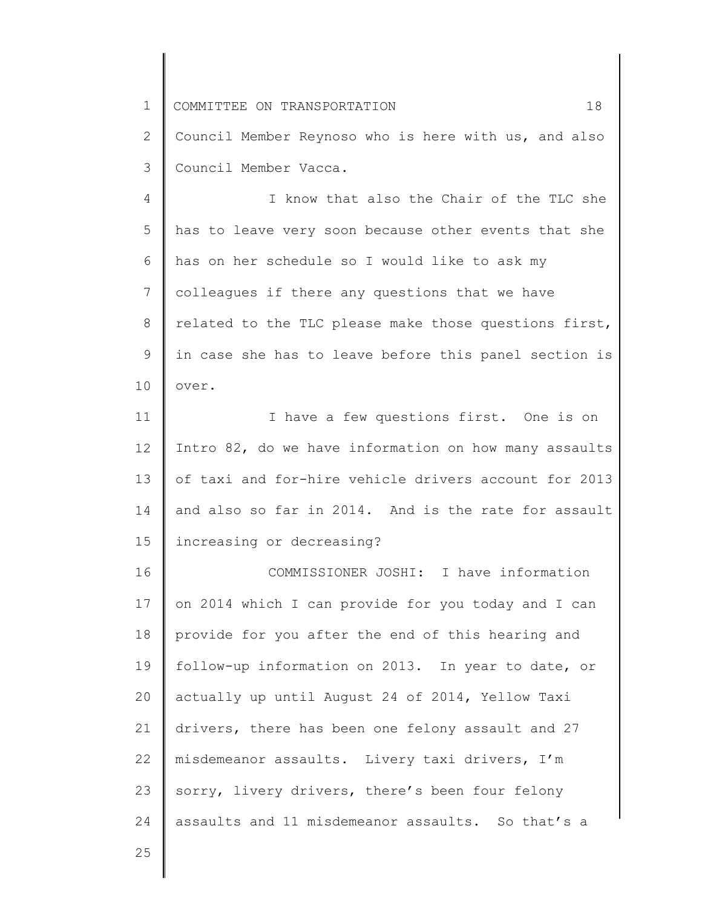Council Member Reynoso who is here with us, and also Council Member Vacca.

I know that also the Chair of the TLC she has to leave very soon because other events that she has on her schedule so I would like to ask my colleagues if there any questions that we have related to the TLC please make those questions first, in case she has to leave before this panel section is over.

I have a few questions first. One is on Intro 82, do we have information on how many assaults of taxi and for-hire vehicle drivers account for 2013 and also so far in 2014. And is the rate for assault increasing or decreasing?

COMMISSIONER JOSHI: I have information on 2014 which I can provide for you today and I can provide for you after the end of this hearing and follow-up information on 2013. In year to date, or actually up until August 24 of 2014, Yellow Taxi drivers, there has been one felony assault and 27 misdemeanor assaults. Livery taxi drivers, I'm sorry, livery drivers, there's been four felony assaults and 11 misdemeanor assaults. So that's a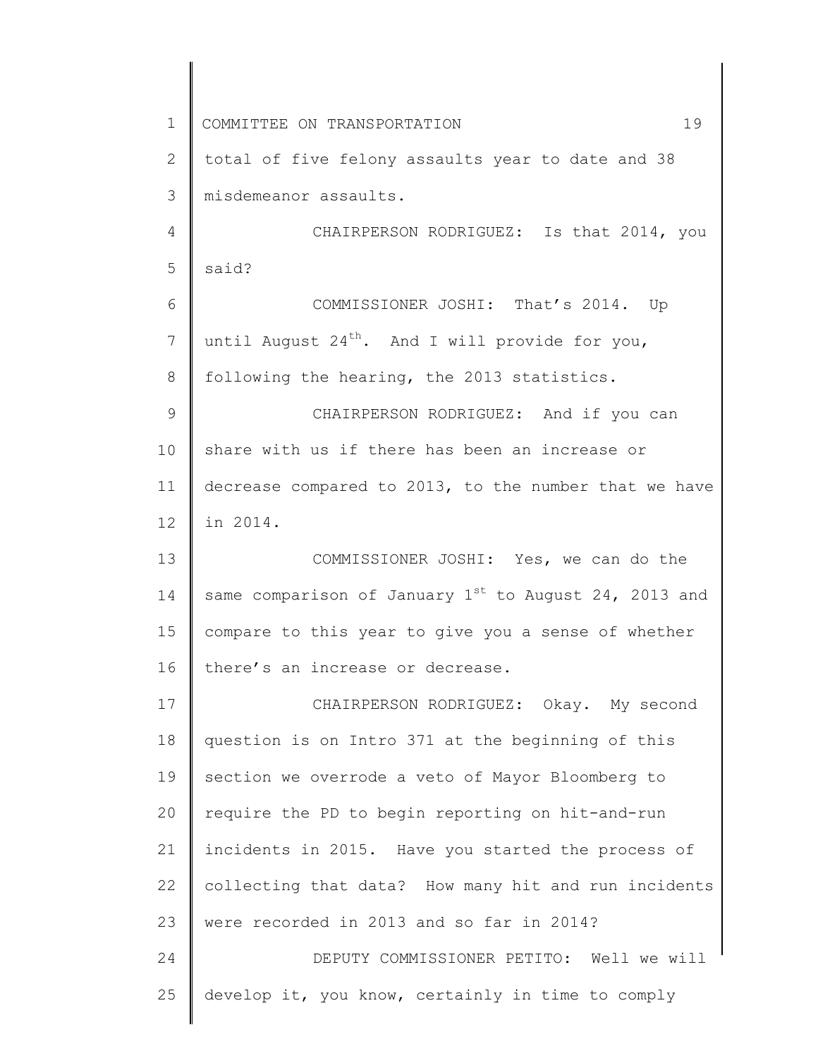total of five felony assaults year to date and 38 misdemeanor assaults.

CHAIRPERSON RODRIGUEZ: Is that 2014, you said?

COMMISSIONER JOSHI: That's 2014. Up until August 24th. And I will provide for you, following the hearing, the 2013 statistics.

CHAIRPERSON RODRIGUEZ: And if you can share with us if there has been an increase or decrease compared to 2013, to the number that we have in 2014.

COMMISSIONER JOSHI: Yes, we can do the same comparison of January 1st to August 24, 2013 and compare to this year to give you a sense of whether there's an increase or decrease.

CHAIRPERSON RODRIGUEZ: Okay. My second question is on Intro 371 at the beginning of this section we overrode a veto of Mayor Bloomberg to require the PD to begin reporting on hit-and-run incidents in 2015. Have you started the process of collecting that data? How many hit and run incidents were recorded in 2013 and so far in 2014?

DEPUTY COMMISSIONER PETITO: Well we will develop it, you know, certainly in time to comply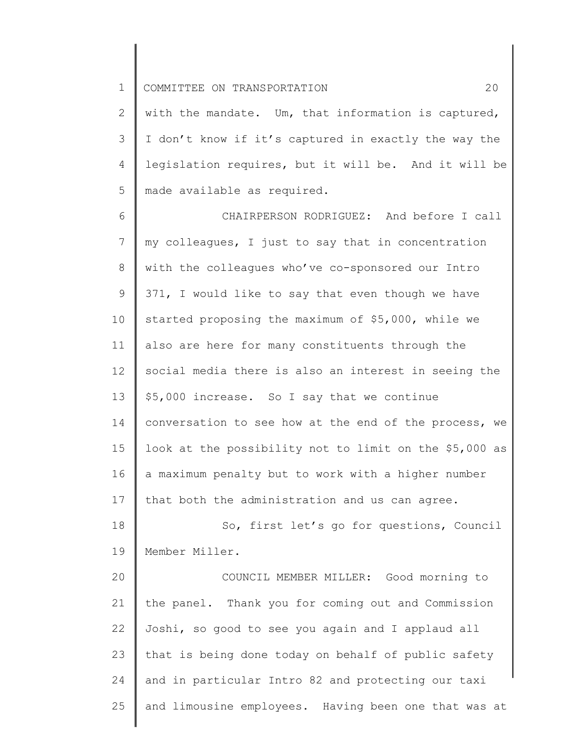with the mandate. Um, that information is captured, I don't know if it's captured in exactly the way the legislation requires, but it will be. And it will be made available as required.

CHAIRPERSON RODRIGUEZ: And before I call my colleagues, I just to say that in concentration with the colleagues who've co-sponsored our Intro 371, I would like to say that even though we have started proposing the maximum of $5,000, while we also are here for many constituents through the social media there is also an interest in seeing the $5,000 increase. So I say that we continue conversation to see how at the end of the process, we look at the possibility not to limit on the $5,000 as a maximum penalty but to work with a higher number that both the administration and us can agree.

So, first let's go for questions, Council Member Miller.

COUNCIL MEMBER MILLER: Good morning to the panel. Thank you for coming out and Commission Joshi, so good to see you again and I applaud all that is being done today on behalf of public safety and in particular Intro 82 and protecting our taxi and limousine employees. Having been one that was at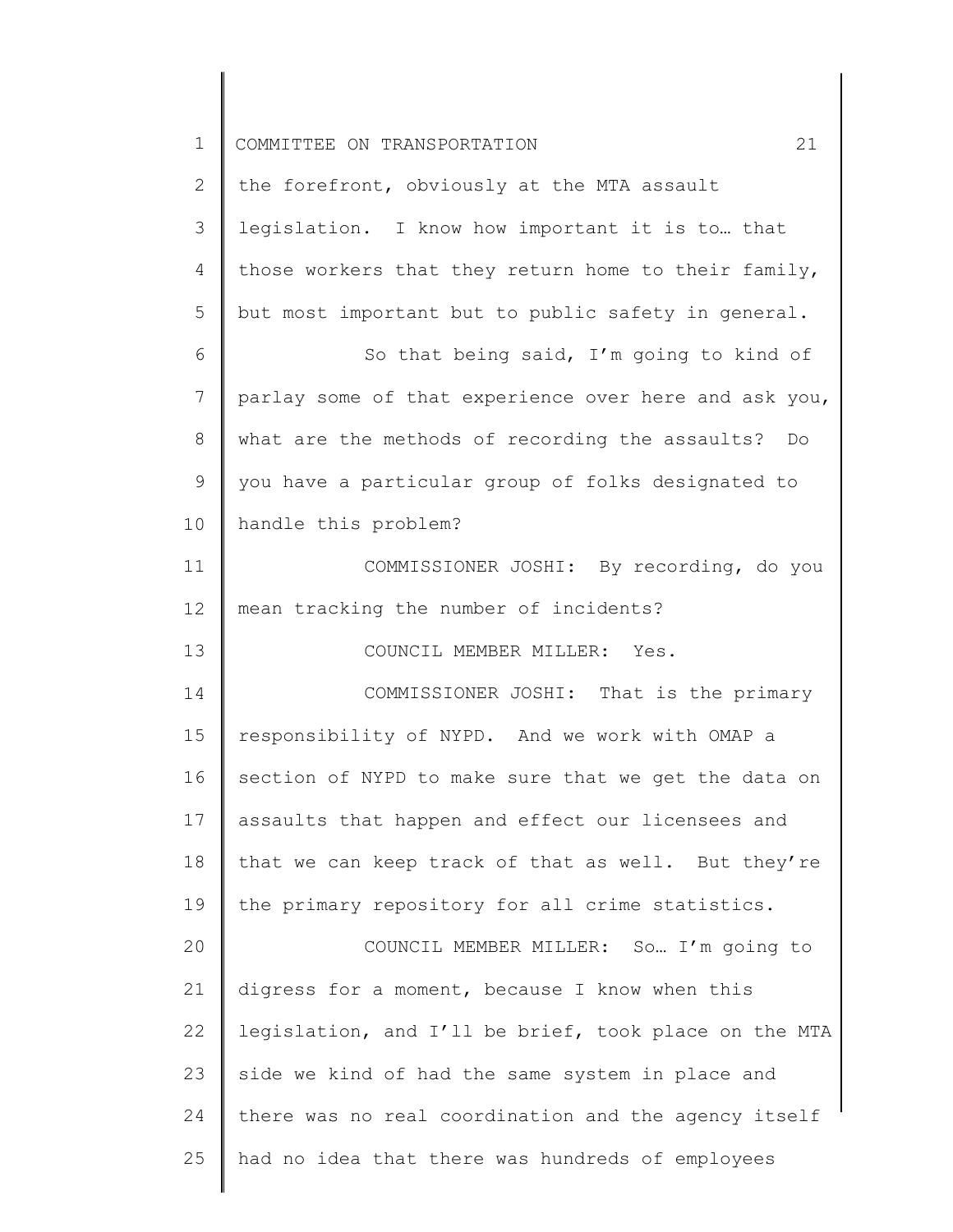the forefront, obviously at the MTA assault legislation. I know how important it is to… that those workers that they return home to their family, but most important but to public safety in general.

So that being said, I'm going to kind of parlay some of that experience over here and ask you, what are the methods of recording the assaults? Do you have a particular group of folks designated to handle this problem?

COMMISSIONER JOSHI: By recording, do you mean tracking the number of incidents?

COUNCIL MEMBER MILLER: Yes.

COMMISSIONER JOSHI: That is the primary responsibility of NYPD. And we work with OMAP a section of NYPD to make sure that we get the data on assaults that happen and effect our licensees and that we can keep track of that as well. But they're the primary repository for all crime statistics.

COUNCIL MEMBER MILLER: So… I'm going to digress for a moment, because I know when this legislation, and I'll be brief, took place on the MTA side we kind of had the same system in place and there was no real coordination and the agency itself had no idea that there was hundreds of employees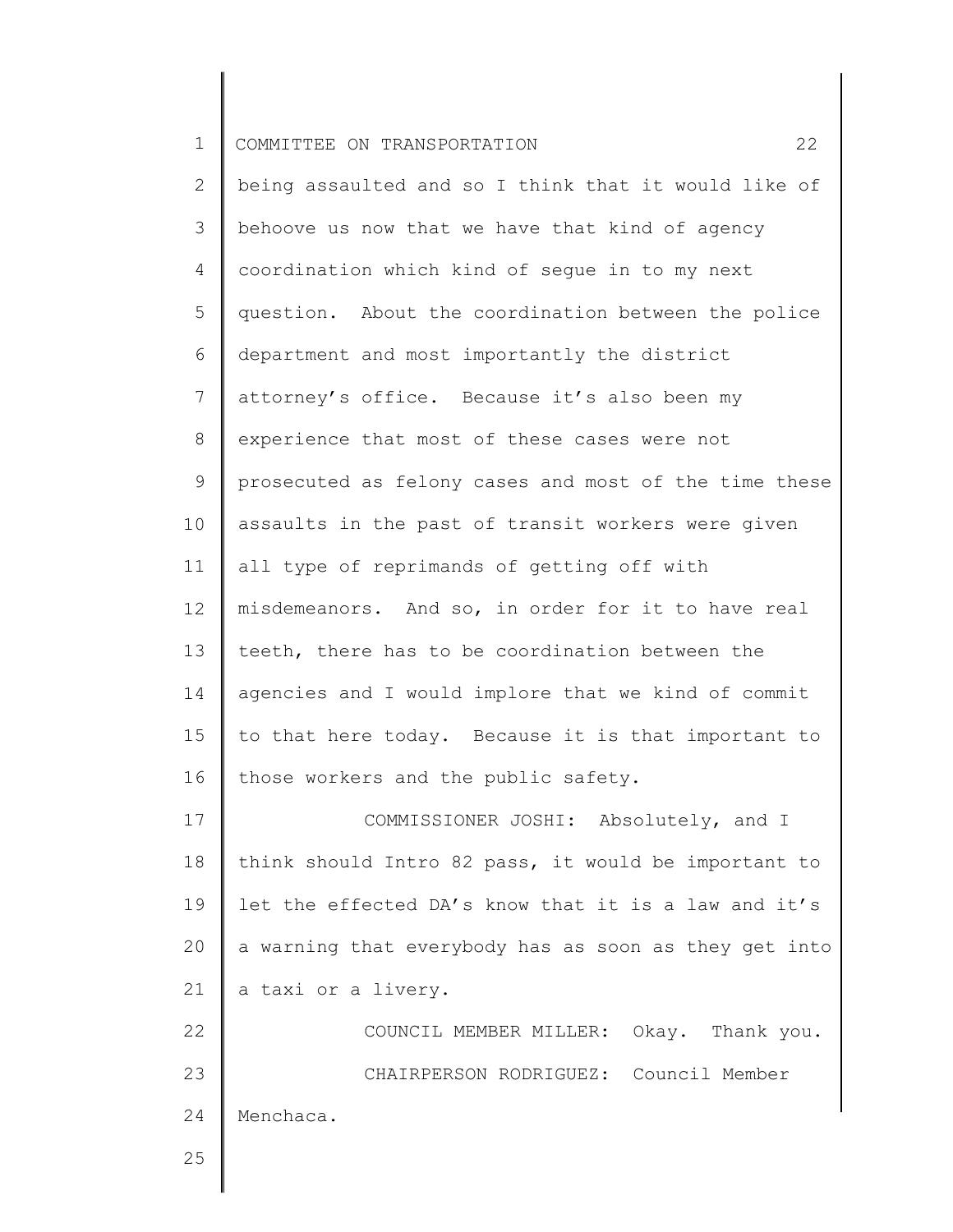being assaulted and so I think that it would like of behoove us now that we have that kind of agency coordination which kind of segue in to my next question. About the coordination between the police department and most importantly the district attorney's office. Because it's also been my experience that most of these cases were not prosecuted as felony cases and most of the time these assaults in the past of transit workers were given all type of reprimands of getting off with misdemeanors. And so, in order for it to have real teeth, there has to be coordination between the agencies and I would implore that we kind of commit to that here today. Because it is that important to those workers and the public safety.

COMMISSIONER JOSHI: Absolutely, and I think should Intro 82 pass, it would be important to let the effected DA's know that it is a law and it's a warning that everybody has as soon as they get into a taxi or a livery.

COUNCIL MEMBER MILLER: Okay. Thank you.

CHAIRPERSON RODRIGUEZ: Council Member Menchaca.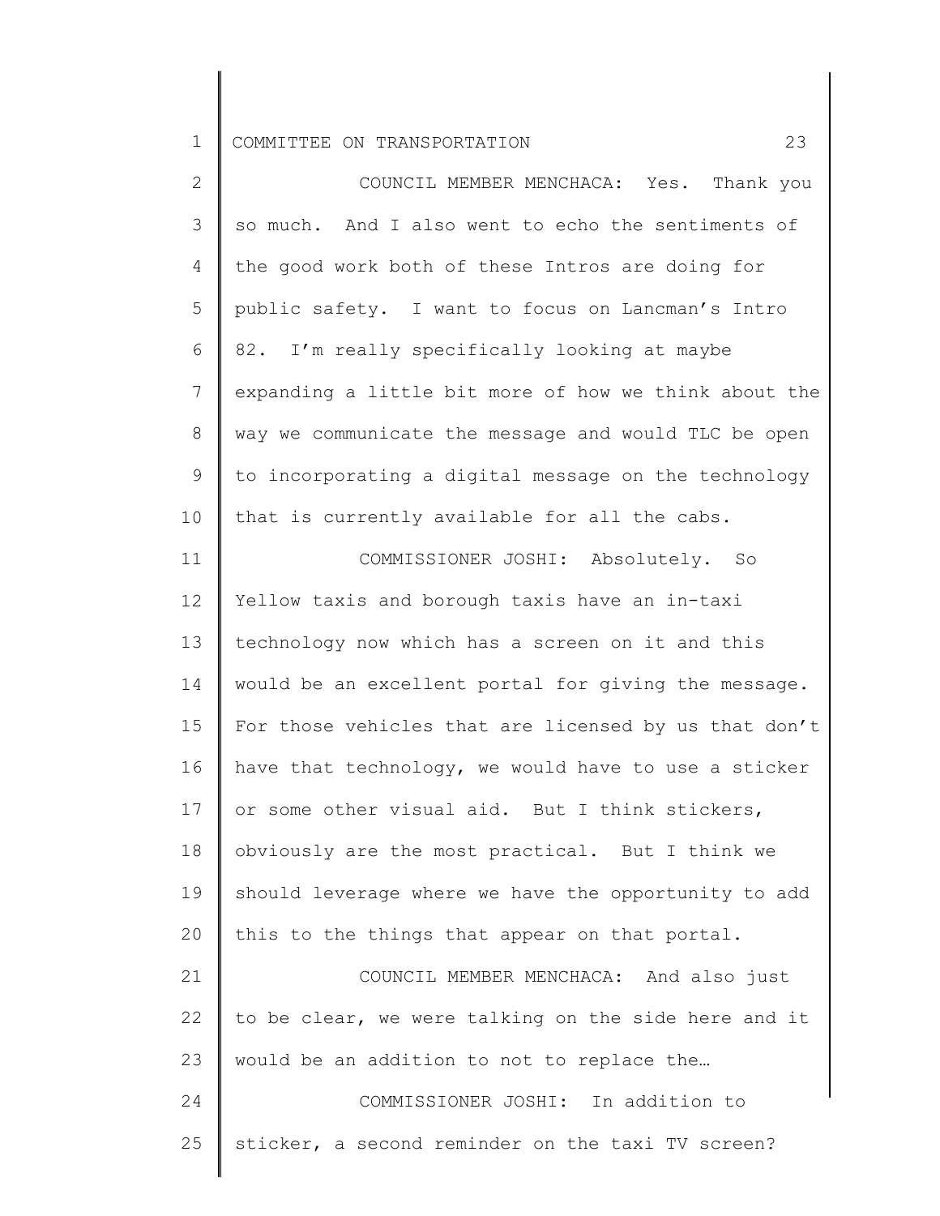COUNCIL MEMBER MENCHACA: Yes. Thank you so much. And I also went to echo the sentiments of the good work both of these Intros are doing for public safety. I want to focus on Lancman's Intro 82. I'm really specifically looking at maybe expanding a little bit more of how we think about the way we communicate the message and would TLC be open to incorporating a digital message on the technology that is currently available for all the cabs.

COMMISSIONER JOSHI: Absolutely. So Yellow taxis and borough taxis have an in-taxi technology now which has a screen on it and this would be an excellent portal for giving the message. For those vehicles that are licensed by us that don't have that technology, we would have to use a sticker or some other visual aid. But I think stickers, obviously are the most practical. But I think we should leverage where we have the opportunity to add this to the things that appear on that portal.

COUNCIL MEMBER MENCHACA: And also just to be clear, we were talking on the side here and it would be an addition to not to replace the…

COMMISSIONER JOSHI: In addition to sticker, a second reminder on the taxi TV screen?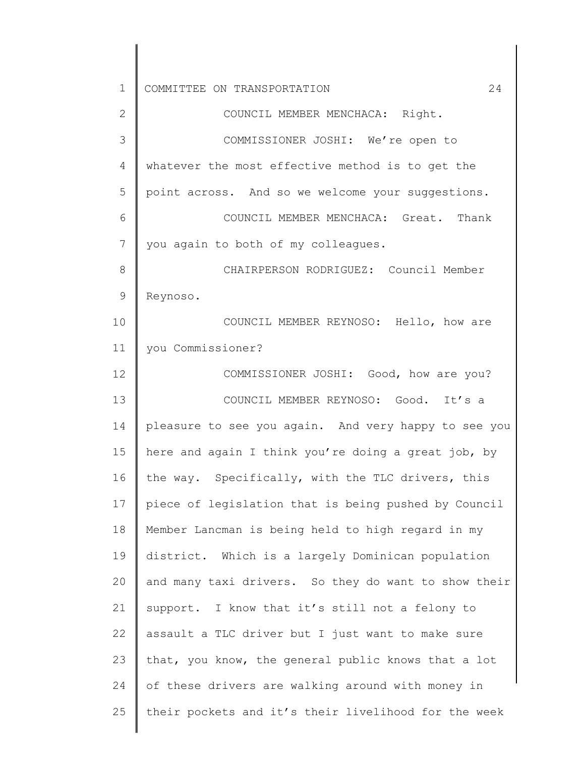COUNCIL MEMBER MENCHACA: Right.

COMMISSIONER JOSHI: We're open to whatever the most effective method is to get the point across. And so we welcome your suggestions.

COUNCIL MEMBER MENCHACA: Great. Thank you again to both of my colleagues.

CHAIRPERSON RODRIGUEZ: Council Member Reynoso.

COUNCIL MEMBER REYNOSO: Hello, how are you Commissioner?

COMMISSIONER JOSHI: Good, how are you?

COUNCIL MEMBER REYNOSO: Good. It's a pleasure to see you again. And very happy to see you here and again I think you're doing a great job, by the way. Specifically, with the TLC drivers, this piece of legislation that is being pushed by Council Member Lancman is being held to high regard in my district. Which is a largely Dominican population and many taxi drivers. So they do want to show their support. I know that it's still not a felony to assault a TLC driver but I just want to make sure that, you know, the general public knows that a lot of these drivers are walking around with money in their pockets and it's their livelihood for the week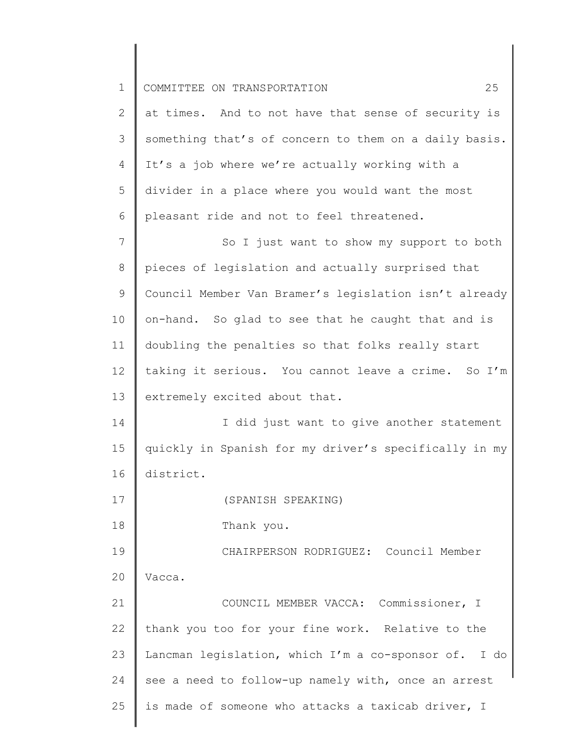at times. And to not have that sense of security is something that's of concern to them on a daily basis. It's a job where we're actually working with a divider in a place where you would want the most pleasant ride and not to feel threatened.

So I just want to show my support to both pieces of legislation and actually surprised that Council Member Van Bramer's legislation isn't already on-hand. So glad to see that he caught that and is doubling the penalties so that folks really start taking it serious. You cannot leave a crime. So I'm extremely excited about that.

I did just want to give another statement quickly in Spanish for my driver's specifically in my district.

(SPANISH SPEAKING)

Thank you.

CHAIRPERSON RODRIGUEZ: Council Member Vacca.

COUNCIL MEMBER VACCA: Commissioner, I thank you too for your fine work. Relative to the Lancman legislation, which I'm a co-sponsor of. I do see a need to follow-up namely with, once an arrest is made of someone who attacks a taxicab driver, I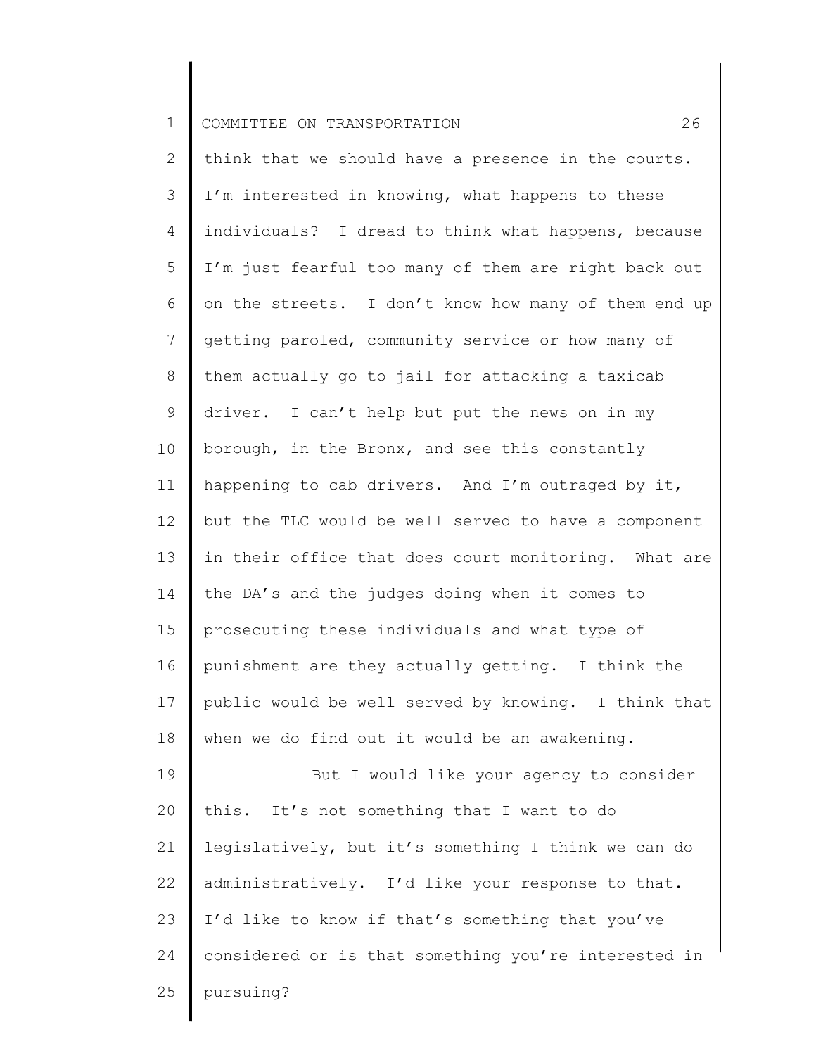think that we should have a presence in the courts. I'm interested in knowing, what happens to these individuals? I dread to think what happens, because I'm just fearful too many of them are right back out on the streets. I don't know how many of them end up getting paroled, community service or how many of them actually go to jail for attacking a taxicab driver. I can't help but put the news on in my borough, in the Bronx, and see this constantly happening to cab drivers. And I'm outraged by it, but the TLC would be well served to have a component in their office that does court monitoring. What are the DA's and the judges doing when it comes to prosecuting these individuals and what type of punishment are they actually getting. I think the public would be well served by knowing. I think that when we do find out it would be an awakening.

But I would like your agency to consider this. It's not something that I want to do legislatively, but it's something I think we can do administratively. I'd like your response to that. I'd like to know if that's something that you've considered or is that something you're interested in pursuing?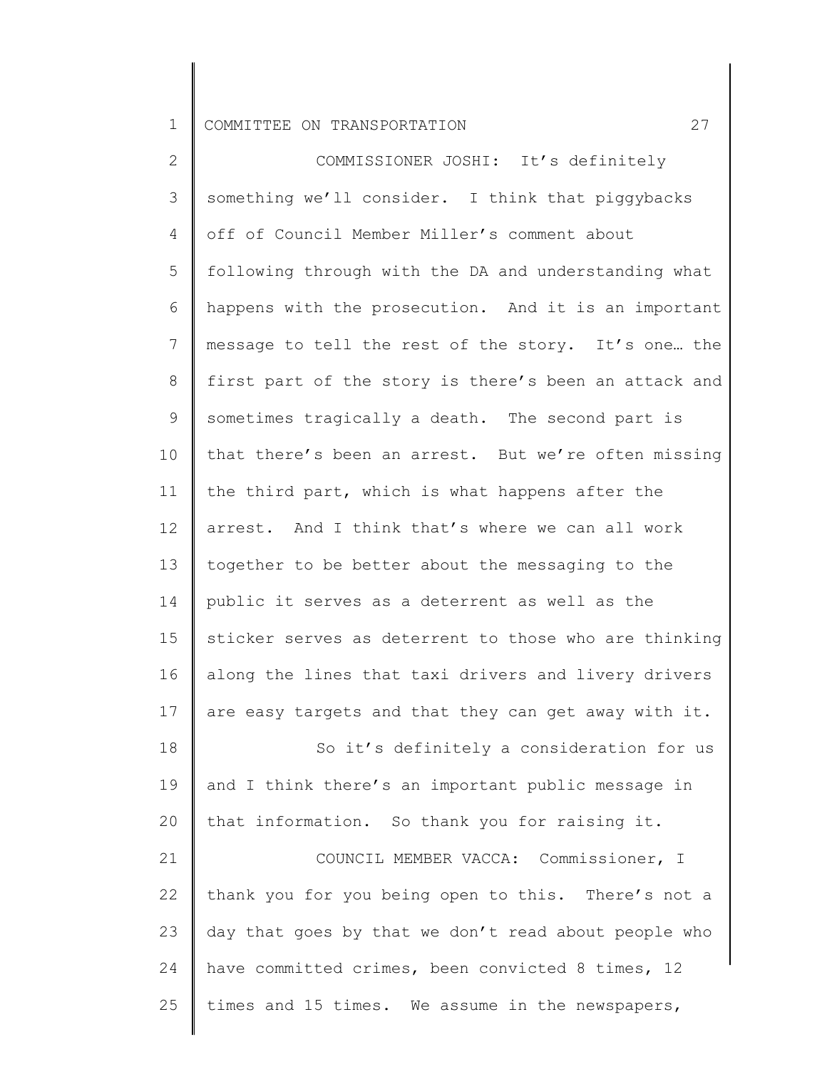COMMISSIONER JOSHI: It's definitely something we'll consider. I think that piggybacks off of Council Member Miller's comment about following through with the DA and understanding what happens with the prosecution. And it is an important message to tell the rest of the story. It's one… the first part of the story is there's been an attack and sometimes tragically a death. The second part is that there's been an arrest. But we're often missing the third part, which is what happens after the arrest. And I think that's where we can all work together to be better about the messaging to the public it serves as a deterrent as well as the sticker serves as deterrent to those who are thinking along the lines that taxi drivers and livery drivers are easy targets and that they can get away with it.

So it's definitely a consideration for us and I think there's an important public message in that information. So thank you for raising it.

COUNCIL MEMBER VACCA: Commissioner, I thank you for you being open to this. There's not a day that goes by that we don't read about people who have committed crimes, been convicted 8 times, 12 times and 15 times. We assume in the newspapers,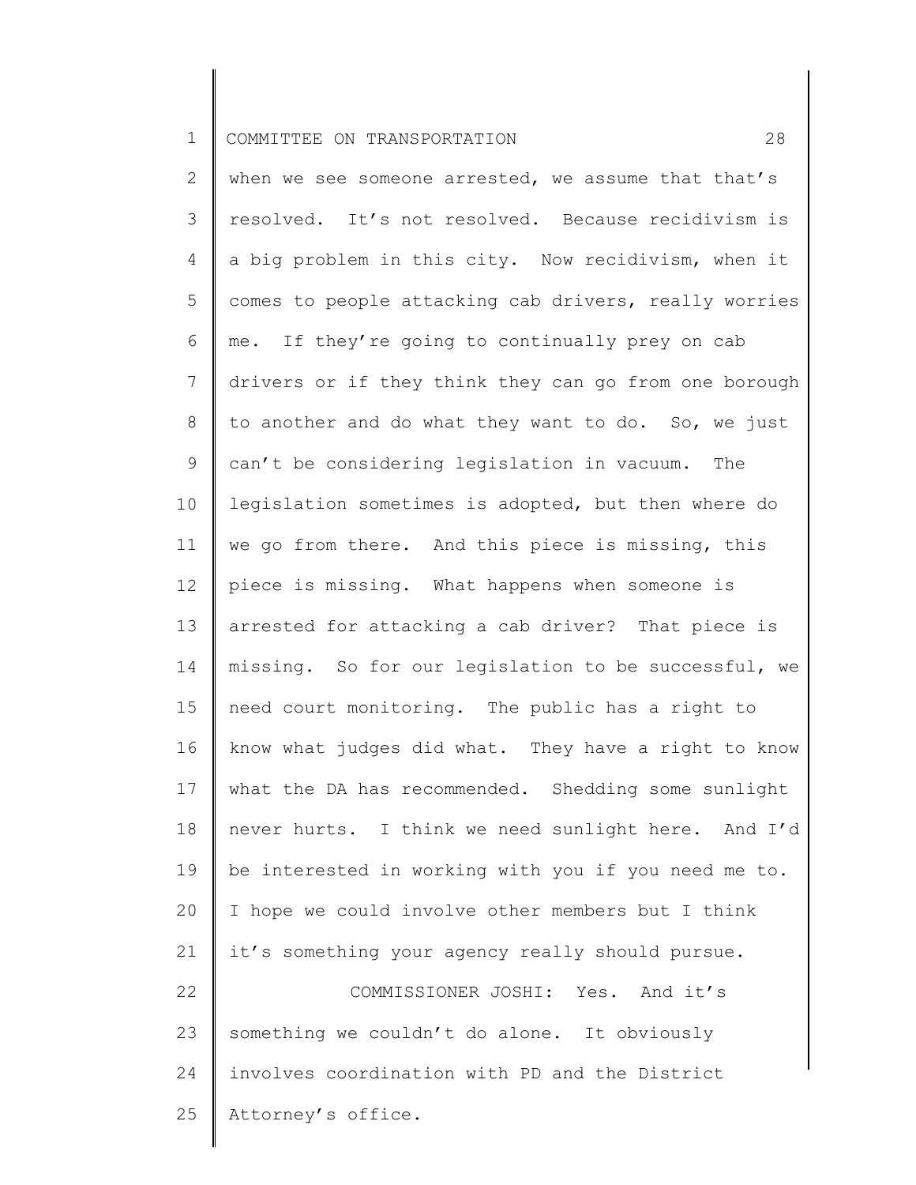when we see someone arrested, we assume that that's resolved. It's not resolved. Because recidivism is a big problem in this city. Now recidivism, when it comes to people attacking cab drivers, really worries me. If they're going to continually prey on cab drivers or if they think they can go from one borough to another and do what they want to do. So, we just can't be considering legislation in vacuum. The legislation sometimes is adopted, but then where do we go from there. And this piece is missing, this piece is missing. What happens when someone is arrested for attacking a cab driver? That piece is missing. So for our legislation to be successful, we need court monitoring. The public has a right to know what judges did what. They have a right to know what the DA has recommended. Shedding some sunlight never hurts. I think we need sunlight here. And I'd be interested in working with you if you need me to. I hope we could involve other members but I think it's something your agency really should pursue.

COMMISSIONER JOSHI: Yes. And it's something we couldn't do alone. It obviously involves coordination with PD and the District Attorney's office.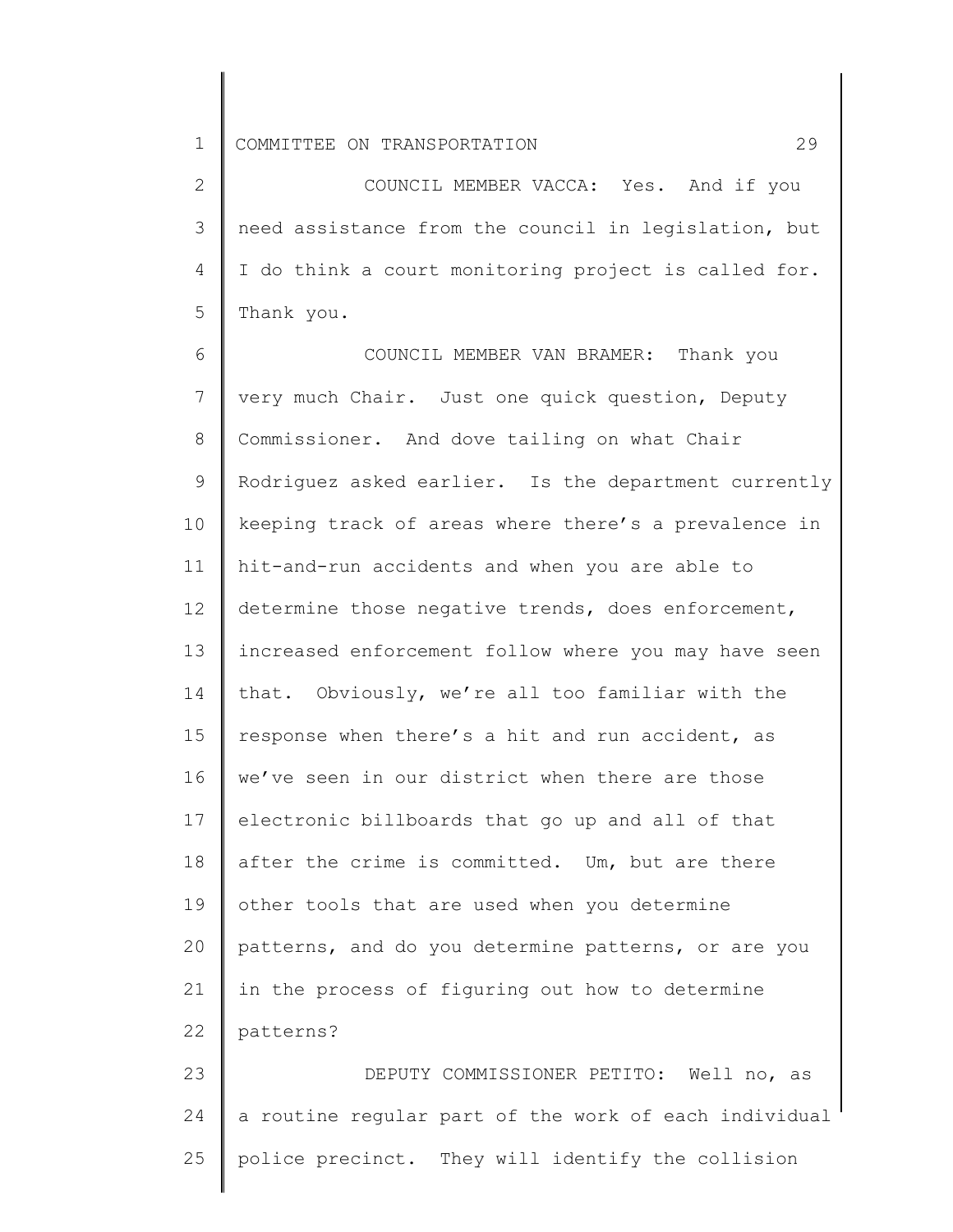COUNCIL MEMBER VACCA: Yes. And if you need assistance from the council in legislation, but I do think a court monitoring project is called for. Thank you.

COUNCIL MEMBER VAN BRAMER: Thank you very much Chair. Just one quick question, Deputy Commissioner. And dove tailing on what Chair Rodriguez asked earlier. Is the department currently keeping track of areas where there's a prevalence in hit-and-run accidents and when you are able to determine those negative trends, does enforcement, increased enforcement follow where you may have seen that. Obviously, we're all too familiar with the response when there's a hit and run accident, as we've seen in our district when there are those electronic billboards that go up and all of that after the crime is committed. Um, but are there other tools that are used when you determine patterns, and do you determine patterns, or are you in the process of figuring out how to determine patterns?

DEPUTY COMMISSIONER PETITO: Well no, as a routine regular part of the work of each individual police precinct. They will identify the collision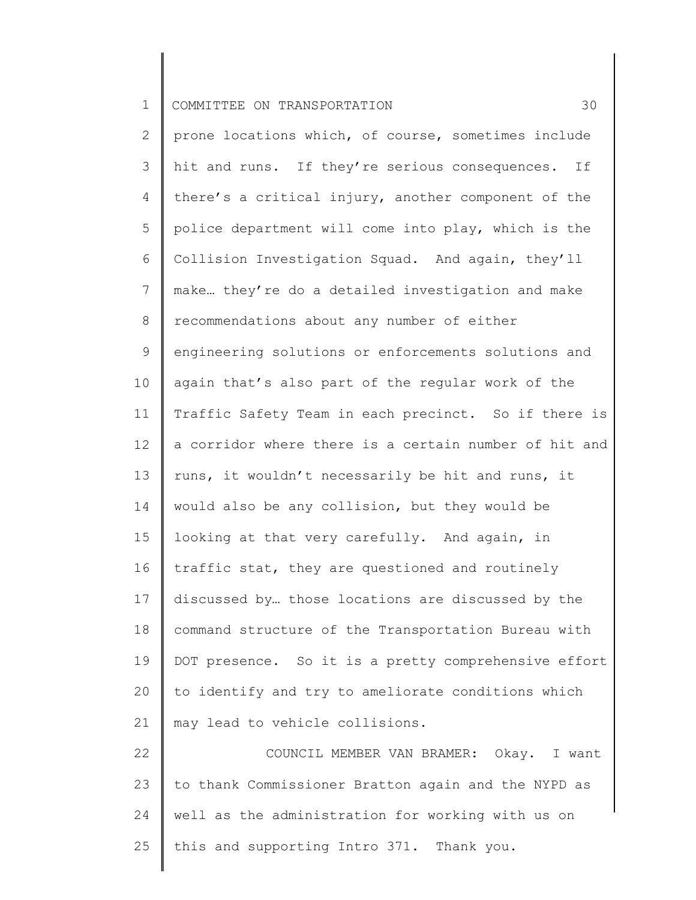prone locations which, of course, sometimes include hit and runs. If they're serious consequences. If there's a critical injury, another component of the police department will come into play, which is the Collision Investigation Squad. And again, they'll make… they're do a detailed investigation and make recommendations about any number of either engineering solutions or enforcements solutions and again that's also part of the regular work of the Traffic Safety Team in each precinct. So if there is a corridor where there is a certain number of hit and runs, it wouldn't necessarily be hit and runs, it would also be any collision, but they would be looking at that very carefully. And again, in traffic stat, they are questioned and routinely discussed by… those locations are discussed by the command structure of the Transportation Bureau with DOT presence. So it is a pretty comprehensive effort to identify and try to ameliorate conditions which may lead to vehicle collisions.

COUNCIL MEMBER VAN BRAMER: Okay. I want to thank Commissioner Bratton again and the NYPD as well as the administration for working with us on this and supporting Intro 371. Thank you.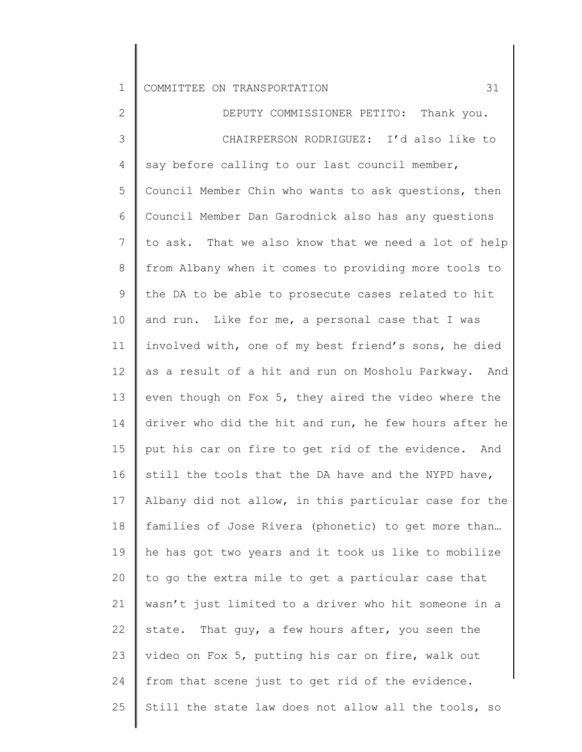DEPUTY COMMISSIONER PETITO: Thank you.

CHAIRPERSON RODRIGUEZ: I'd also like to say before calling to our last council member, Council Member Chin who wants to ask questions, then Council Member Dan Garodnick also has any questions to ask. That we also know that we need a lot of help from Albany when it comes to providing more tools to the DA to be able to prosecute cases related to hit and run. Like for me, a personal case that I was involved with, one of my best friend's sons, he died as a result of a hit and run on Mosholu Parkway. And even though on Fox 5, they aired the video where the driver who did the hit and run, he few hours after he put his car on fire to get rid of the evidence. And still the tools that the DA have and the NYPD have, Albany did not allow, in this particular case for the families of Jose Rivera (phonetic) to get more than… he has got two years and it took us like to mobilize to go the extra mile to get a particular case that wasn't just limited to a driver who hit someone in a state. That guy, a few hours after, you seen the video on Fox 5, putting his car on fire, walk out from that scene just to get rid of the evidence. Still the state law does not allow all the tools, so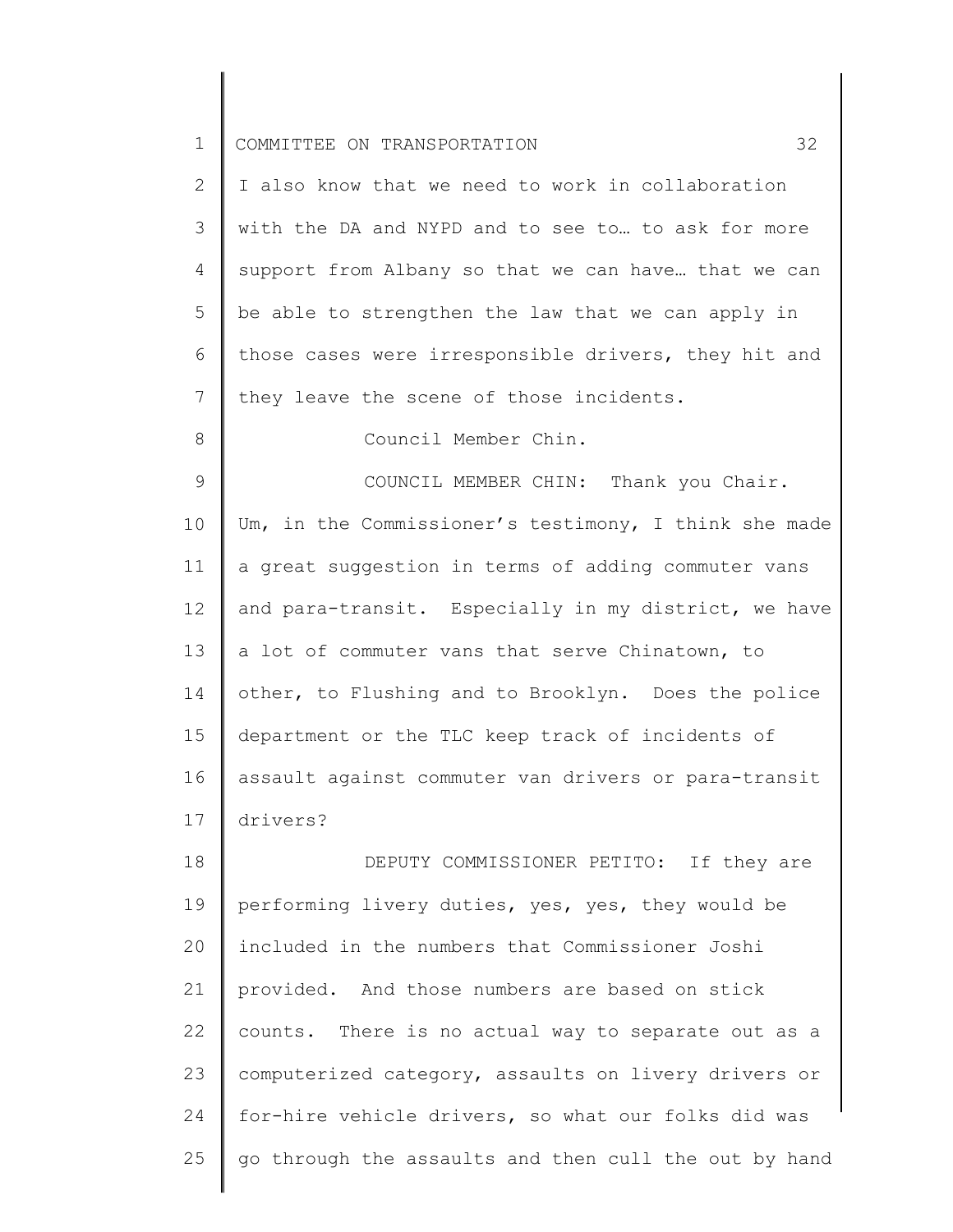I also know that we need to work in collaboration with the DA and NYPD and to see to… to ask for more support from Albany so that we can have… that we can be able to strengthen the law that we can apply in those cases were irresponsible drivers, they hit and they leave the scene of those incidents.

Council Member Chin.

COUNCIL MEMBER CHIN: Thank you Chair. Um, in the Commissioner's testimony, I think she made a great suggestion in terms of adding commuter vans and para-transit. Especially in my district, we have a lot of commuter vans that serve Chinatown, to other, to Flushing and to Brooklyn. Does the police department or the TLC keep track of incidents of assault against commuter van drivers or para-transit drivers?

DEPUTY COMMISSIONER PETITO: If they are performing livery duties, yes, yes, they would be included in the numbers that Commissioner Joshi provided. And those numbers are based on stick counts. There is no actual way to separate out as a computerized category, assaults on livery drivers or for-hire vehicle drivers, so what our folks did was go through the assaults and then cull the out by hand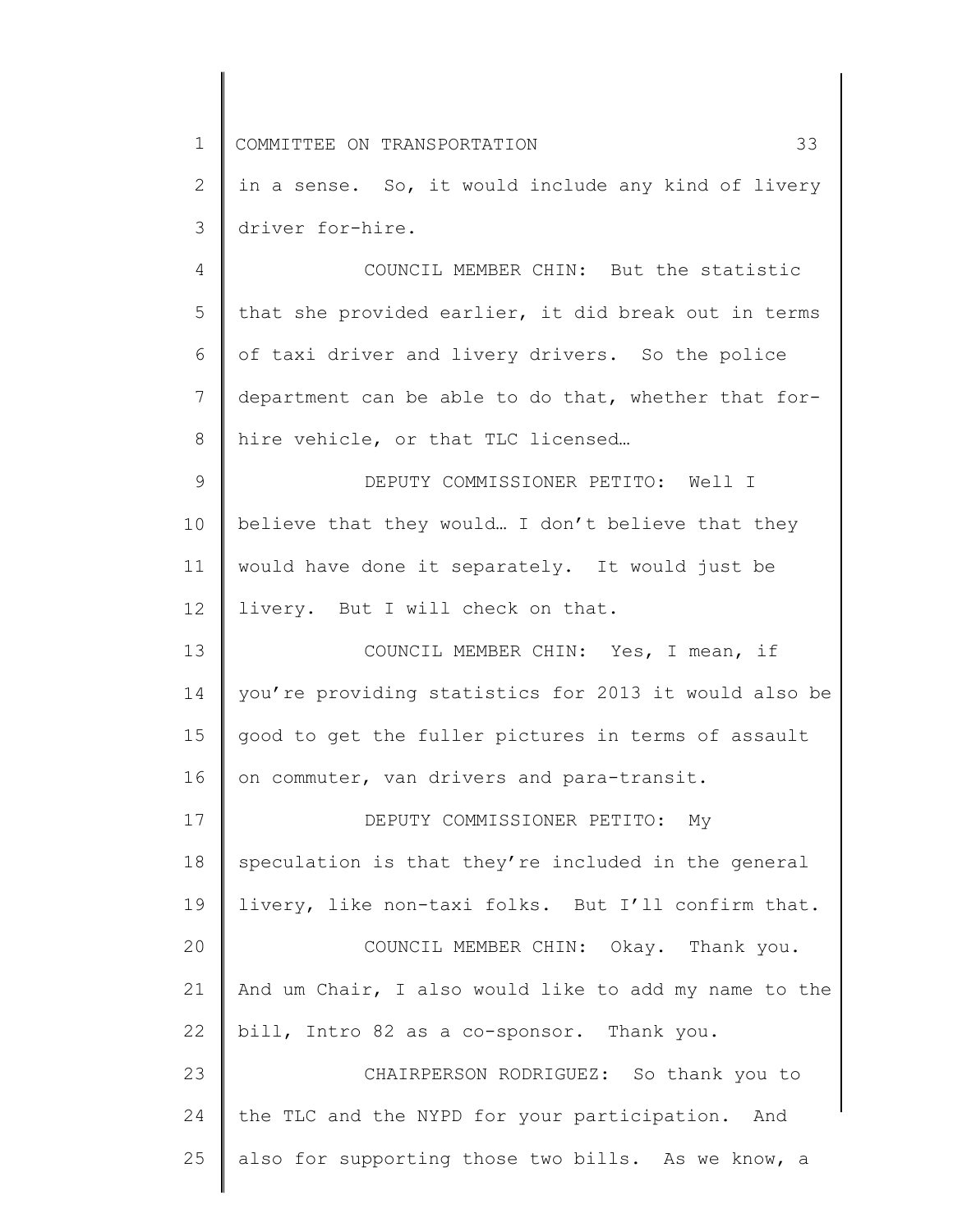in a sense. So, it would include any kind of livery driver for-hire.

COUNCIL MEMBER CHIN: But the statistic that she provided earlier, it did break out in terms of taxi driver and livery drivers. So the police department can be able to do that, whether that for-hire vehicle, or that TLC licensed…

DEPUTY COMMISSIONER PETITO: Well I believe that they would… I don't believe that they would have done it separately. It would just be livery. But I will check on that.

COUNCIL MEMBER CHIN: Yes, I mean, if you're providing statistics for 2013 it would also be good to get the fuller pictures in terms of assault on commuter, van drivers and para-transit.

DEPUTY COMMISSIONER PETITO: My speculation is that they're included in the general livery, like non-taxi folks. But I'll confirm that.

COUNCIL MEMBER CHIN: Okay. Thank you. And um Chair, I also would like to add my name to the bill, Intro 82 as a co-sponsor. Thank you.

CHAIRPERSON RODRIGUEZ: So thank you to the TLC and the NYPD for your participation. And also for supporting those two bills. As we know, a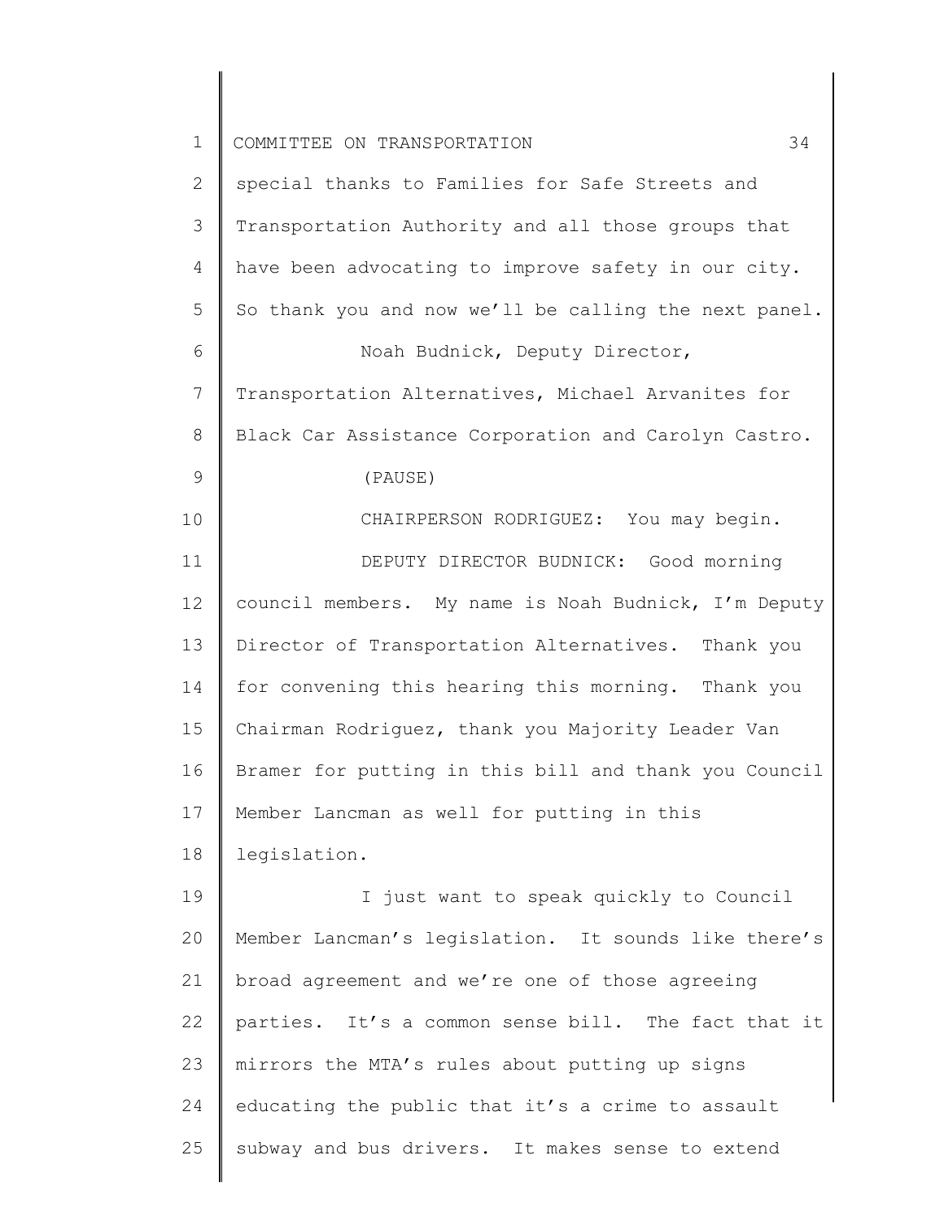special thanks to Families for Safe Streets and Transportation Authority and all those groups that have been advocating to improve safety in our city. So thank you and now we'll be calling the next panel.

Noah Budnick, Deputy Director, Transportation Alternatives, Michael Arvanites for Black Car Assistance Corporation and Carolyn Castro.

(PAUSE)

CHAIRPERSON RODRIGUEZ: You may begin.

DEPUTY DIRECTOR BUDNICK: Good morning council members. My name is Noah Budnick, I'm Deputy Director of Transportation Alternatives. Thank you for convening this hearing this morning. Thank you Chairman Rodriguez, thank you Majority Leader Van Bramer for putting in this bill and thank you Council Member Lancman as well for putting in this legislation.

I just want to speak quickly to Council Member Lancman's legislation. It sounds like there's broad agreement and we're one of those agreeing parties. It's a common sense bill. The fact that it mirrors the MTA's rules about putting up signs educating the public that it's a crime to assault subway and bus drivers. It makes sense to extend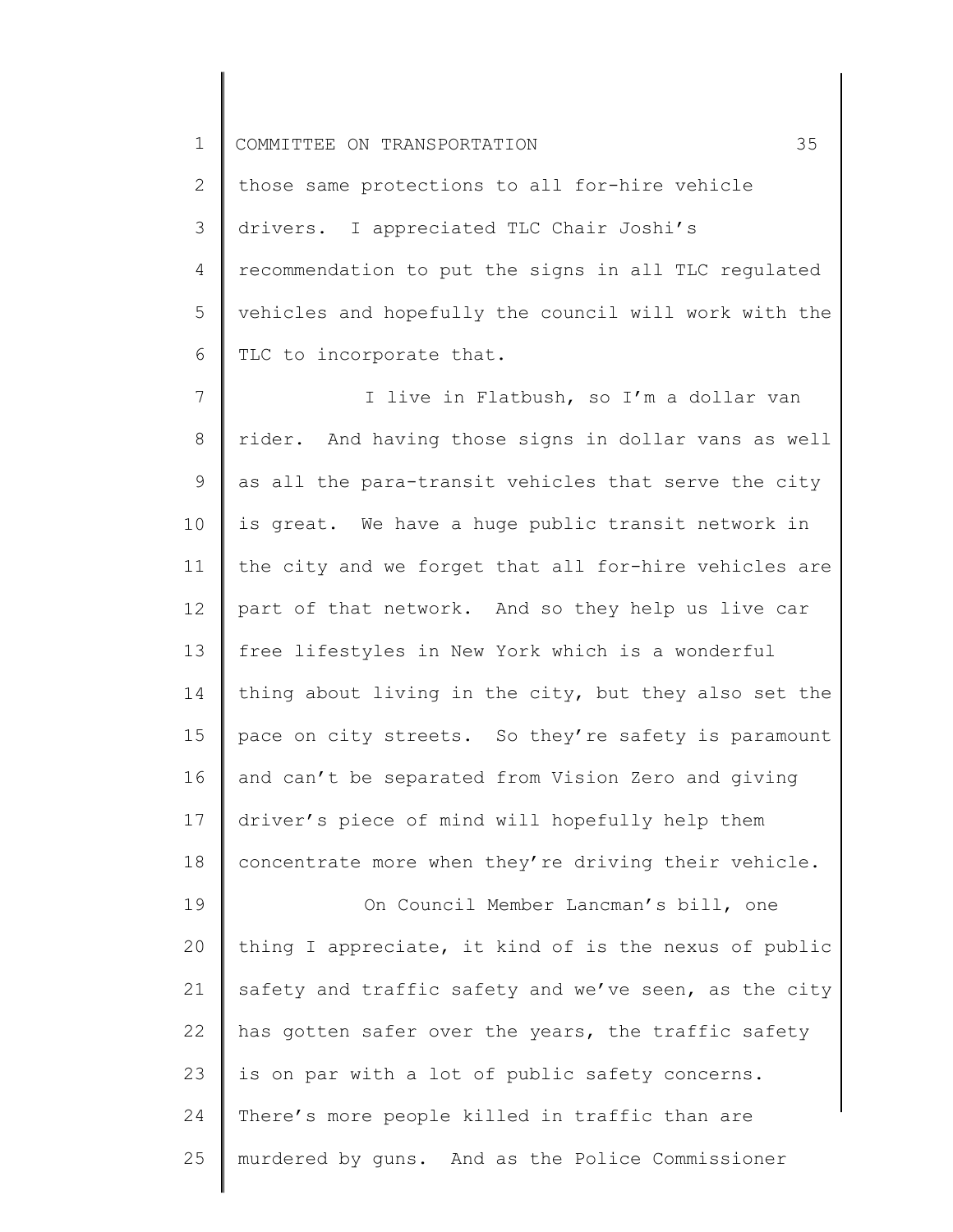those same protections to all for-hire vehicle drivers. I appreciated TLC Chair Joshi's recommendation to put the signs in all TLC regulated vehicles and hopefully the council will work with the TLC to incorporate that.

I live in Flatbush, so I'm a dollar van rider. And having those signs in dollar vans as well as all the para-transit vehicles that serve the city is great. We have a huge public transit network in the city and we forget that all for-hire vehicles are part of that network. And so they help us live car free lifestyles in New York which is a wonderful thing about living in the city, but they also set the pace on city streets. So they're safety is paramount and can't be separated from Vision Zero and giving driver's piece of mind will hopefully help them concentrate more when they're driving their vehicle.

On Council Member Lancman's bill, one thing I appreciate, it kind of is the nexus of public safety and traffic safety and we've seen, as the city has gotten safer over the years, the traffic safety is on par with a lot of public safety concerns. There's more people killed in traffic than are murdered by guns. And as the Police Commissioner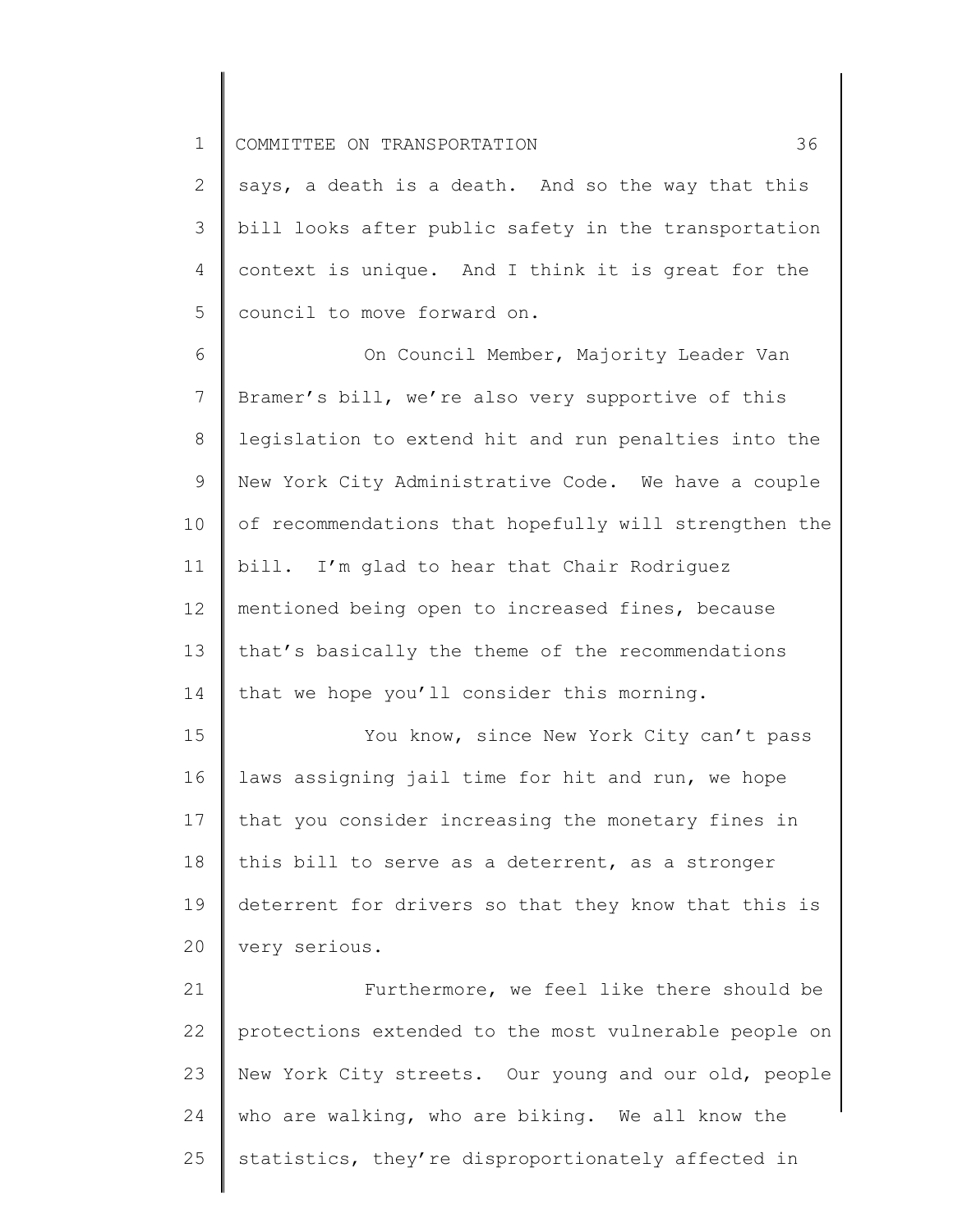says, a death is a death. And so the way that this bill looks after public safety in the transportation context is unique. And I think it is great for the council to move forward on.

On Council Member, Majority Leader Van Bramer's bill, we're also very supportive of this legislation to extend hit and run penalties into the New York City Administrative Code. We have a couple of recommendations that hopefully will strengthen the bill. I'm glad to hear that Chair Rodriguez mentioned being open to increased fines, because that's basically the theme of the recommendations that we hope you'll consider this morning.

You know, since New York City can't pass laws assigning jail time for hit and run, we hope that you consider increasing the monetary fines in this bill to serve as a deterrent, as a stronger deterrent for drivers so that they know that this is very serious.

Furthermore, we feel like there should be protections extended to the most vulnerable people on New York City streets. Our young and our old, people who are walking, who are biking. We all know the statistics, they're disproportionately affected in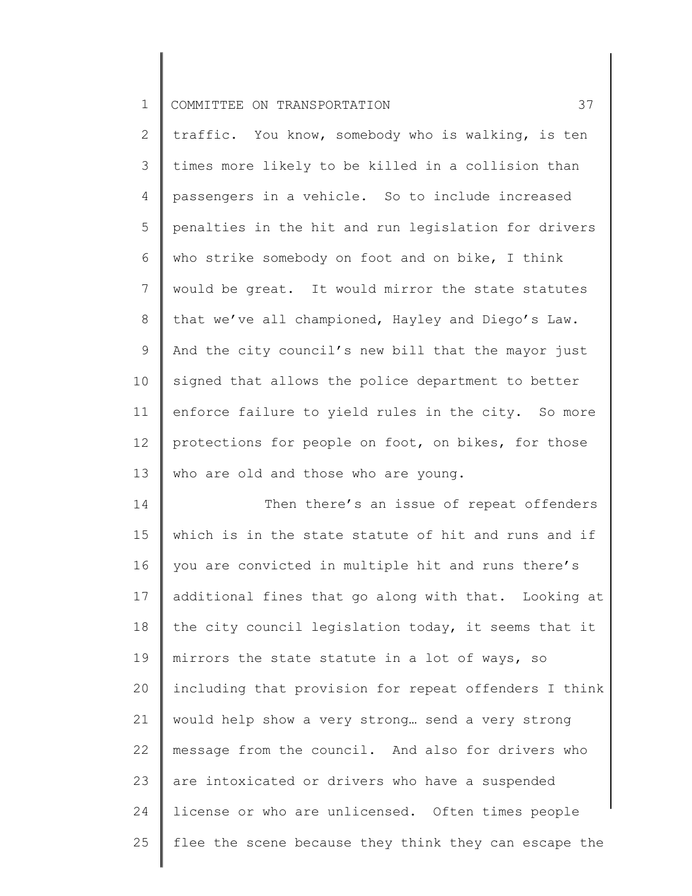traffic. You know, somebody who is walking, is ten times more likely to be killed in a collision than passengers in a vehicle. So to include increased penalties in the hit and run legislation for drivers who strike somebody on foot and on bike, I think would be great. It would mirror the state statutes that we've all championed, Hayley and Diego's Law. And the city council's new bill that the mayor just signed that allows the police department to better enforce failure to yield rules in the city. So more protections for people on foot, on bikes, for those who are old and those who are young.

Then there's an issue of repeat offenders which is in the state statute of hit and runs and if you are convicted in multiple hit and runs there's additional fines that go along with that. Looking at the city council legislation today, it seems that it mirrors the state statute in a lot of ways, so including that provision for repeat offenders I think would help show a very strong… send a very strong message from the council. And also for drivers who are intoxicated or drivers who have a suspended license or who are unlicensed. Often times people flee the scene because they think they can escape the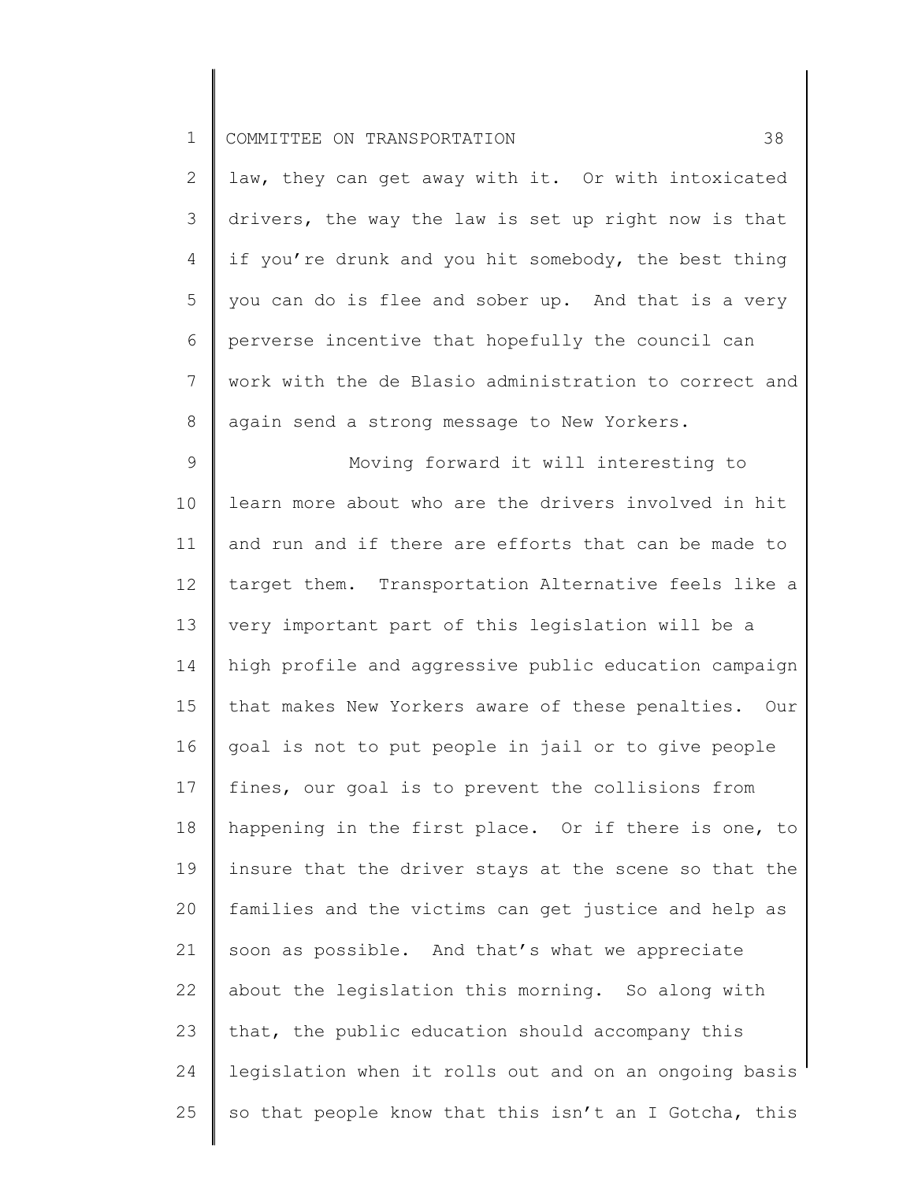law, they can get away with it. Or with intoxicated drivers, the way the law is set up right now is that if you're drunk and you hit somebody, the best thing you can do is flee and sober up. And that is a very perverse incentive that hopefully the council can work with the de Blasio administration to correct and again send a strong message to New Yorkers.

Moving forward it will interesting to learn more about who are the drivers involved in hit and run and if there are efforts that can be made to target them. Transportation Alternative feels like a very important part of this legislation will be a high profile and aggressive public education campaign that makes New Yorkers aware of these penalties. Our goal is not to put people in jail or to give people fines, our goal is to prevent the collisions from happening in the first place. Or if there is one, to insure that the driver stays at the scene so that the families and the victims can get justice and help as soon as possible. And that's what we appreciate about the legislation this morning. So along with that, the public education should accompany this legislation when it rolls out and on an ongoing basis so that people know that this isn't an I Gotcha, this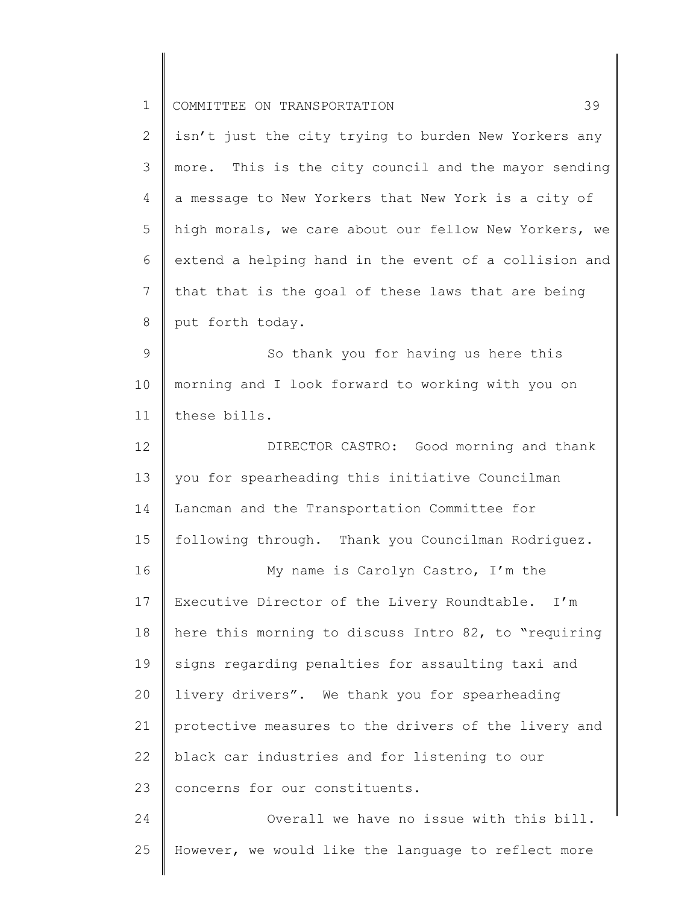isn't just the city trying to burden New Yorkers any more. This is the city council and the mayor sending a message to New Yorkers that New York is a city of high morals, we care about our fellow New Yorkers, we extend a helping hand in the event of a collision and that that is the goal of these laws that are being put forth today.

So thank you for having us here this morning and I look forward to working with you on these bills.

DIRECTOR CASTRO: Good morning and thank you for spearheading this initiative Councilman Lancman and the Transportation Committee for following through. Thank you Councilman Rodriguez.

My name is Carolyn Castro, I'm the Executive Director of the Livery Roundtable. I'm here this morning to discuss Intro 82, to "requiring signs regarding penalties for assaulting taxi and livery drivers". We thank you for spearheading protective measures to the drivers of the livery and black car industries and for listening to our concerns for our constituents.

Overall we have no issue with this bill. However, we would like the language to reflect more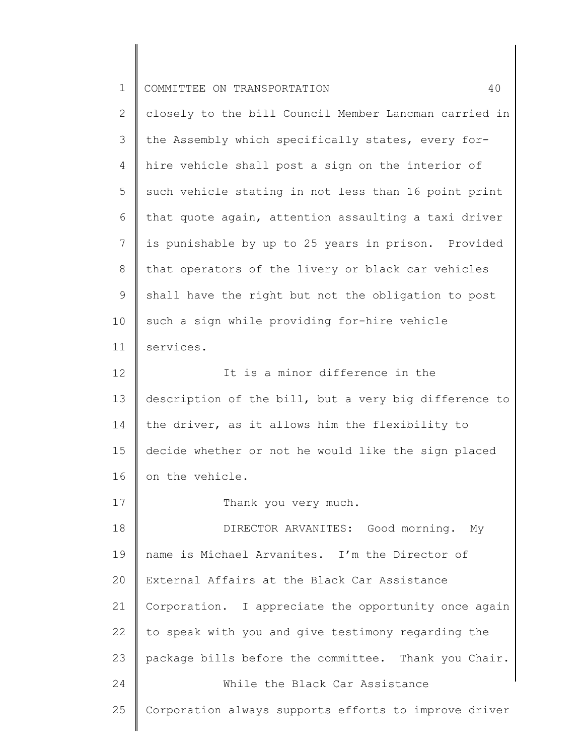closely to the bill Council Member Lancman carried in the Assembly which specifically states, every for-hire vehicle shall post a sign on the interior of such vehicle stating in not less than 16 point print that quote again, attention assaulting a taxi driver is punishable by up to 25 years in prison. Provided that operators of the livery or black car vehicles shall have the right but not the obligation to post such a sign while providing for-hire vehicle services.

It is a minor difference in the description of the bill, but a very big difference to the driver, as it allows him the flexibility to decide whether or not he would like the sign placed on the vehicle.

Thank you very much.

DIRECTOR ARVANITES: Good morning. My name is Michael Arvanites. I'm the Director of External Affairs at the Black Car Assistance Corporation. I appreciate the opportunity once again to speak with you and give testimony regarding the package bills before the committee. Thank you Chair.

While the Black Car Assistance Corporation always supports efforts to improve driver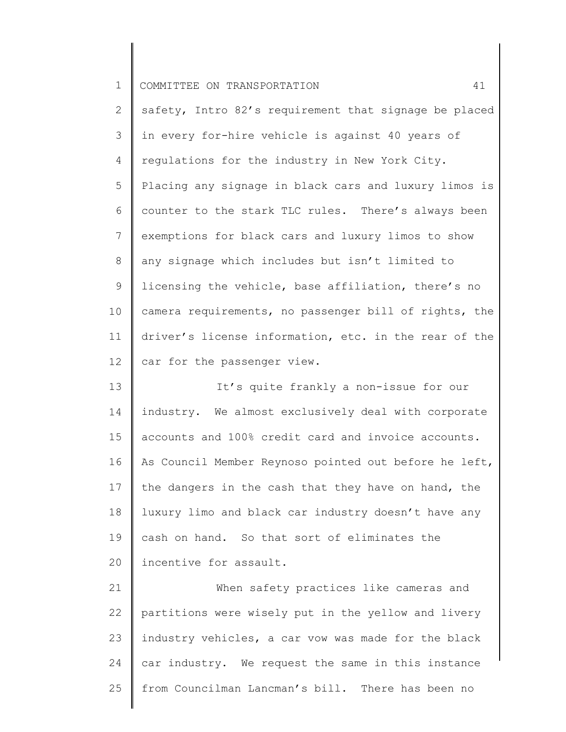safety, Intro 82's requirement that signage be placed in every for-hire vehicle is against 40 years of regulations for the industry in New York City. Placing any signage in black cars and luxury limos is counter to the stark TLC rules. There's always been exemptions for black cars and luxury limos to show any signage which includes but isn't limited to licensing the vehicle, base affiliation, there's no camera requirements, no passenger bill of rights, the driver's license information, etc. in the rear of the car for the passenger view.

It's quite frankly a non-issue for our industry. We almost exclusively deal with corporate accounts and 100% credit card and invoice accounts. As Council Member Reynoso pointed out before he left, the dangers in the cash that they have on hand, the luxury limo and black car industry doesn't have any cash on hand. So that sort of eliminates the incentive for assault.

When safety practices like cameras and partitions were wisely put in the yellow and livery industry vehicles, a car vow was made for the black car industry. We request the same in this instance from Councilman Lancman's bill. There has been no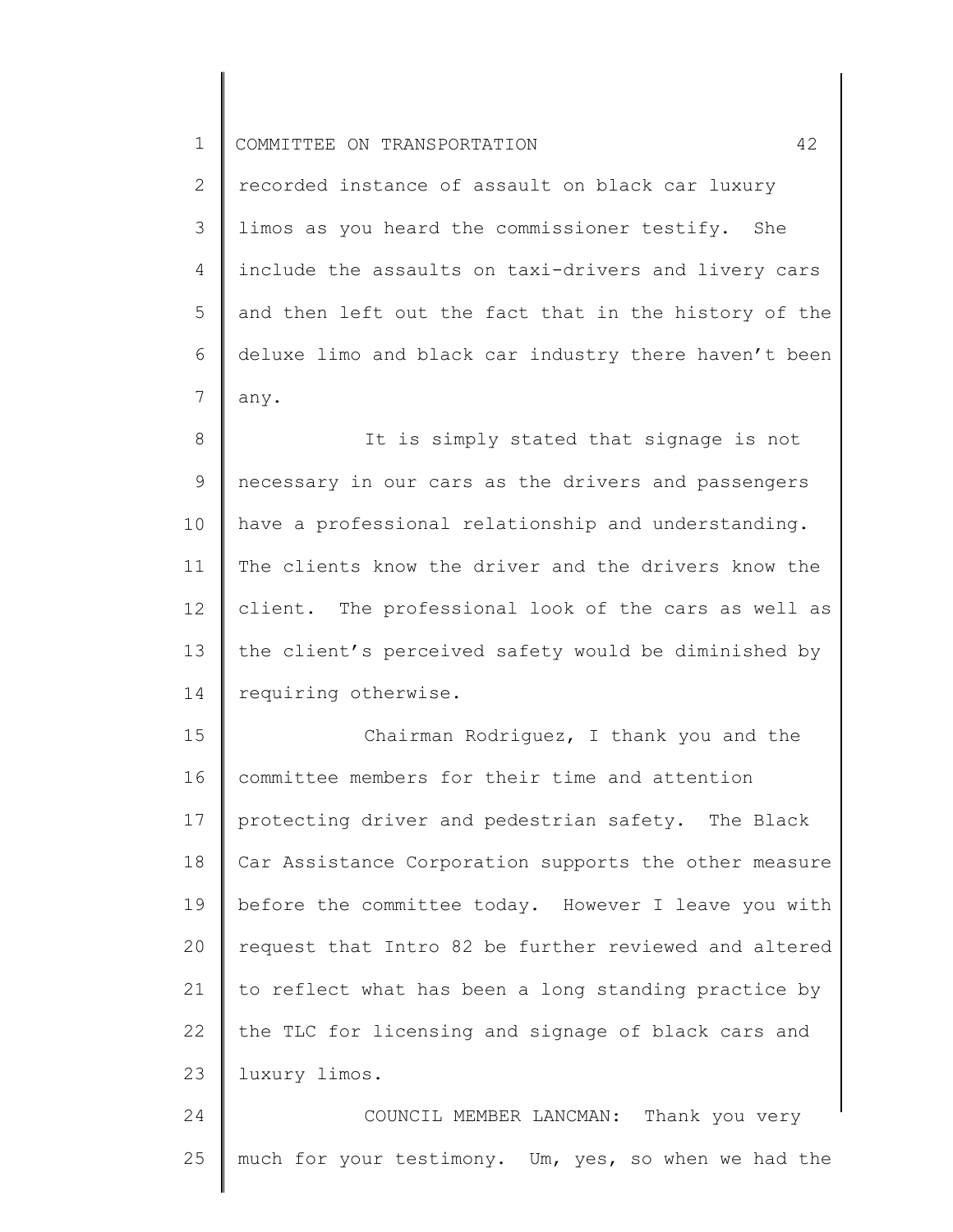recorded instance of assault on black car luxury limos as you heard the commissioner testify. She include the assaults on taxi-drivers and livery cars and then left out the fact that in the history of the deluxe limo and black car industry there haven't been any.

It is simply stated that signage is not necessary in our cars as the drivers and passengers have a professional relationship and understanding. The clients know the driver and the drivers know the client. The professional look of the cars as well as the client's perceived safety would be diminished by requiring otherwise.

Chairman Rodriguez, I thank you and the committee members for their time and attention protecting driver and pedestrian safety. The Black Car Assistance Corporation supports the other measure before the committee today. However I leave you with request that Intro 82 be further reviewed and altered to reflect what has been a long standing practice by the TLC for licensing and signage of black cars and luxury limos.

COUNCIL MEMBER LANCMAN: Thank you very much for your testimony. Um, yes, so when we had the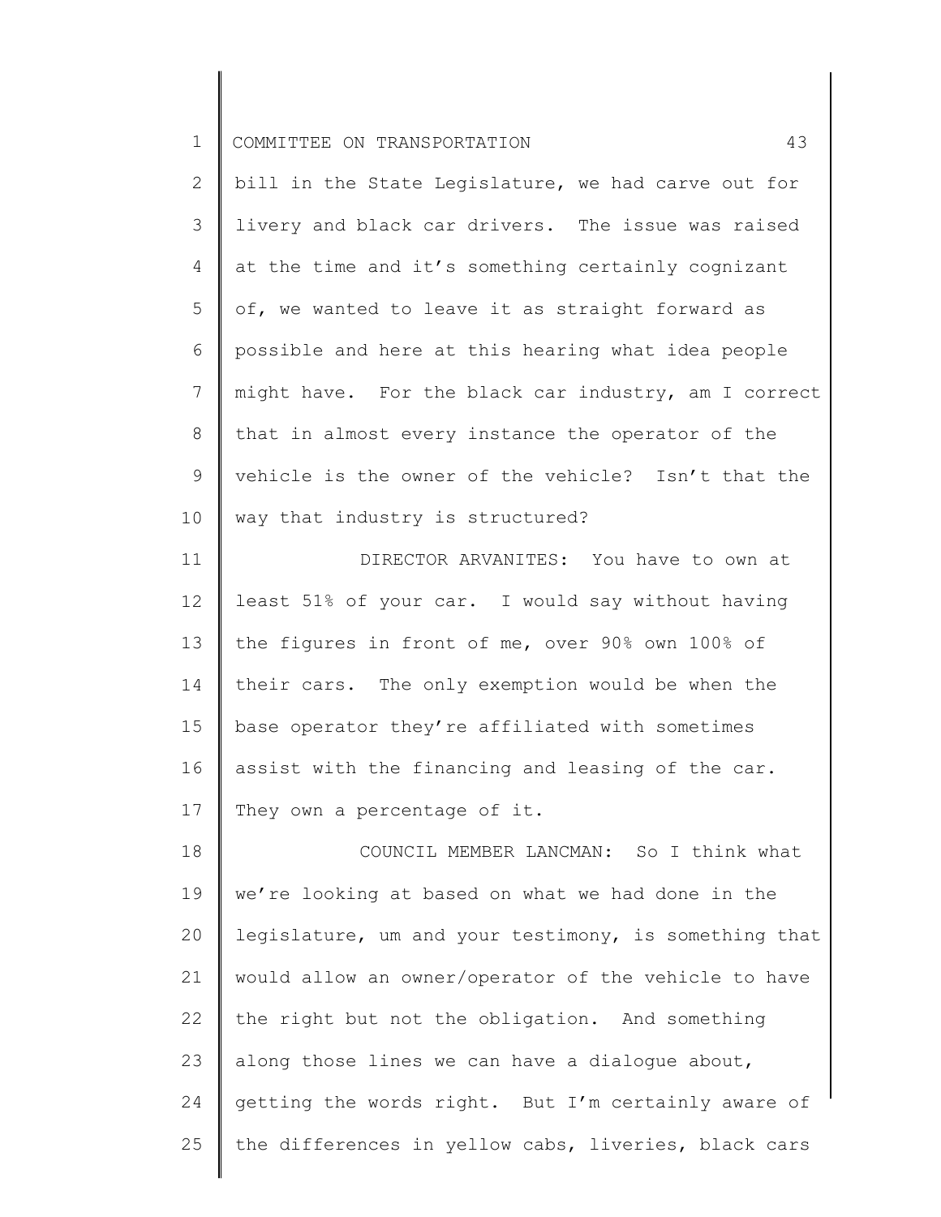bill in the State Legislature, we had carve out for livery and black car drivers. The issue was raised at the time and it's something certainly cognizant of, we wanted to leave it as straight forward as possible and here at this hearing what idea people might have. For the black car industry, am I correct that in almost every instance the operator of the vehicle is the owner of the vehicle? Isn't that the way that industry is structured?

DIRECTOR ARVANITES: You have to own at least 51% of your car. I would say without having the figures in front of me, over 90% own 100% of their cars. The only exemption would be when the base operator they're affiliated with sometimes assist with the financing and leasing of the car. They own a percentage of it.

COUNCIL MEMBER LANCMAN: So I think what we're looking at based on what we had done in the legislature, um and your testimony, is something that would allow an owner/operator of the vehicle to have the right but not the obligation. And something along those lines we can have a dialogue about, getting the words right. But I'm certainly aware of the differences in yellow cabs, liveries, black cars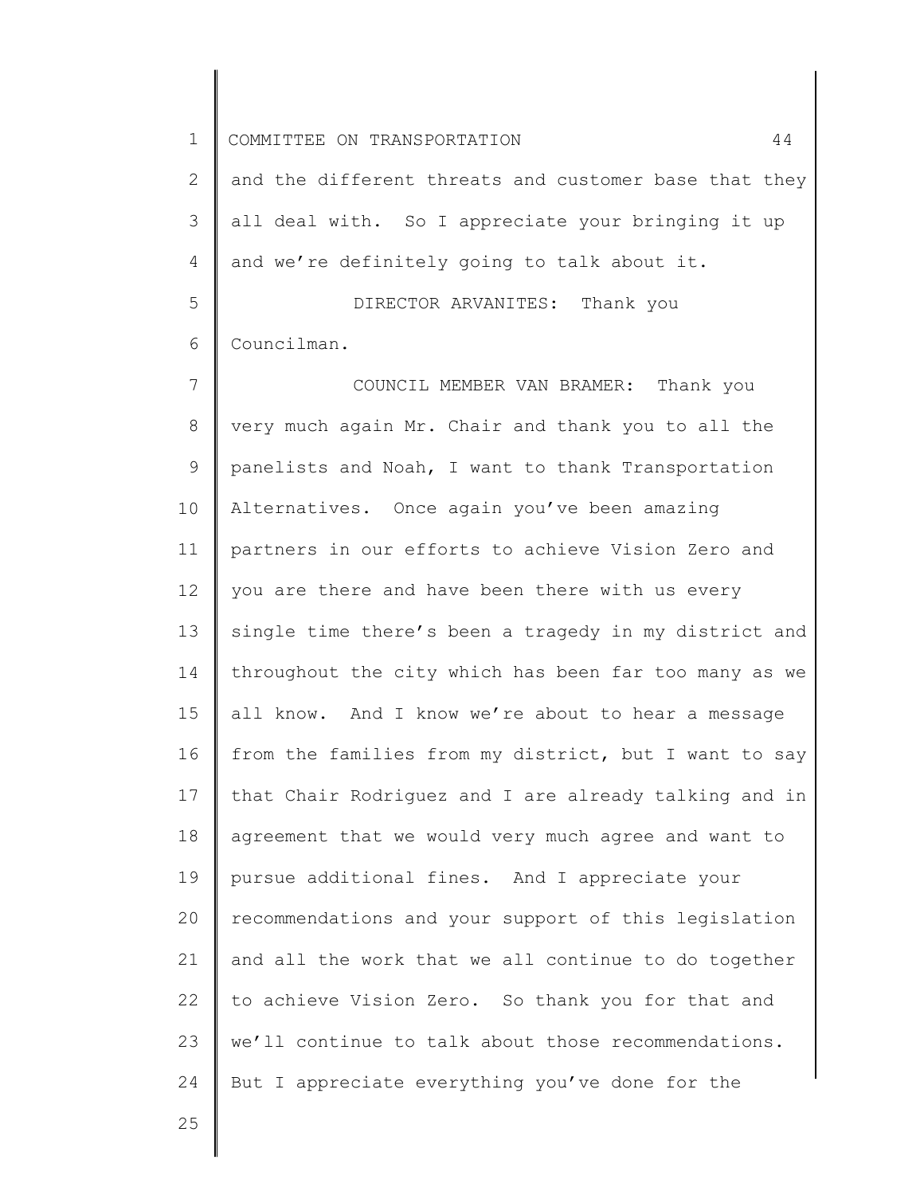and the different threats and customer base that they all deal with. So I appreciate your bringing it up and we're definitely going to talk about it.

DIRECTOR ARVANITES: Thank you Councilman.

COUNCIL MEMBER VAN BRAMER: Thank you very much again Mr. Chair and thank you to all the panelists and Noah, I want to thank Transportation Alternatives. Once again you've been amazing partners in our efforts to achieve Vision Zero and you are there and have been there with us every single time there's been a tragedy in my district and throughout the city which has been far too many as we all know. And I know we're about to hear a message from the families from my district, but I want to say that Chair Rodriguez and I are already talking and in agreement that we would very much agree and want to pursue additional fines. And I appreciate your recommendations and your support of this legislation and all the work that we all continue to do together to achieve Vision Zero. So thank you for that and we'll continue to talk about those recommendations. But I appreciate everything you've done for the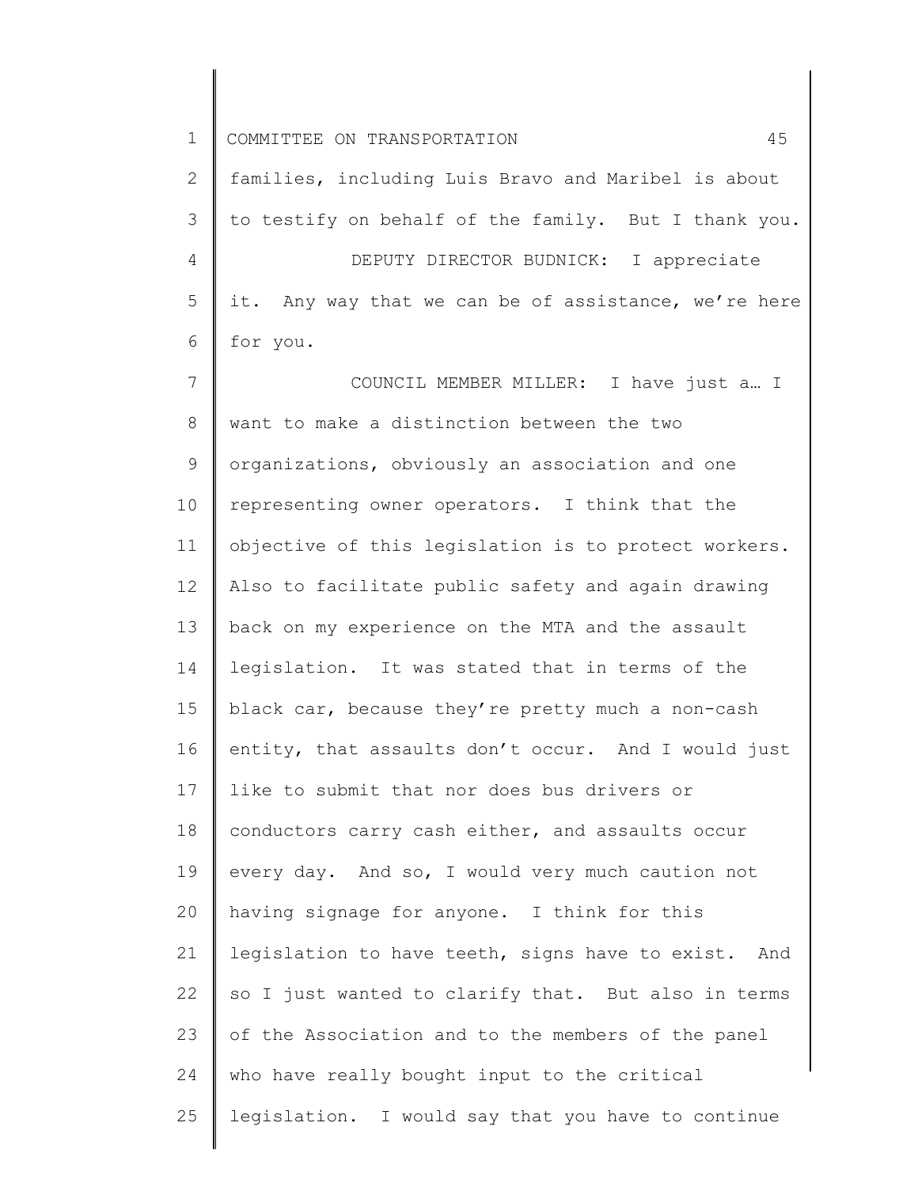families, including Luis Bravo and Maribel is about to testify on behalf of the family. But I thank you.

DEPUTY DIRECTOR BUDNICK: I appreciate it. Any way that we can be of assistance, we're here for you.

COUNCIL MEMBER MILLER: I have just a… I want to make a distinction between the two organizations, obviously an association and one representing owner operators. I think that the objective of this legislation is to protect workers. Also to facilitate public safety and again drawing back on my experience on the MTA and the assault legislation. It was stated that in terms of the black car, because they're pretty much a non-cash entity, that assaults don't occur. And I would just like to submit that nor does bus drivers or conductors carry cash either, and assaults occur every day. And so, I would very much caution not having signage for anyone. I think for this legislation to have teeth, signs have to exist. And so I just wanted to clarify that. But also in terms of the Association and to the members of the panel who have really bought input to the critical legislation. I would say that you have to continue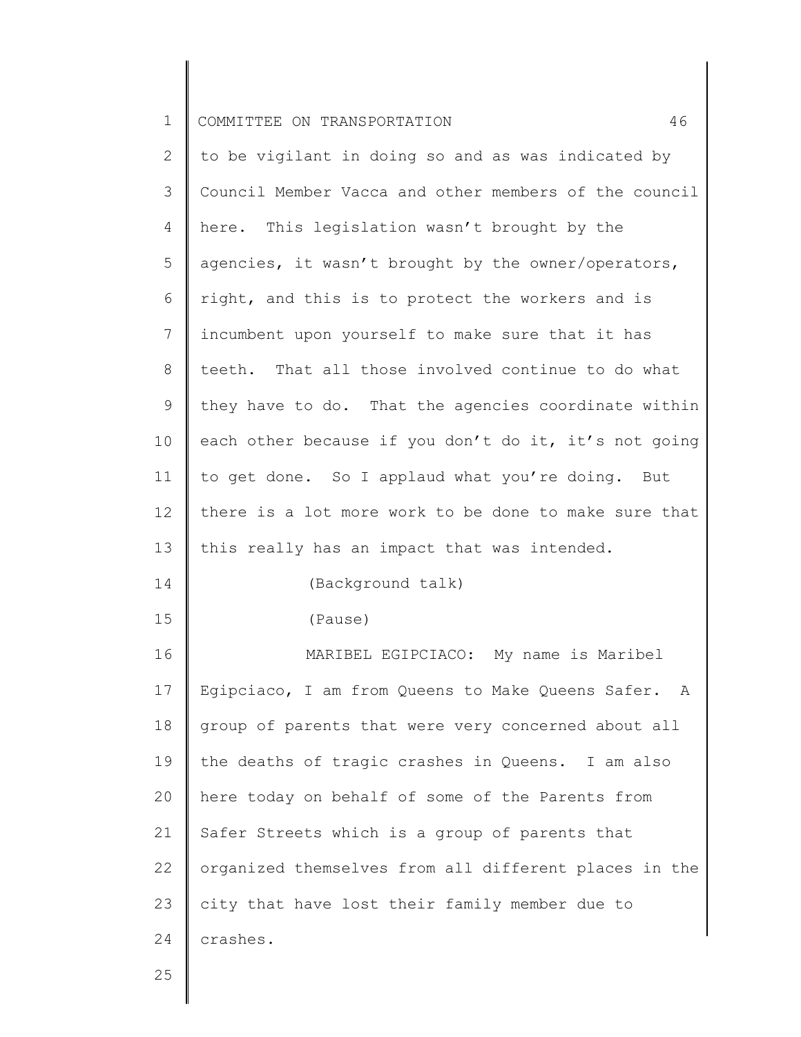to be vigilant in doing so and as was indicated by Council Member Vacca and other members of the council here. This legislation wasn't brought by the agencies, it wasn't brought by the owner/operators, right, and this is to protect the workers and is incumbent upon yourself to make sure that it has teeth. That all those involved continue to do what they have to do. That the agencies coordinate within each other because if you don't do it, it's not going to get done. So I applaud what you're doing. But there is a lot more work to be done to make sure that this really has an impact that was intended.

(Background talk)

(Pause)

MARIBEL EGIPCIACO: My name is Maribel Egipciaco, I am from Queens to Make Queens Safer. A group of parents that were very concerned about all the deaths of tragic crashes in Queens. I am also here today on behalf of some of the Parents from Safer Streets which is a group of parents that organized themselves from all different places in the city that have lost their family member due to crashes.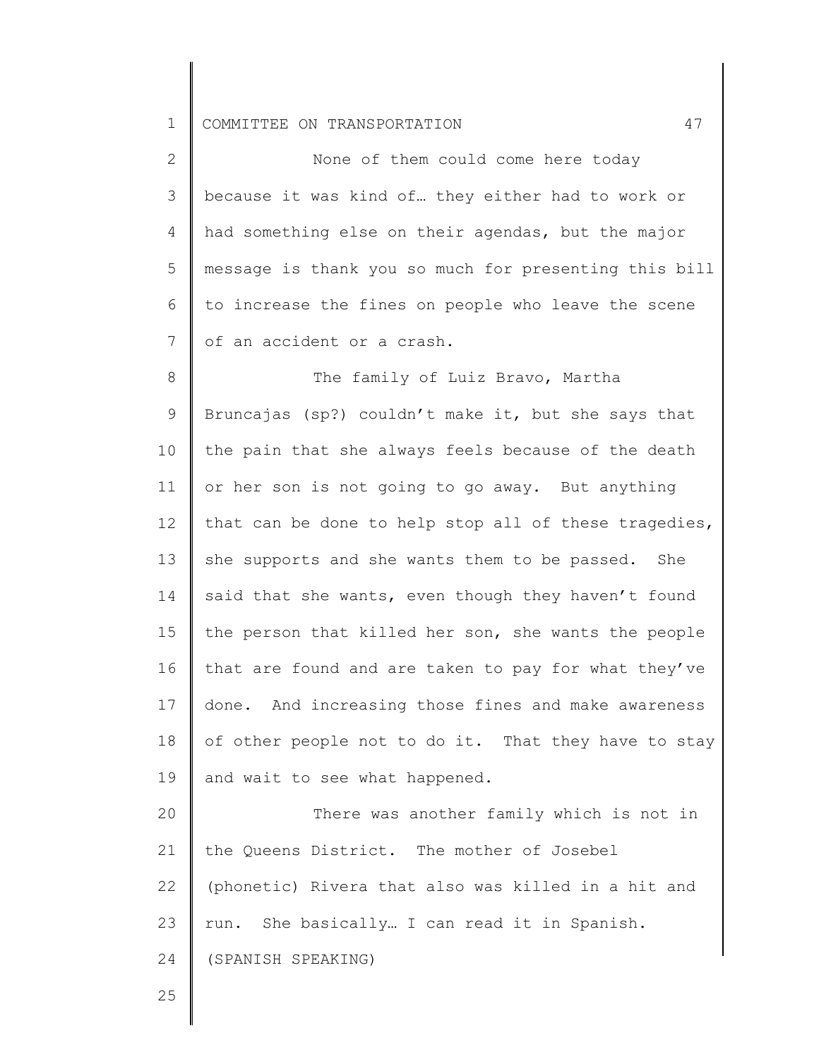None of them could come here today because it was kind of… they either had to work or had something else on their agendas, but the major message is thank you so much for presenting this bill to increase the fines on people who leave the scene of an accident or a crash.

The family of Luiz Bravo, Martha Bruncajas (sp?) couldn't make it, but she says that the pain that she always feels because of the death or her son is not going to go away. But anything that can be done to help stop all of these tragedies, she supports and she wants them to be passed. She said that she wants, even though they haven't found the person that killed her son, she wants the people that are found and are taken to pay for what they've done. And increasing those fines and make awareness of other people not to do it. That they have to stay and wait to see what happened.

There was another family which is not in the Queens District. The mother of Josebel (phonetic) Rivera that also was killed in a hit and run. She basically… I can read it in Spanish. (SPANISH SPEAKING)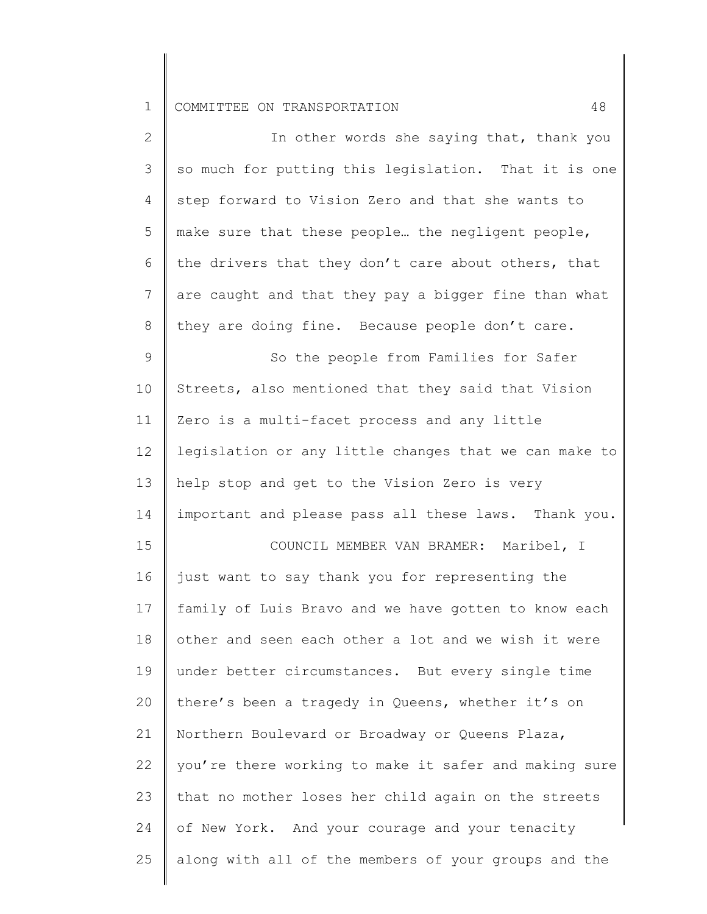In other words she saying that, thank you so much for putting this legislation. That it is one step forward to Vision Zero and that she wants to make sure that these people… the negligent people, the drivers that they don't care about others, that are caught and that they pay a bigger fine than what they are doing fine. Because people don't care.

So the people from Families for Safer Streets, also mentioned that they said that Vision Zero is a multi-facet process and any little legislation or any little changes that we can make to help stop and get to the Vision Zero is very important and please pass all these laws. Thank you.

COUNCIL MEMBER VAN BRAMER: Maribel, I just want to say thank you for representing the family of Luis Bravo and we have gotten to know each other and seen each other a lot and we wish it were under better circumstances. But every single time there's been a tragedy in Queens, whether it's on Northern Boulevard or Broadway or Queens Plaza, you're there working to make it safer and making sure that no mother loses her child again on the streets of New York. And your courage and your tenacity along with all of the members of your groups and the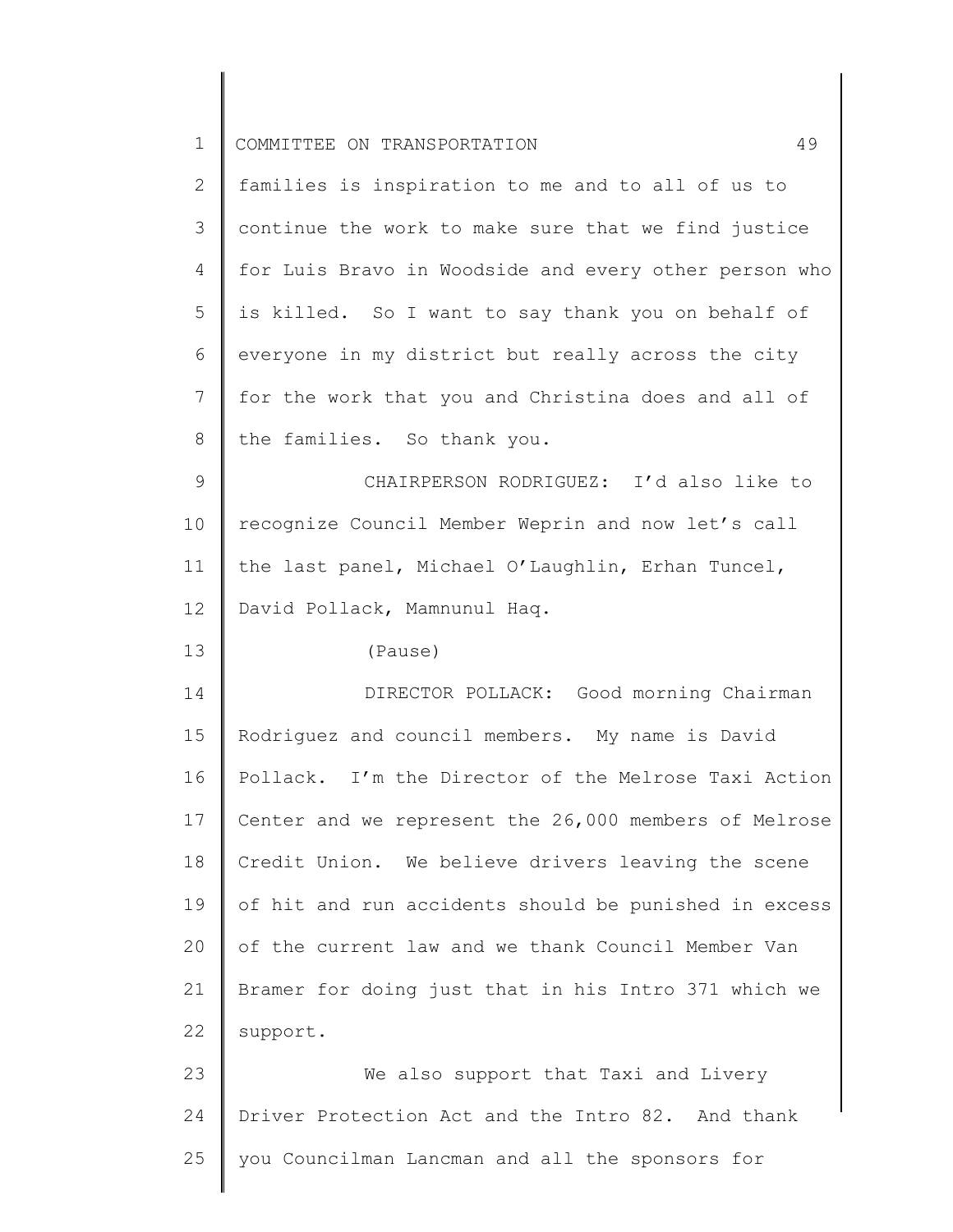families is inspiration to me and to all of us to continue the work to make sure that we find justice for Luis Bravo in Woodside and every other person who is killed. So I want to say thank you on behalf of everyone in my district but really across the city for the work that you and Christina does and all of the families. So thank you.

CHAIRPERSON RODRIGUEZ: I'd also like to recognize Council Member Weprin and now let's call the last panel, Michael O'Laughlin, Erhan Tuncel, David Pollack, Mamnunul Haq.

(Pause)

DIRECTOR POLLACK: Good morning Chairman Rodriguez and council members. My name is David Pollack. I'm the Director of the Melrose Taxi Action Center and we represent the 26,000 members of Melrose Credit Union. We believe drivers leaving the scene of hit and run accidents should be punished in excess of the current law and we thank Council Member Van Bramer for doing just that in his Intro 371 which we support.

We also support that Taxi and Livery Driver Protection Act and the Intro 82. And thank you Councilman Lancman and all the sponsors for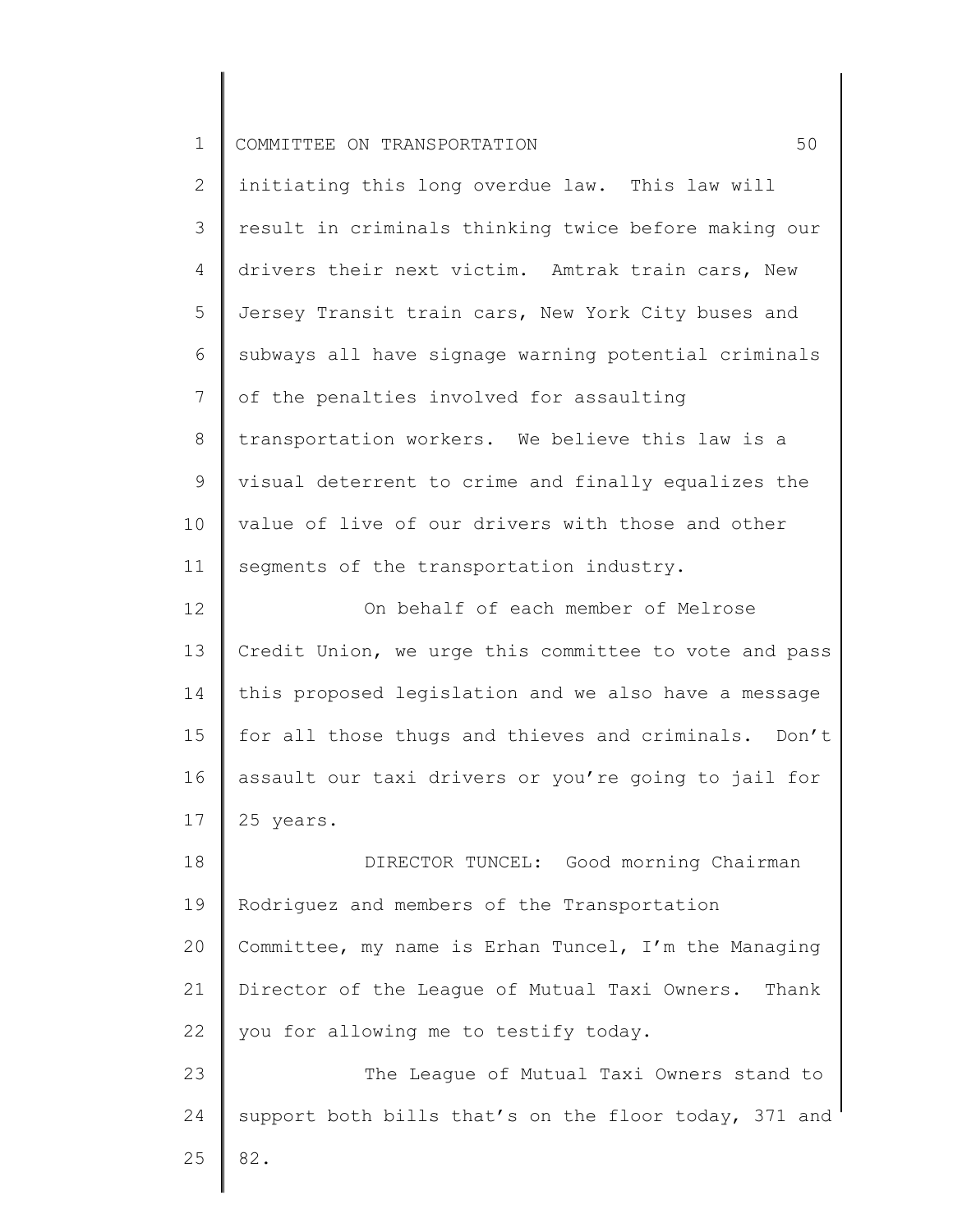initiating this long overdue law. This law will result in criminals thinking twice before making our drivers their next victim. Amtrak train cars, New Jersey Transit train cars, New York City buses and subways all have signage warning potential criminals of the penalties involved for assaulting transportation workers. We believe this law is a visual deterrent to crime and finally equalizes the value of live of our drivers with those and other segments of the transportation industry.

On behalf of each member of Melrose Credit Union, we urge this committee to vote and pass this proposed legislation and we also have a message for all those thugs and thieves and criminals. Don't assault our taxi drivers or you're going to jail for 25 years.

DIRECTOR TUNCEL: Good morning Chairman Rodriguez and members of the Transportation Committee, my name is Erhan Tuncel, I'm the Managing Director of the League of Mutual Taxi Owners. Thank you for allowing me to testify today.

The League of Mutual Taxi Owners stand to support both bills that's on the floor today, 371 and 82.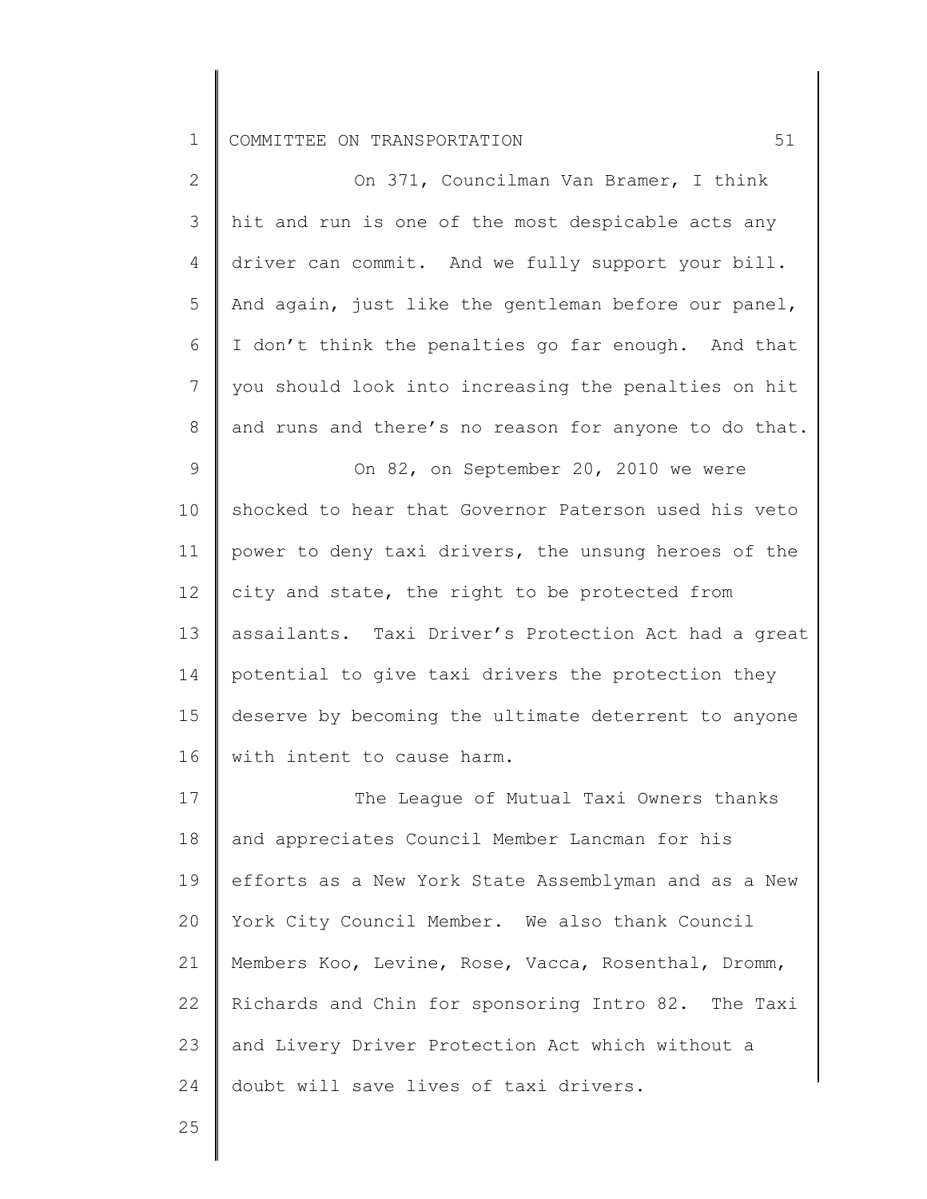On 371, Councilman Van Bramer, I think hit and run is one of the most despicable acts any driver can commit. And we fully support your bill. And again, just like the gentleman before our panel, I don't think the penalties go far enough. And that you should look into increasing the penalties on hit and runs and there's no reason for anyone to do that.

On 82, on September 20, 2010 we were shocked to hear that Governor Paterson used his veto power to deny taxi drivers, the unsung heroes of the city and state, the right to be protected from assailants. Taxi Driver's Protection Act had a great potential to give taxi drivers the protection they deserve by becoming the ultimate deterrent to anyone with intent to cause harm.

The League of Mutual Taxi Owners thanks and appreciates Council Member Lancman for his efforts as a New York State Assemblyman and as a New York City Council Member. We also thank Council Members Koo, Levine, Rose, Vacca, Rosenthal, Dromm, Richards and Chin for sponsoring Intro 82. The Taxi and Livery Driver Protection Act which without a doubt will save lives of taxi drivers.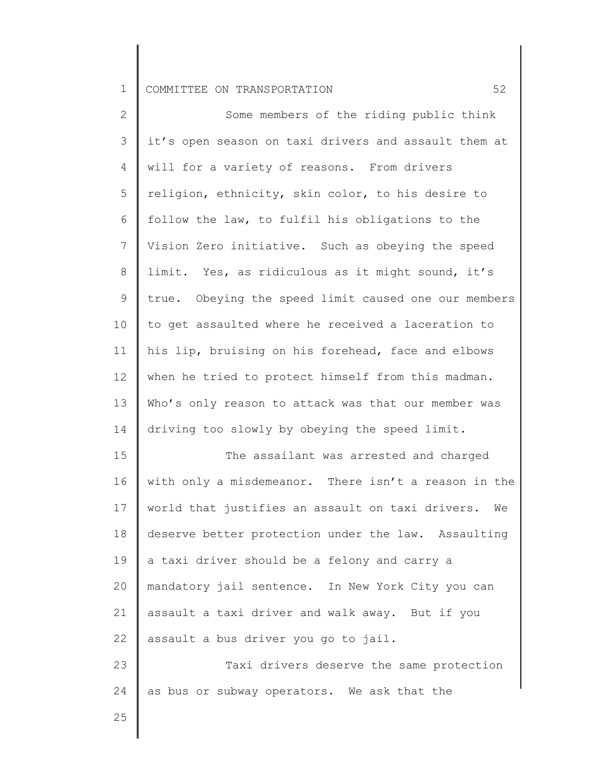Some members of the riding public think it's open season on taxi drivers and assault them at will for a variety of reasons. From drivers religion, ethnicity, skin color, to his desire to follow the law, to fulfil his obligations to the Vision Zero initiative. Such as obeying the speed limit. Yes, as ridiculous as it might sound, it's true. Obeying the speed limit caused one our members to get assaulted where he received a laceration to his lip, bruising on his forehead, face and elbows when he tried to protect himself from this madman. Who's only reason to attack was that our member was driving too slowly by obeying the speed limit.

The assailant was arrested and charged with only a misdemeanor. There isn't a reason in the world that justifies an assault on taxi drivers. We deserve better protection under the law. Assaulting a taxi driver should be a felony and carry a mandatory jail sentence. In New York City you can assault a taxi driver and walk away. But if you assault a bus driver you go to jail.

Taxi drivers deserve the same protection as bus or subway operators. We ask that the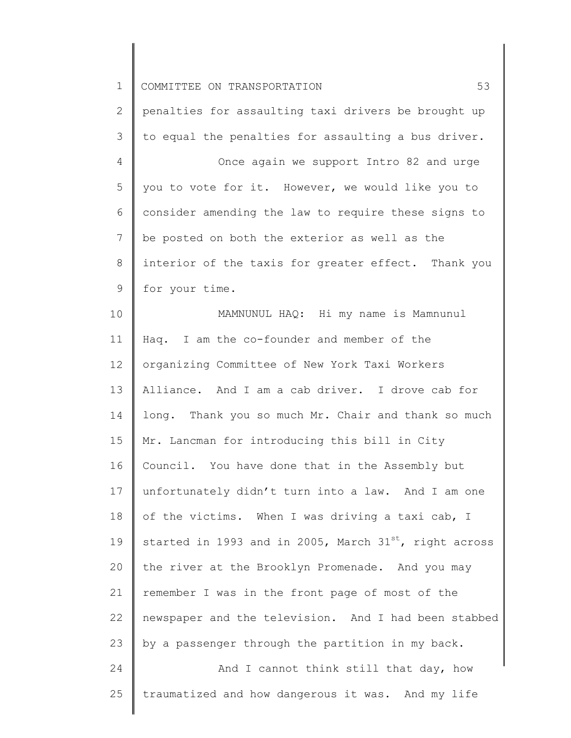penalties for assaulting taxi drivers be brought up to equal the penalties for assaulting a bus driver.

Once again we support Intro 82 and urge you to vote for it. However, we would like you to consider amending the law to require these signs to be posted on both the exterior as well as the interior of the taxis for greater effect. Thank you for your time.

MAMNUNUL HAQ: Hi my name is Mamnunul Haq. I am the co-founder and member of the organizing Committee of New York Taxi Workers Alliance. And I am a cab driver. I drove cab for long. Thank you so much Mr. Chair and thank so much Mr. Lancman for introducing this bill in City Council. You have done that in the Assembly but unfortunately didn't turn into a law. And I am one of the victims. When I was driving a taxi cab, I started in 1993 and in 2005, March 31st, right across the river at the Brooklyn Promenade. And you may remember I was in the front page of most of the newspaper and the television. And I had been stabbed by a passenger through the partition in my back.

And I cannot think still that day, how traumatized and how dangerous it was. And my life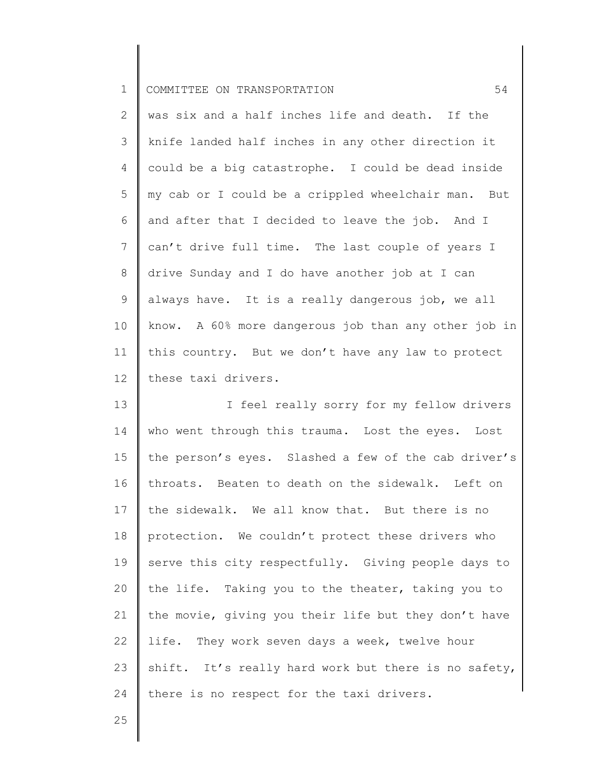was six and a half inches life and death. If the knife landed half inches in any other direction it could be a big catastrophe. I could be dead inside my cab or I could be a crippled wheelchair man. But and after that I decided to leave the job. And I can't drive full time. The last couple of years I drive Sunday and I do have another job at I can always have. It is a really dangerous job, we all know. A 60% more dangerous job than any other job in this country. But we don't have any law to protect these taxi drivers.

I feel really sorry for my fellow drivers who went through this trauma. Lost the eyes. Lost the person's eyes. Slashed a few of the cab driver's throats. Beaten to death on the sidewalk. Left on the sidewalk. We all know that. But there is no protection. We couldn't protect these drivers who serve this city respectfully. Giving people days to the life. Taking you to the theater, taking you to the movie, giving you their life but they don't have life. They work seven days a week, twelve hour shift. It's really hard work but there is no safety, there is no respect for the taxi drivers.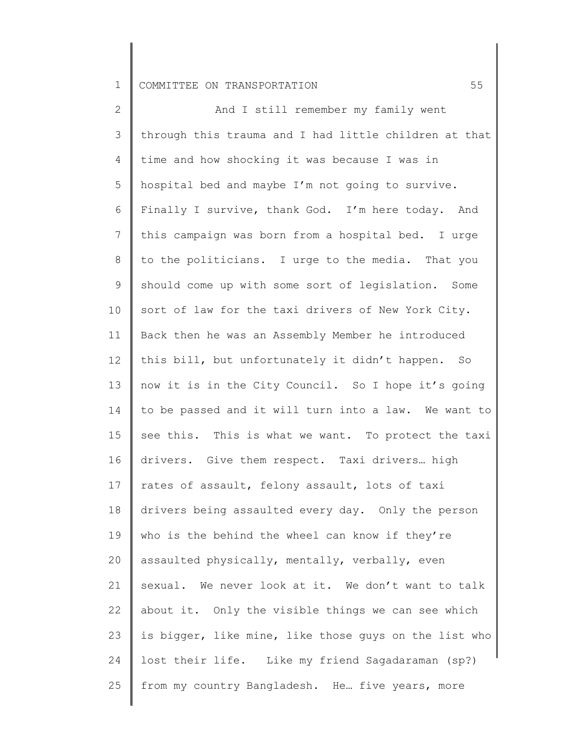And I still remember my family went through this trauma and I had little children at that time and how shocking it was because I was in hospital bed and maybe I'm not going to survive. Finally I survive, thank God. I'm here today. And this campaign was born from a hospital bed. I urge to the politicians. I urge to the media. That you should come up with some sort of legislation. Some sort of law for the taxi drivers of New York City. Back then he was an Assembly Member he introduced this bill, but unfortunately it didn't happen. So now it is in the City Council. So I hope it's going to be passed and it will turn into a law. We want to see this. This is what we want. To protect the taxi drivers. Give them respect. Taxi drivers… high rates of assault, felony assault, lots of taxi drivers being assaulted every day. Only the person who is the behind the wheel can know if they're assaulted physically, mentally, verbally, even sexual. We never look at it. We don't want to talk about it. Only the visible things we can see which is bigger, like mine, like those guys on the list who lost their life. Like my friend Sagadaraman (sp?) from my country Bangladesh. He… five years, more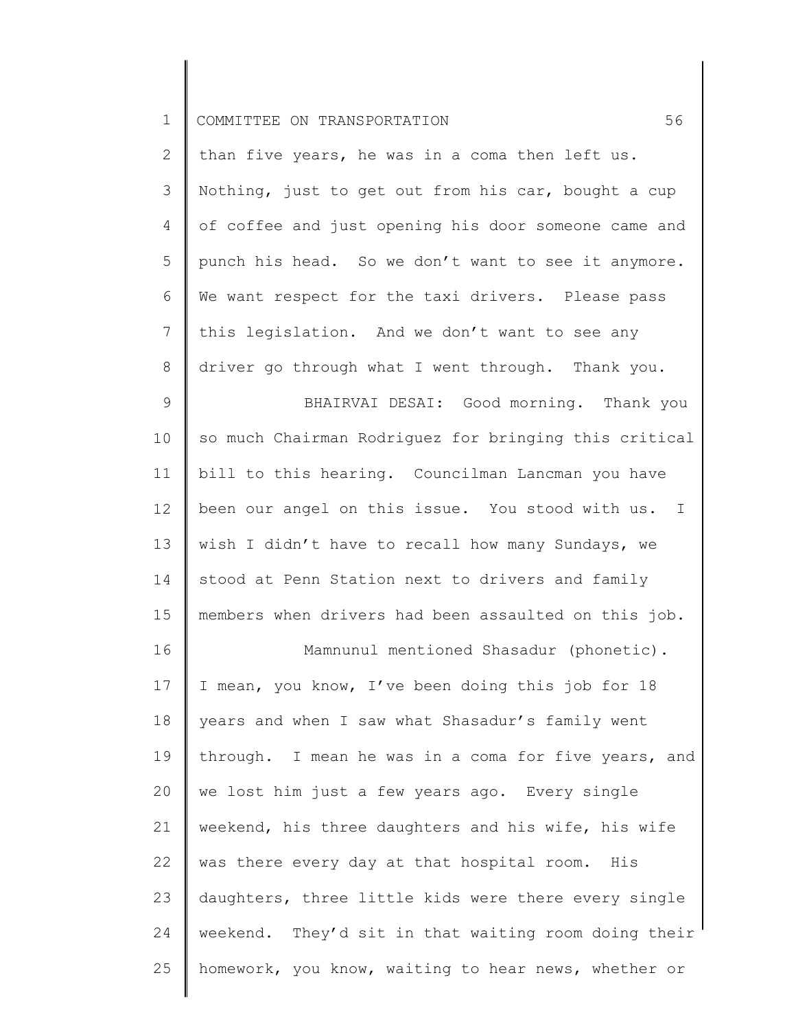than five years, he was in a coma then left us. Nothing, just to get out from his car, bought a cup of coffee and just opening his door someone came and punch his head. So we don't want to see it anymore. We want respect for the taxi drivers. Please pass this legislation. And we don't want to see any driver go through what I went through. Thank you.

BHAIRVAI DESAI: Good morning. Thank you so much Chairman Rodriguez for bringing this critical bill to this hearing. Councilman Lancman you have been our angel on this issue. You stood with us. I wish I didn't have to recall how many Sundays, we stood at Penn Station next to drivers and family members when drivers had been assaulted on this job.

Mamnunul mentioned Shasadur (phonetic). I mean, you know, I've been doing this job for 18 years and when I saw what Shasadur's family went through. I mean he was in a coma for five years, and we lost him just a few years ago. Every single weekend, his three daughters and his wife, his wife was there every day at that hospital room. His daughters, three little kids were there every single weekend. They'd sit in that waiting room doing their homework, you know, waiting to hear news, whether or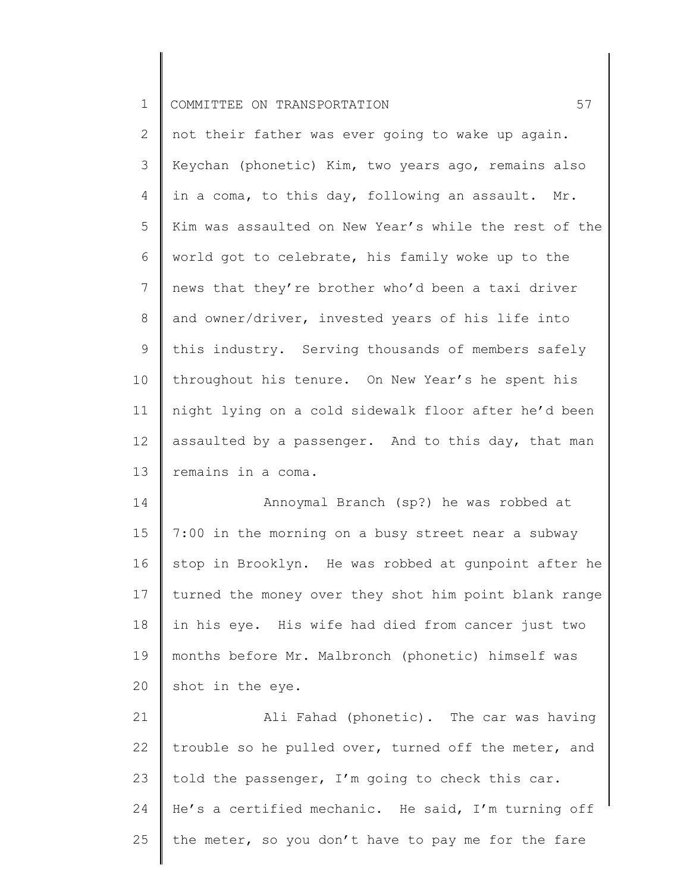not their father was ever going to wake up again. Keychan (phonetic) Kim, two years ago, remains also in a coma, to this day, following an assault. Mr. Kim was assaulted on New Year's while the rest of the world got to celebrate, his family woke up to the news that they're brother who'd been a taxi driver and owner/driver, invested years of his life into this industry. Serving thousands of members safely throughout his tenure. On New Year's he spent his night lying on a cold sidewalk floor after he'd been assaulted by a passenger. And to this day, that man remains in a coma.

Annoymal Branch (sp?) he was robbed at 7:00 in the morning on a busy street near a subway stop in Brooklyn. He was robbed at gunpoint after he turned the money over they shot him point blank range in his eye. His wife had died from cancer just two months before Mr. Malbronch (phonetic) himself was shot in the eye.

Ali Fahad (phonetic). The car was having trouble so he pulled over, turned off the meter, and told the passenger, I'm going to check this car. He's a certified mechanic. He said, I'm turning off the meter, so you don't have to pay me for the fare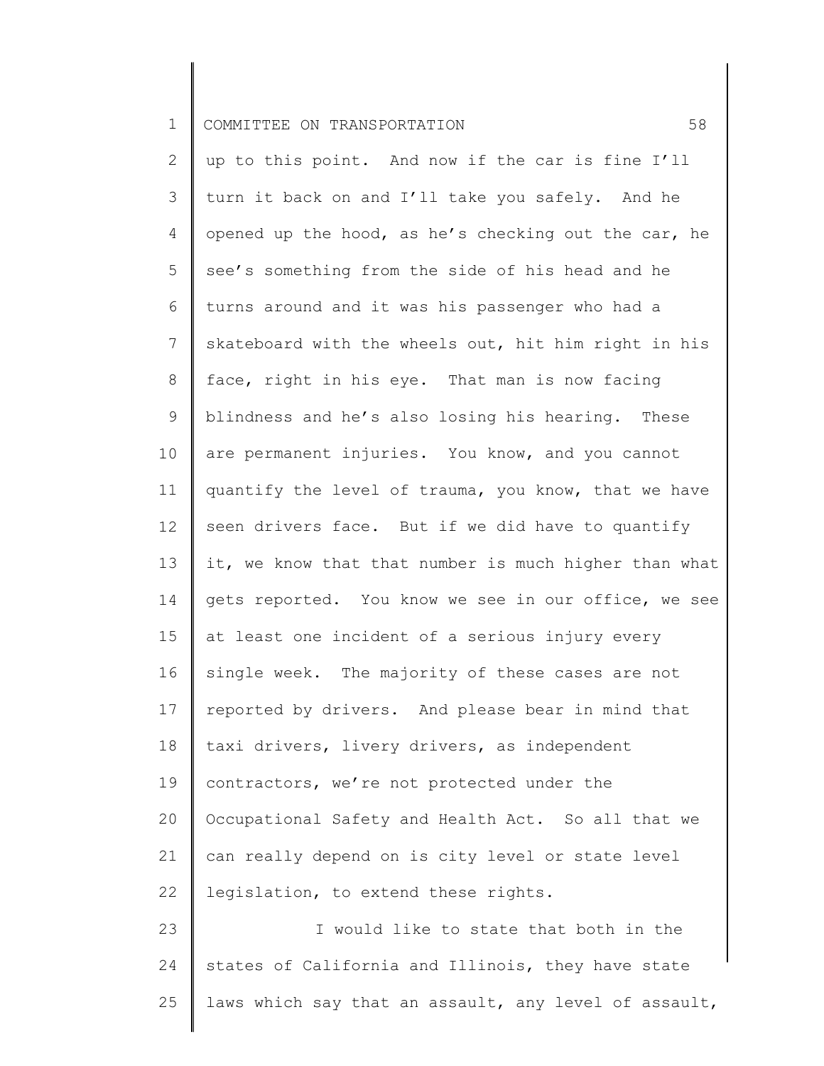up to this point. And now if the car is fine I'll turn it back on and I'll take you safely. And he opened up the hood, as he's checking out the car, he see's something from the side of his head and he turns around and it was his passenger who had a skateboard with the wheels out, hit him right in his face, right in his eye. That man is now facing blindness and he's also losing his hearing. These are permanent injuries. You know, and you cannot quantify the level of trauma, you know, that we have seen drivers face. But if we did have to quantify it, we know that that number is much higher than what gets reported. You know we see in our office, we see at least one incident of a serious injury every single week. The majority of these cases are not reported by drivers. And please bear in mind that taxi drivers, livery drivers, as independent contractors, we're not protected under the Occupational Safety and Health Act. So all that we can really depend on is city level or state level legislation, to extend these rights.

I would like to state that both in the states of California and Illinois, they have state laws which say that an assault, any level of assault,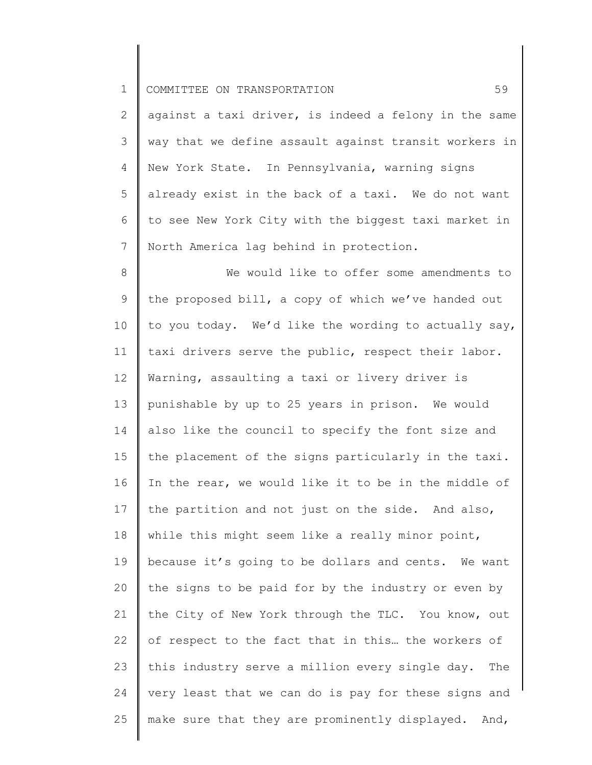against a taxi driver, is indeed a felony in the same way that we define assault against transit workers in New York State. In Pennsylvania, warning signs already exist in the back of a taxi. We do not want to see New York City with the biggest taxi market in North America lag behind in protection.

We would like to offer some amendments to the proposed bill, a copy of which we've handed out to you today. We'd like the wording to actually say, taxi drivers serve the public, respect their labor. Warning, assaulting a taxi or livery driver is punishable by up to 25 years in prison. We would also like the council to specify the font size and the placement of the signs particularly in the taxi. In the rear, we would like it to be in the middle of the partition and not just on the side. And also, while this might seem like a really minor point, because it's going to be dollars and cents. We want the signs to be paid for by the industry or even by the City of New York through the TLC. You know, out of respect to the fact that in this… the workers of this industry serve a million every single day. The very least that we can do is pay for these signs and make sure that they are prominently displayed. And,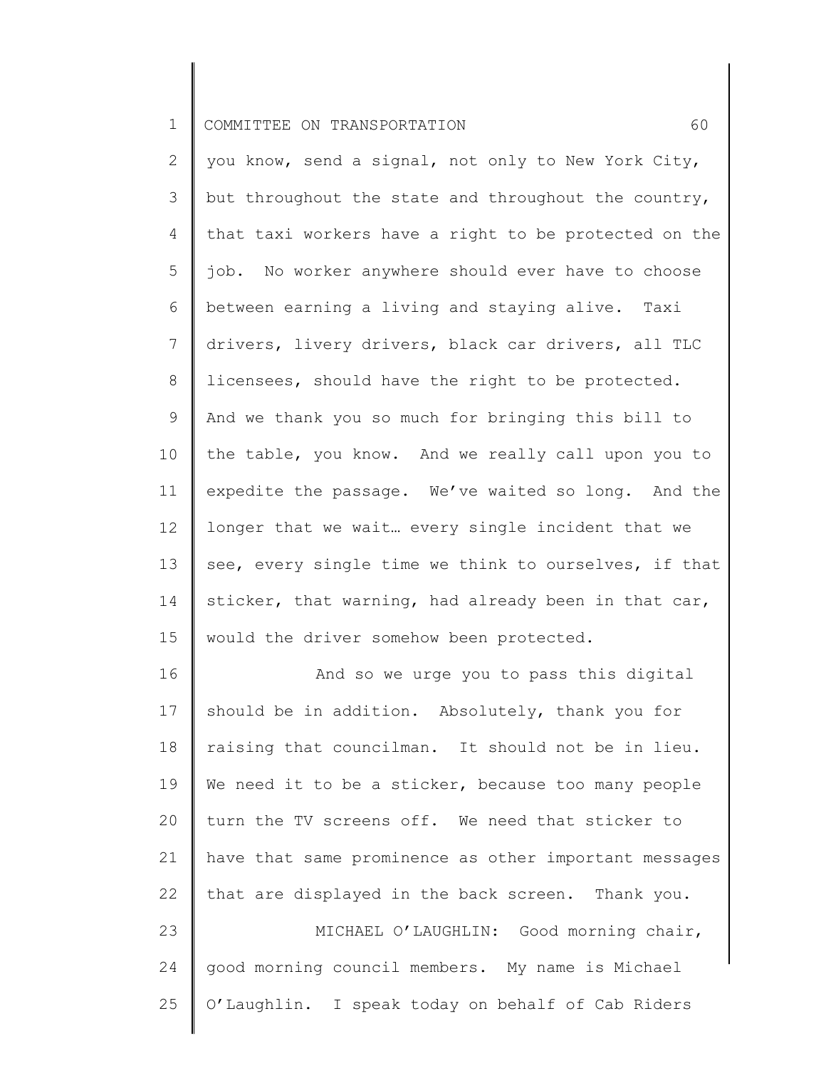you know, send a signal, not only to New York City, but throughout the state and throughout the country, that taxi workers have a right to be protected on the job. No worker anywhere should ever have to choose between earning a living and staying alive. Taxi drivers, livery drivers, black car drivers, all TLC licensees, should have the right to be protected. And we thank you so much for bringing this bill to the table, you know. And we really call upon you to expedite the passage. We've waited so long. And the longer that we wait… every single incident that we see, every single time we think to ourselves, if that sticker, that warning, had already been in that car, would the driver somehow been protected.

And so we urge you to pass this digital should be in addition. Absolutely, thank you for raising that councilman. It should not be in lieu. We need it to be a sticker, because too many people turn the TV screens off. We need that sticker to have that same prominence as other important messages that are displayed in the back screen. Thank you.

MICHAEL O'LAUGHLIN: Good morning chair, good morning council members. My name is Michael O'Laughlin. I speak today on behalf of Cab Riders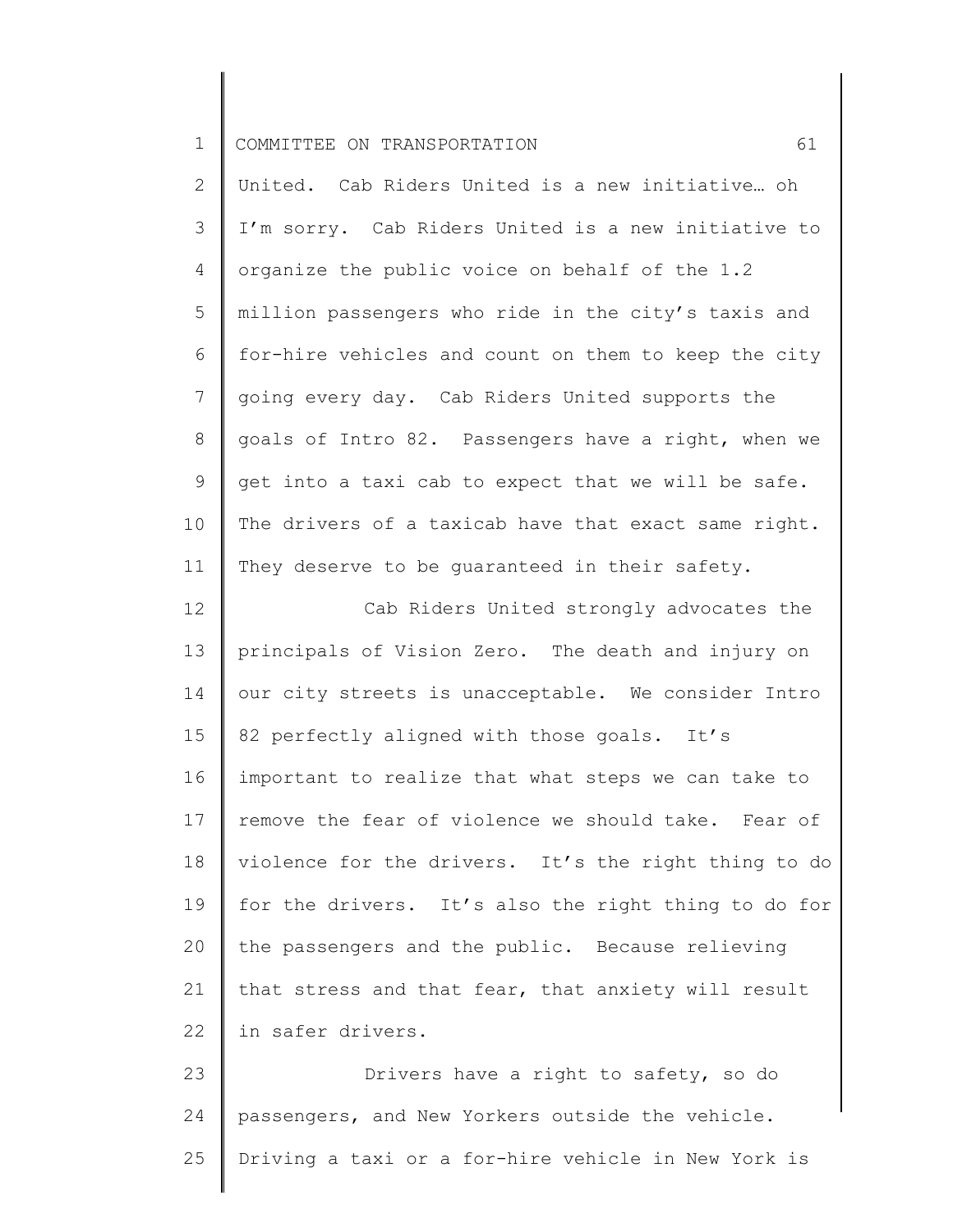United. Cab Riders United is a new initiative… oh I'm sorry. Cab Riders United is a new initiative to organize the public voice on behalf of the 1.2 million passengers who ride in the city's taxis and for-hire vehicles and count on them to keep the city going every day. Cab Riders United supports the goals of Intro 82. Passengers have a right, when we get into a taxi cab to expect that we will be safe. The drivers of a taxicab have that exact same right. They deserve to be guaranteed in their safety.

Cab Riders United strongly advocates the principals of Vision Zero. The death and injury on our city streets is unacceptable. We consider Intro 82 perfectly aligned with those goals. It's important to realize that what steps we can take to remove the fear of violence we should take. Fear of violence for the drivers. It's the right thing to do for the drivers. It's also the right thing to do for the passengers and the public. Because relieving that stress and that fear, that anxiety will result in safer drivers.

Drivers have a right to safety, so do passengers, and New Yorkers outside the vehicle. Driving a taxi or a for-hire vehicle in New York is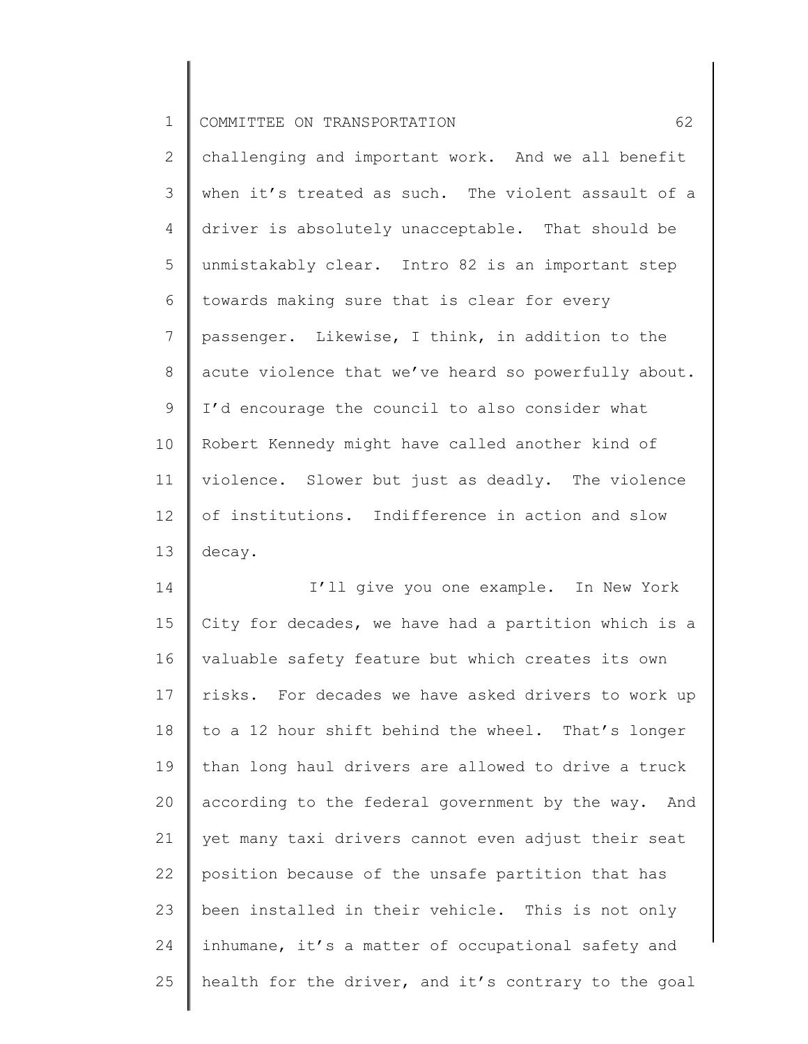challenging and important work. And we all benefit when it's treated as such. The violent assault of a driver is absolutely unacceptable. That should be unmistakably clear. Intro 82 is an important step towards making sure that is clear for every passenger. Likewise, I think, in addition to the acute violence that we've heard so powerfully about. I'd encourage the council to also consider what Robert Kennedy might have called another kind of violence. Slower but just as deadly. The violence of institutions. Indifference in action and slow decay.

I'll give you one example. In New York City for decades, we have had a partition which is a valuable safety feature but which creates its own risks. For decades we have asked drivers to work up to a 12 hour shift behind the wheel. That's longer than long haul drivers are allowed to drive a truck according to the federal government by the way. And yet many taxi drivers cannot even adjust their seat position because of the unsafe partition that has been installed in their vehicle. This is not only inhumane, it's a matter of occupational safety and health for the driver, and it's contrary to the goal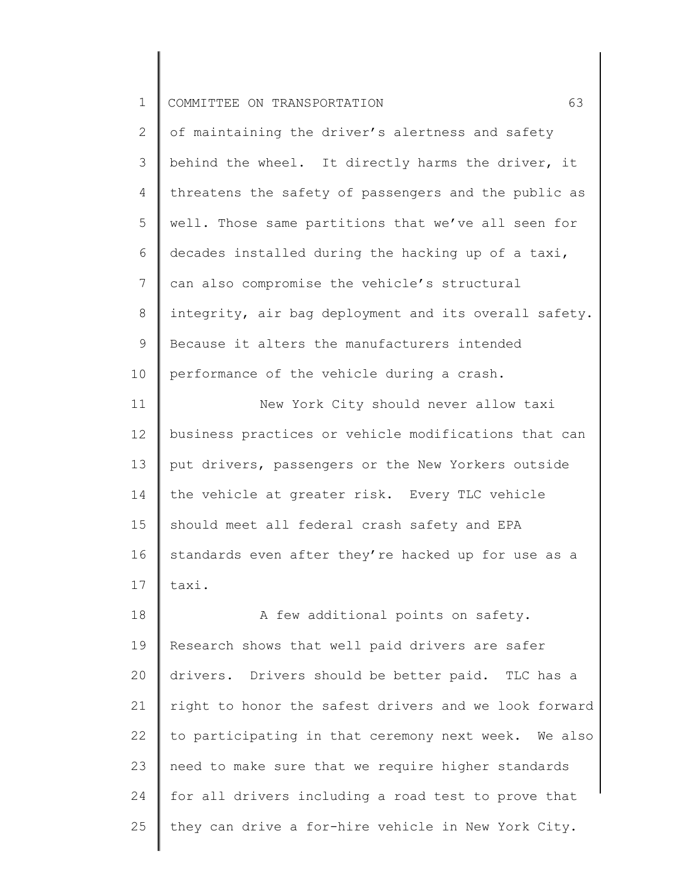of maintaining the driver's alertness and safety behind the wheel. It directly harms the driver, it threatens the safety of passengers and the public as well. Those same partitions that we've all seen for decades installed during the hacking up of a taxi, can also compromise the vehicle's structural integrity, air bag deployment and its overall safety. Because it alters the manufacturers intended performance of the vehicle during a crash.

New York City should never allow taxi business practices or vehicle modifications that can put drivers, passengers or the New Yorkers outside the vehicle at greater risk. Every TLC vehicle should meet all federal crash safety and EPA standards even after they're hacked up for use as a taxi.

A few additional points on safety. Research shows that well paid drivers are safer drivers. Drivers should be better paid. TLC has a right to honor the safest drivers and we look forward to participating in that ceremony next week. We also need to make sure that we require higher standards for all drivers including a road test to prove that they can drive a for-hire vehicle in New York City.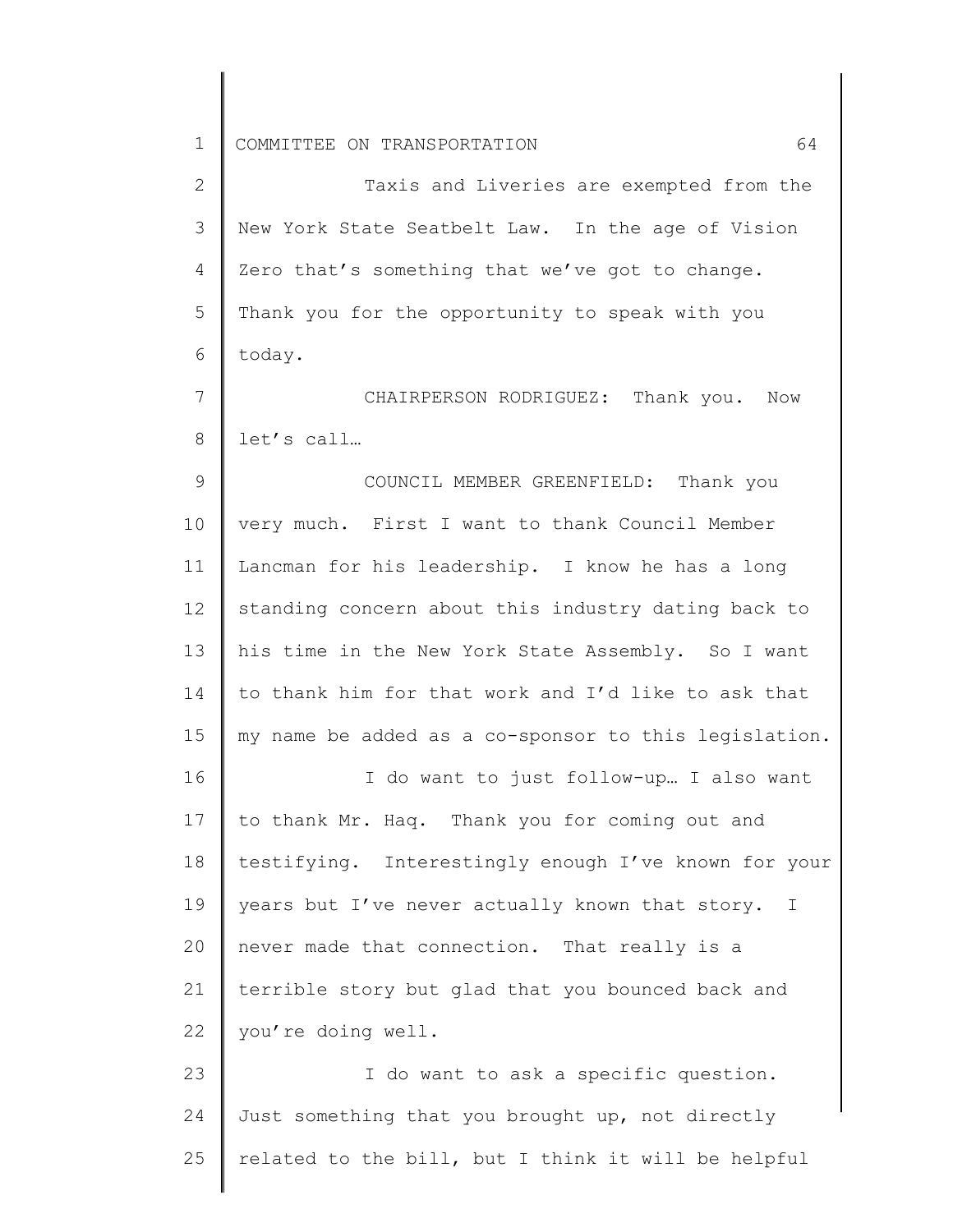Taxis and Liveries are exempted from the New York State Seatbelt Law. In the age of Vision Zero that's something that we've got to change. Thank you for the opportunity to speak with you today.

CHAIRPERSON RODRIGUEZ: Thank you. Now let's call…

COUNCIL MEMBER GREENFIELD: Thank you very much. First I want to thank Council Member Lancman for his leadership. I know he has a long standing concern about this industry dating back to his time in the New York State Assembly. So I want to thank him for that work and I'd like to ask that my name be added as a co-sponsor to this legislation.

I do want to just follow-up… I also want to thank Mr. Haq. Thank you for coming out and testifying. Interestingly enough I've known for your years but I've never actually known that story. I never made that connection. That really is a terrible story but glad that you bounced back and you're doing well.

I do want to ask a specific question. Just something that you brought up, not directly related to the bill, but I think it will be helpful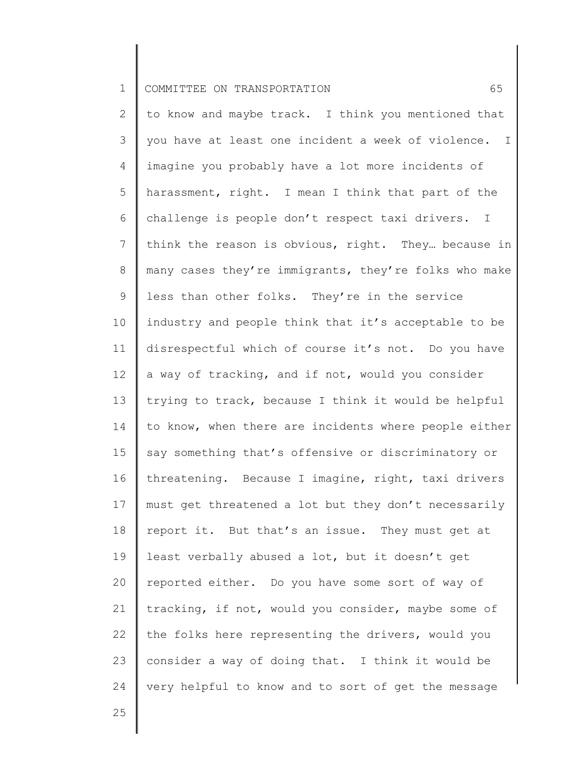to know and maybe track. I think you mentioned that you have at least one incident a week of violence. I imagine you probably have a lot more incidents of harassment, right. I mean I think that part of the challenge is people don't respect taxi drivers. I think the reason is obvious, right. They… because in many cases they're immigrants, they're folks who make less than other folks. They're in the service industry and people think that it's acceptable to be disrespectful which of course it's not. Do you have a way of tracking, and if not, would you consider trying to track, because I think it would be helpful to know, when there are incidents where people either say something that's offensive or discriminatory or threatening. Because I imagine, right, taxi drivers must get threatened a lot but they don't necessarily report it. But that's an issue. They must get at least verbally abused a lot, but it doesn't get reported either. Do you have some sort of way of tracking, if not, would you consider, maybe some of the folks here representing the drivers, would you consider a way of doing that. I think it would be very helpful to know and to sort of get the message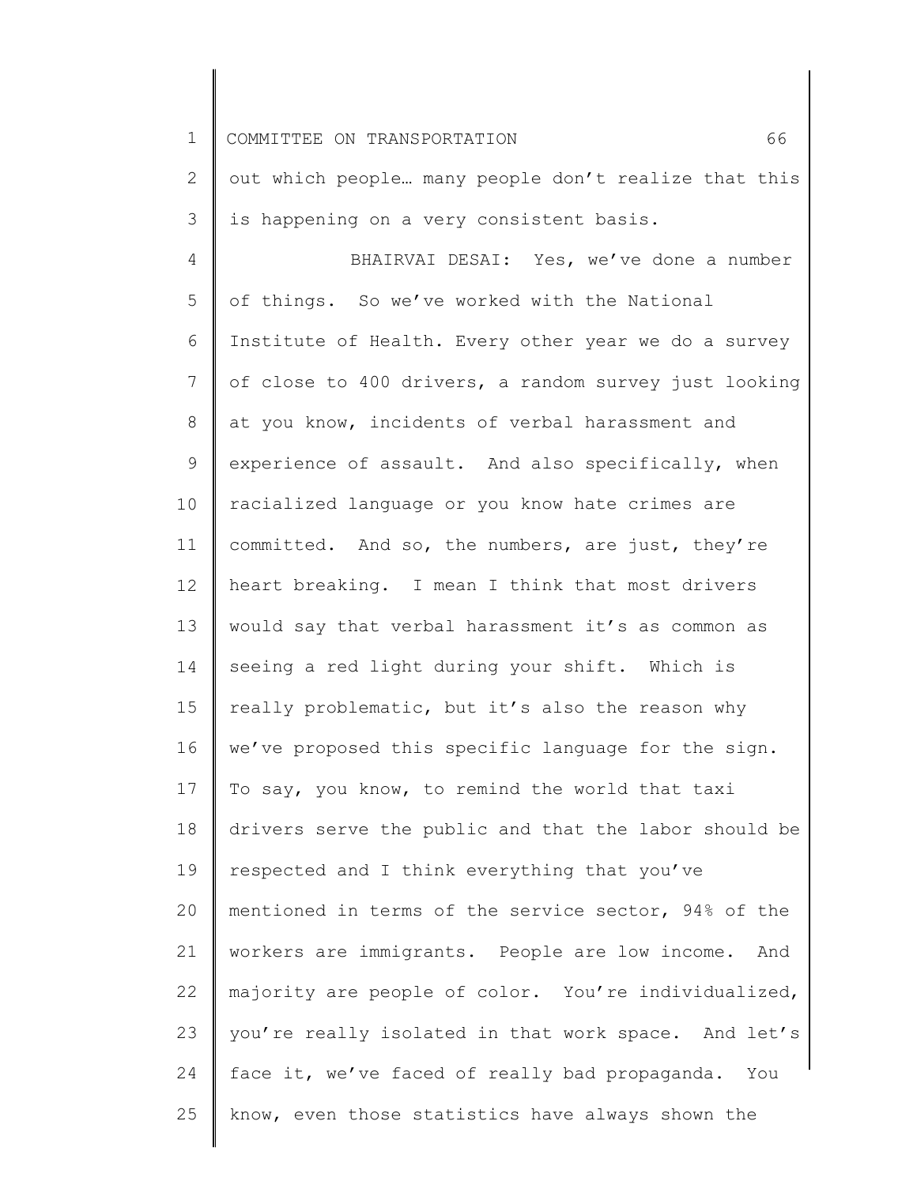out which people… many people don't realize that this is happening on a very consistent basis.

BHAIRVAI DESAI: Yes, we've done a number of things. So we've worked with the National Institute of Health. Every other year we do a survey of close to 400 drivers, a random survey just looking at you know, incidents of verbal harassment and experience of assault. And also specifically, when racialized language or you know hate crimes are committed. And so, the numbers, are just, they're heart breaking. I mean I think that most drivers would say that verbal harassment it's as common as seeing a red light during your shift. Which is really problematic, but it's also the reason why we've proposed this specific language for the sign. To say, you know, to remind the world that taxi drivers serve the public and that the labor should be respected and I think everything that you've mentioned in terms of the service sector, 94% of the workers are immigrants. People are low income. And majority are people of color. You're individualized, you're really isolated in that work space. And let's face it, we've faced of really bad propaganda. You know, even those statistics have always shown the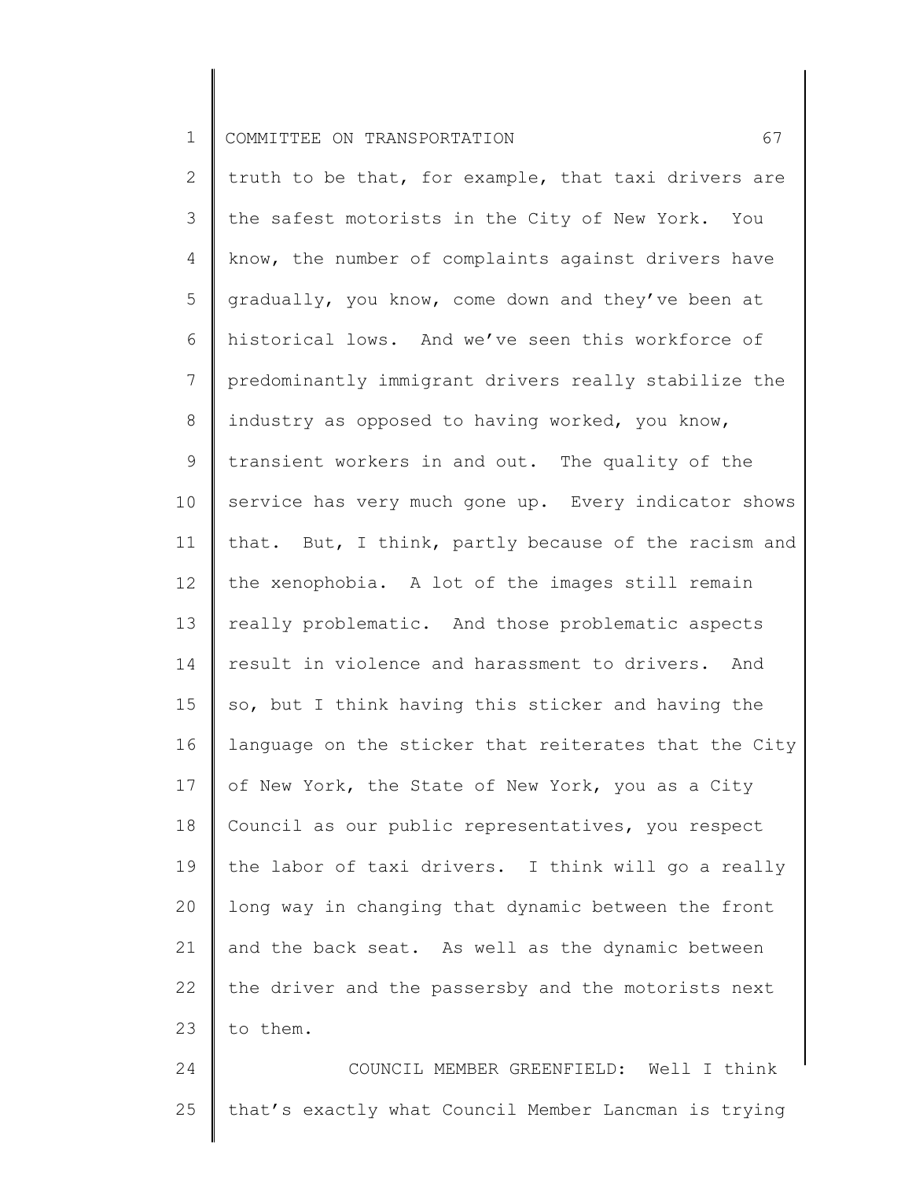truth to be that, for example, that taxi drivers are the safest motorists in the City of New York. You know, the number of complaints against drivers have gradually, you know, come down and they've been at historical lows. And we've seen this workforce of predominantly immigrant drivers really stabilize the industry as opposed to having worked, you know, transient workers in and out. The quality of the service has very much gone up. Every indicator shows that. But, I think, partly because of the racism and the xenophobia. A lot of the images still remain really problematic. And those problematic aspects result in violence and harassment to drivers. And so, but I think having this sticker and having the language on the sticker that reiterates that the City of New York, the State of New York, you as a City Council as our public representatives, you respect the labor of taxi drivers. I think will go a really long way in changing that dynamic between the front and the back seat. As well as the dynamic between the driver and the passersby and the motorists next to them.

COUNCIL MEMBER GREENFIELD: Well I think that's exactly what Council Member Lancman is trying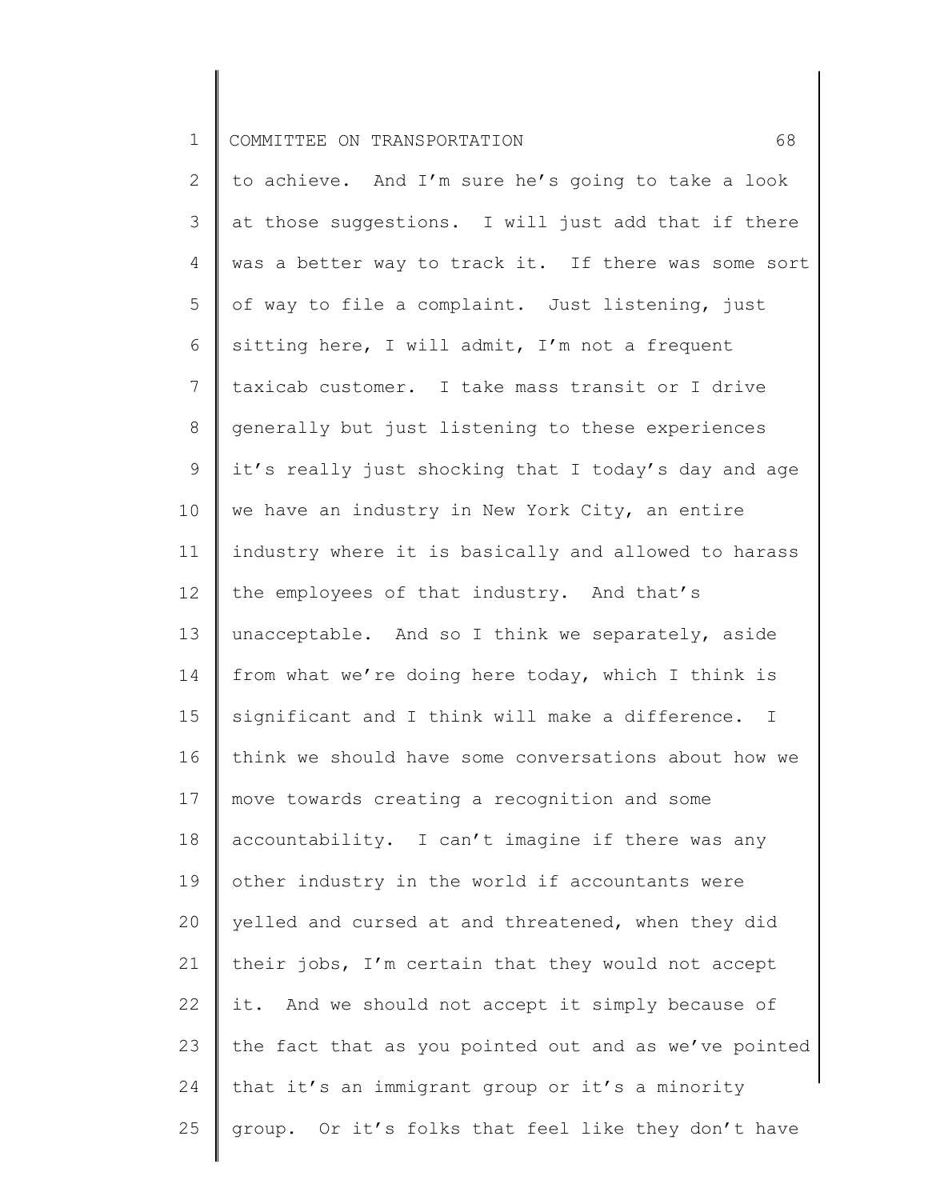to achieve. And I'm sure he's going to take a look at those suggestions. I will just add that if there was a better way to track it. If there was some sort of way to file a complaint. Just listening, just sitting here, I will admit, I'm not a frequent taxicab customer. I take mass transit or I drive generally but just listening to these experiences it's really just shocking that I today's day and age we have an industry in New York City, an entire industry where it is basically and allowed to harass the employees of that industry. And that's unacceptable. And so I think we separately, aside from what we're doing here today, which I think is significant and I think will make a difference. I think we should have some conversations about how we move towards creating a recognition and some accountability. I can't imagine if there was any other industry in the world if accountants were yelled and cursed at and threatened, when they did their jobs, I'm certain that they would not accept it. And we should not accept it simply because of the fact that as you pointed out and as we've pointed that it's an immigrant group or it's a minority group. Or it's folks that feel like they don't have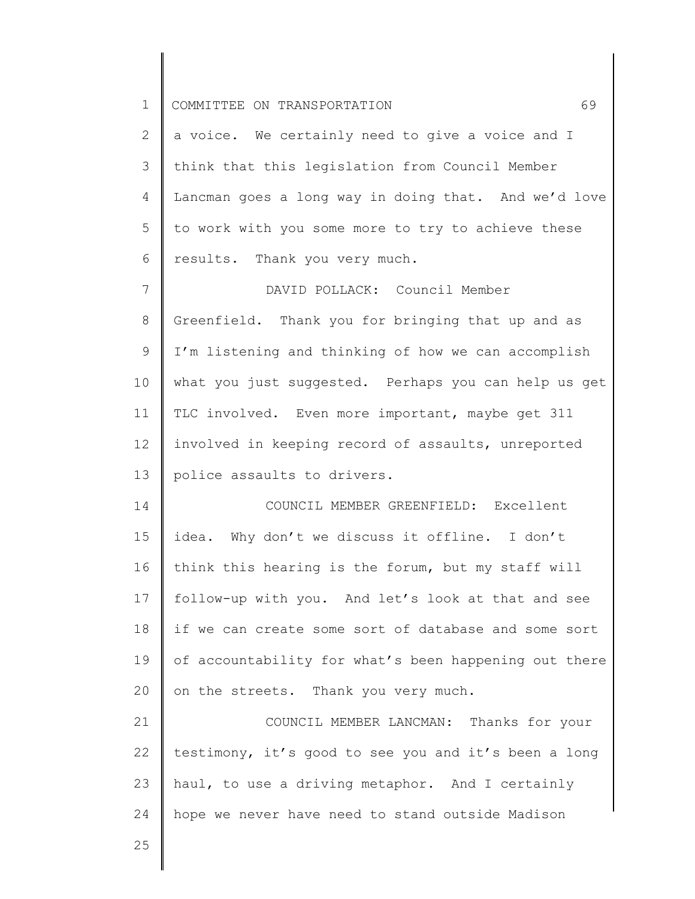a voice. We certainly need to give a voice and I think that this legislation from Council Member Lancman goes a long way in doing that. And we'd love to work with you some more to try to achieve these results. Thank you very much.

DAVID POLLACK: Council Member Greenfield. Thank you for bringing that up and as I'm listening and thinking of how we can accomplish what you just suggested. Perhaps you can help us get TLC involved. Even more important, maybe get 311 involved in keeping record of assaults, unreported police assaults to drivers.

COUNCIL MEMBER GREENFIELD: Excellent idea. Why don't we discuss it offline. I don't think this hearing is the forum, but my staff will follow-up with you. And let's look at that and see if we can create some sort of database and some sort of accountability for what's been happening out there on the streets. Thank you very much.

COUNCIL MEMBER LANCMAN: Thanks for your testimony, it's good to see you and it's been a long haul, to use a driving metaphor. And I certainly hope we never have need to stand outside Madison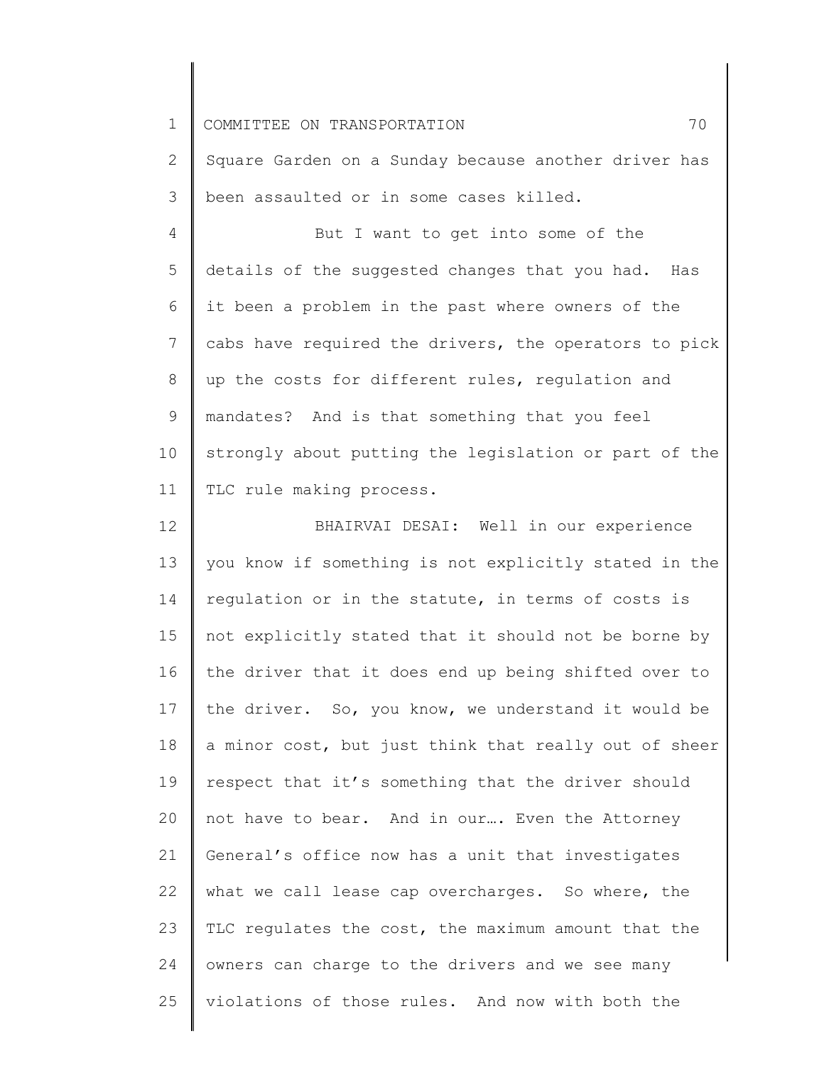Square Garden on a Sunday because another driver has been assaulted or in some cases killed.

But I want to get into some of the details of the suggested changes that you had. Has it been a problem in the past where owners of the cabs have required the drivers, the operators to pick up the costs for different rules, regulation and mandates? And is that something that you feel strongly about putting the legislation or part of the TLC rule making process.

BHAIRVAI DESAI: Well in our experience you know if something is not explicitly stated in the regulation or in the statute, in terms of costs is not explicitly stated that it should not be borne by the driver that it does end up being shifted over to the driver. So, you know, we understand it would be a minor cost, but just think that really out of sheer respect that it's something that the driver should not have to bear. And in our…. Even the Attorney General's office now has a unit that investigates what we call lease cap overcharges. So where, the TLC regulates the cost, the maximum amount that the owners can charge to the drivers and we see many violations of those rules. And now with both the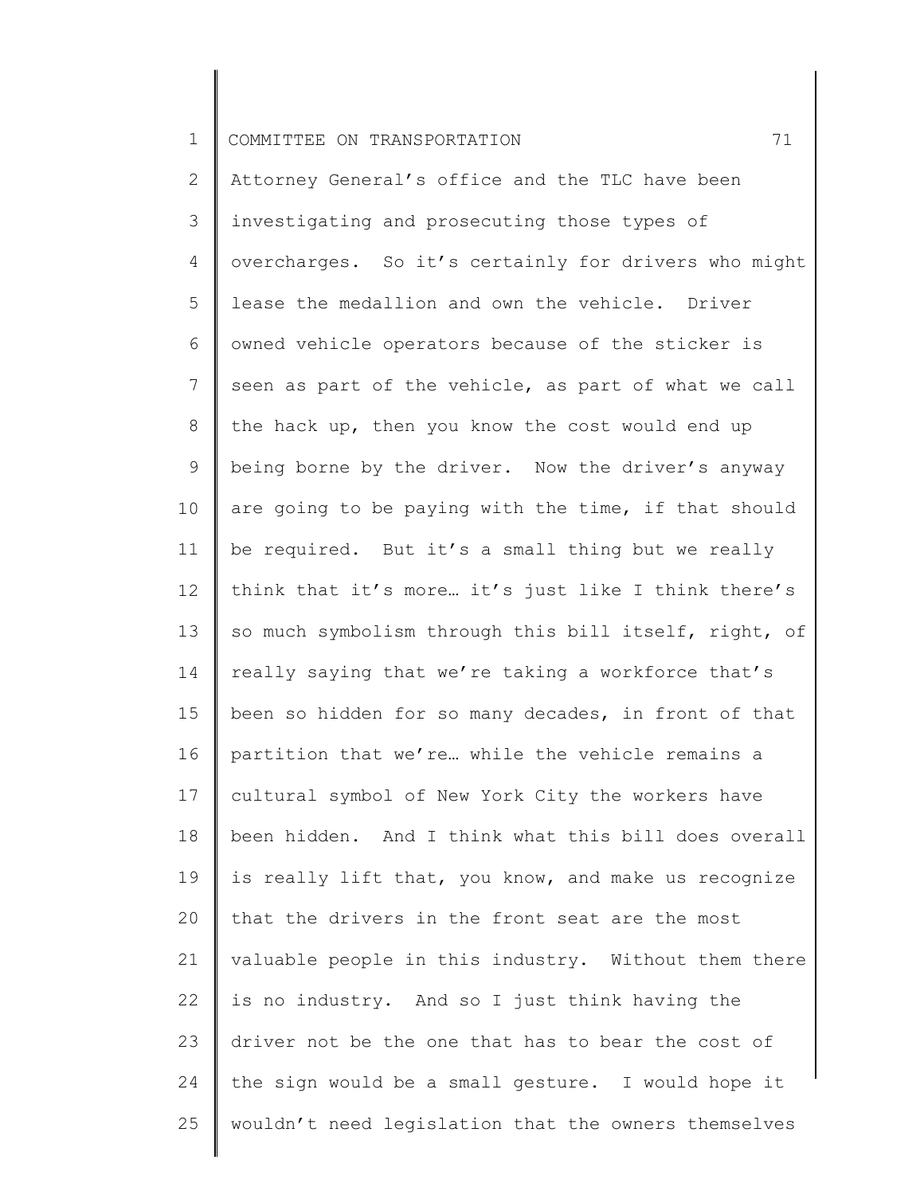Attorney General's office and the TLC have been investigating and prosecuting those types of overcharges. So it's certainly for drivers who might lease the medallion and own the vehicle. Driver owned vehicle operators because of the sticker is seen as part of the vehicle, as part of what we call the hack up, then you know the cost would end up being borne by the driver. Now the driver's anyway are going to be paying with the time, if that should be required. But it's a small thing but we really think that it's more… it's just like I think there's so much symbolism through this bill itself, right, of really saying that we're taking a workforce that's been so hidden for so many decades, in front of that partition that we're… while the vehicle remains a cultural symbol of New York City the workers have been hidden. And I think what this bill does overall is really lift that, you know, and make us recognize that the drivers in the front seat are the most valuable people in this industry. Without them there is no industry. And so I just think having the driver not be the one that has to bear the cost of the sign would be a small gesture. I would hope it wouldn't need legislation that the owners themselves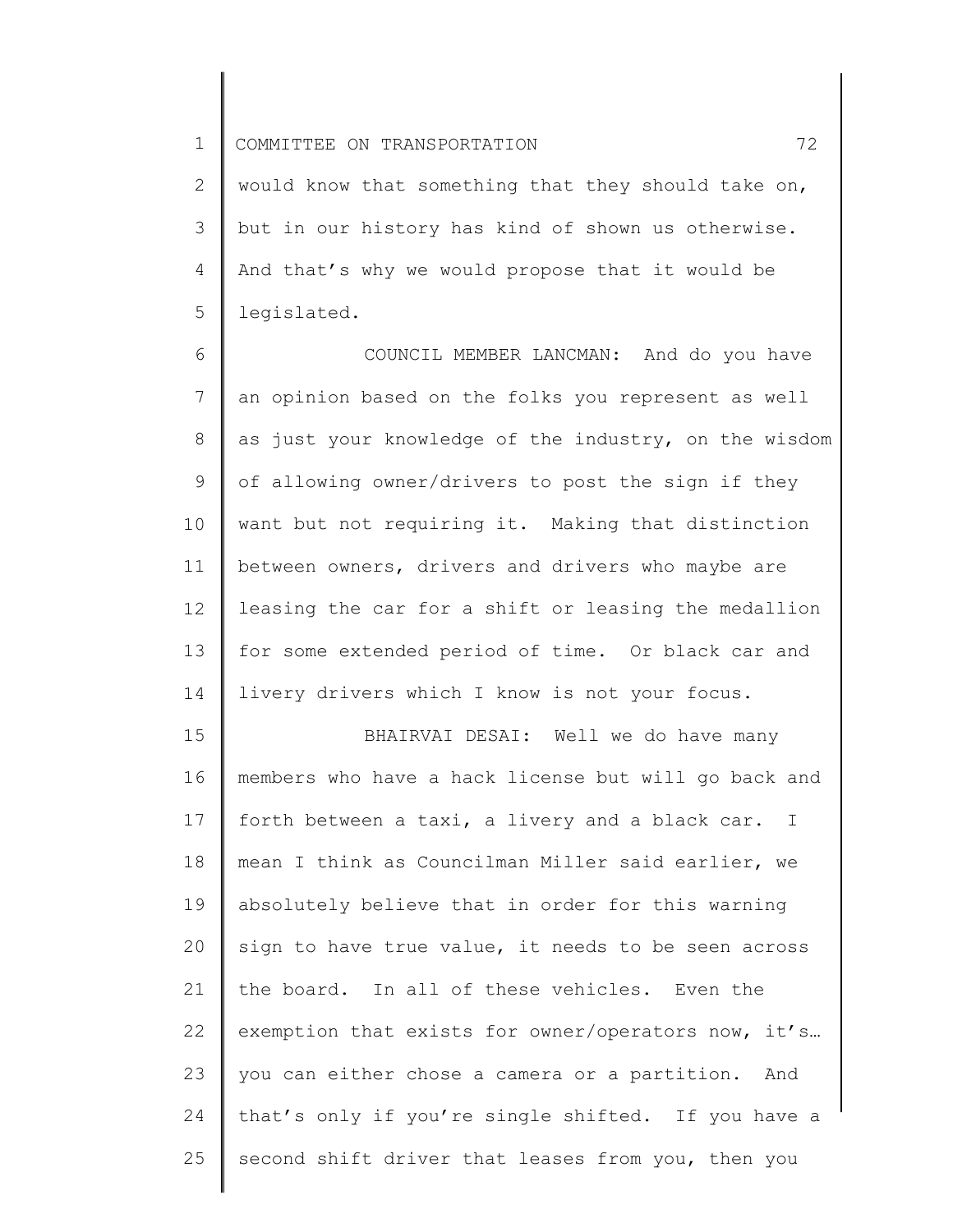would know that something that they should take on, but in our history has kind of shown us otherwise. And that's why we would propose that it would be legislated.

COUNCIL MEMBER LANCMAN: And do you have an opinion based on the folks you represent as well as just your knowledge of the industry, on the wisdom of allowing owner/drivers to post the sign if they want but not requiring it. Making that distinction between owners, drivers and drivers who maybe are leasing the car for a shift or leasing the medallion for some extended period of time. Or black car and livery drivers which I know is not your focus.

BHAIRVAI DESAI: Well we do have many members who have a hack license but will go back and forth between a taxi, a livery and a black car. I mean I think as Councilman Miller said earlier, we absolutely believe that in order for this warning sign to have true value, it needs to be seen across the board. In all of these vehicles. Even the exemption that exists for owner/operators now, it's… you can either chose a camera or a partition. And that's only if you're single shifted. If you have a second shift driver that leases from you, then you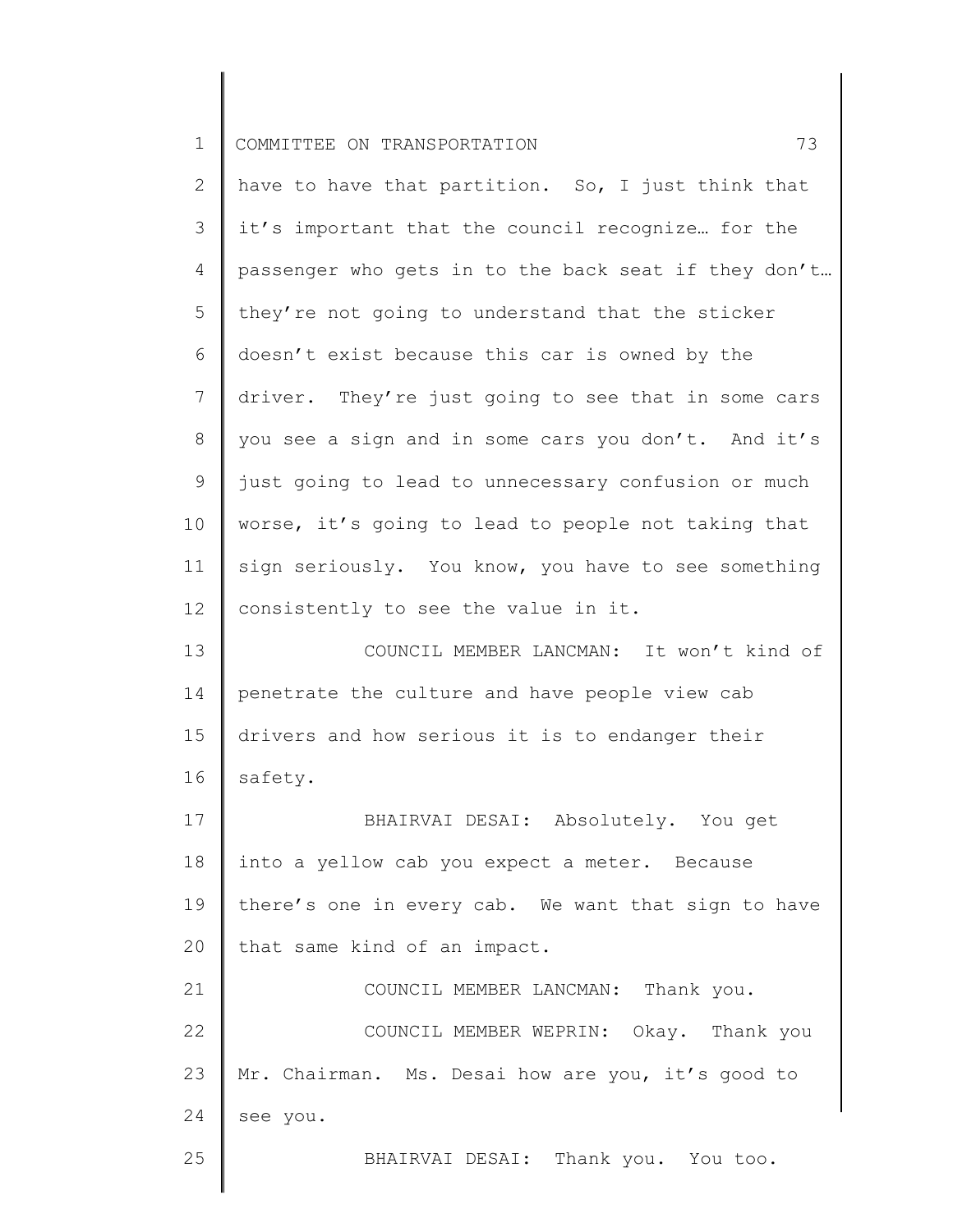have to have that partition. So, I just think that it's important that the council recognize… for the passenger who gets in to the back seat if they don't… they're not going to understand that the sticker doesn't exist because this car is owned by the driver. They're just going to see that in some cars you see a sign and in some cars you don't. And it's just going to lead to unnecessary confusion or much worse, it's going to lead to people not taking that sign seriously. You know, you have to see something consistently to see the value in it.

COUNCIL MEMBER LANCMAN: It won't kind of penetrate the culture and have people view cab drivers and how serious it is to endanger their safety.

BHAIRVAI DESAI: Absolutely. You get into a yellow cab you expect a meter. Because there's one in every cab. We want that sign to have that same kind of an impact.

COUNCIL MEMBER LANCMAN: Thank you.

COUNCIL MEMBER WEPRIN: Okay. Thank you Mr. Chairman. Ms. Desai how are you, it's good to see you.

BHAIRVAI DESAI: Thank you. You too.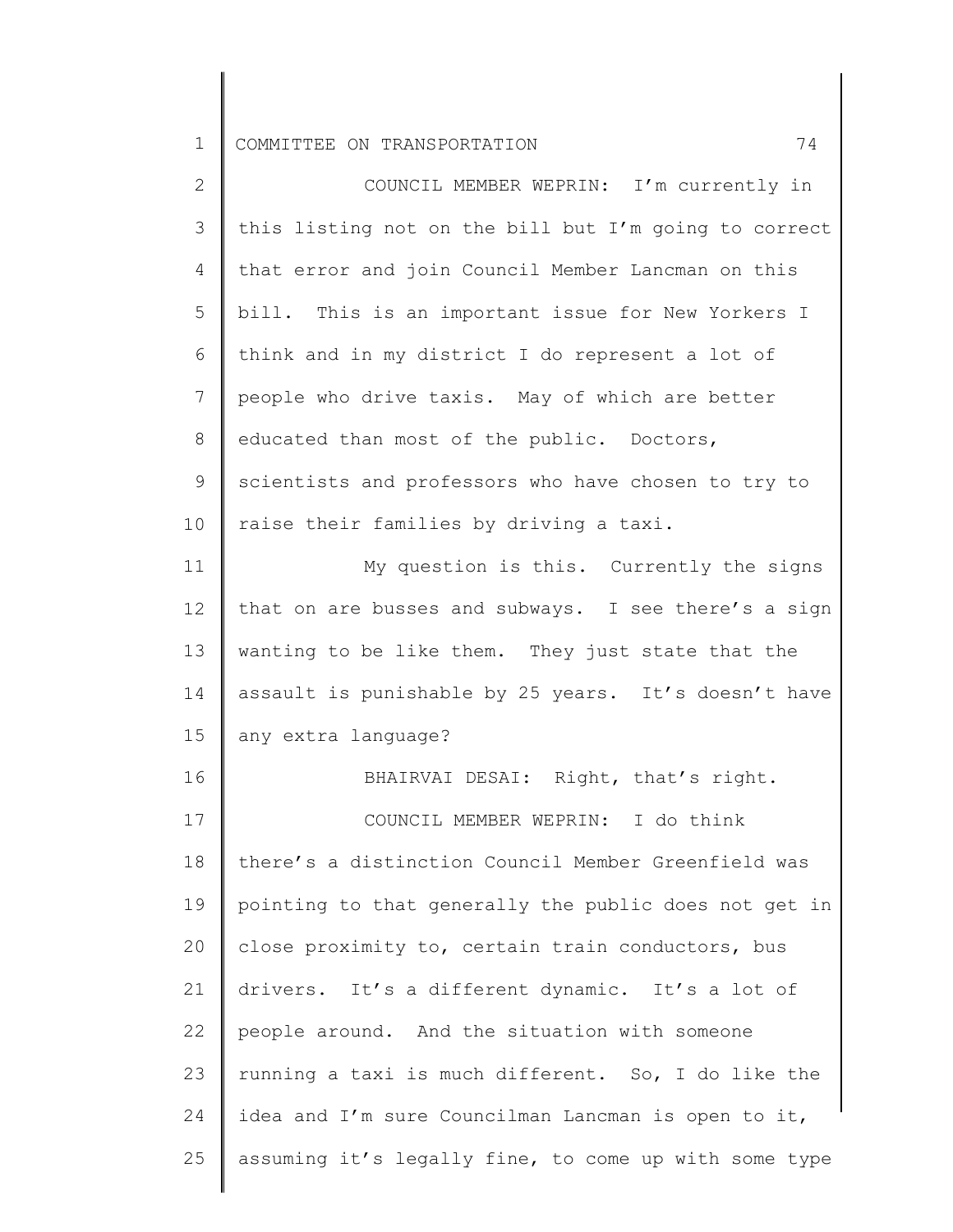COUNCIL MEMBER WEPRIN: I'm currently in this listing not on the bill but I'm going to correct that error and join Council Member Lancman on this bill. This is an important issue for New Yorkers I think and in my district I do represent a lot of people who drive taxis. May of which are better educated than most of the public. Doctors, scientists and professors who have chosen to try to raise their families by driving a taxi.

My question is this. Currently the signs that on are busses and subways. I see there's a sign wanting to be like them. They just state that the assault is punishable by 25 years. It's doesn't have any extra language?

BHAIRVAI DESAI: Right, that's right.

COUNCIL MEMBER WEPRIN: I do think there's a distinction Council Member Greenfield was pointing to that generally the public does not get in close proximity to, certain train conductors, bus drivers. It's a different dynamic. It's a lot of people around. And the situation with someone running a taxi is much different. So, I do like the idea and I'm sure Councilman Lancman is open to it, assuming it's legally fine, to come up with some type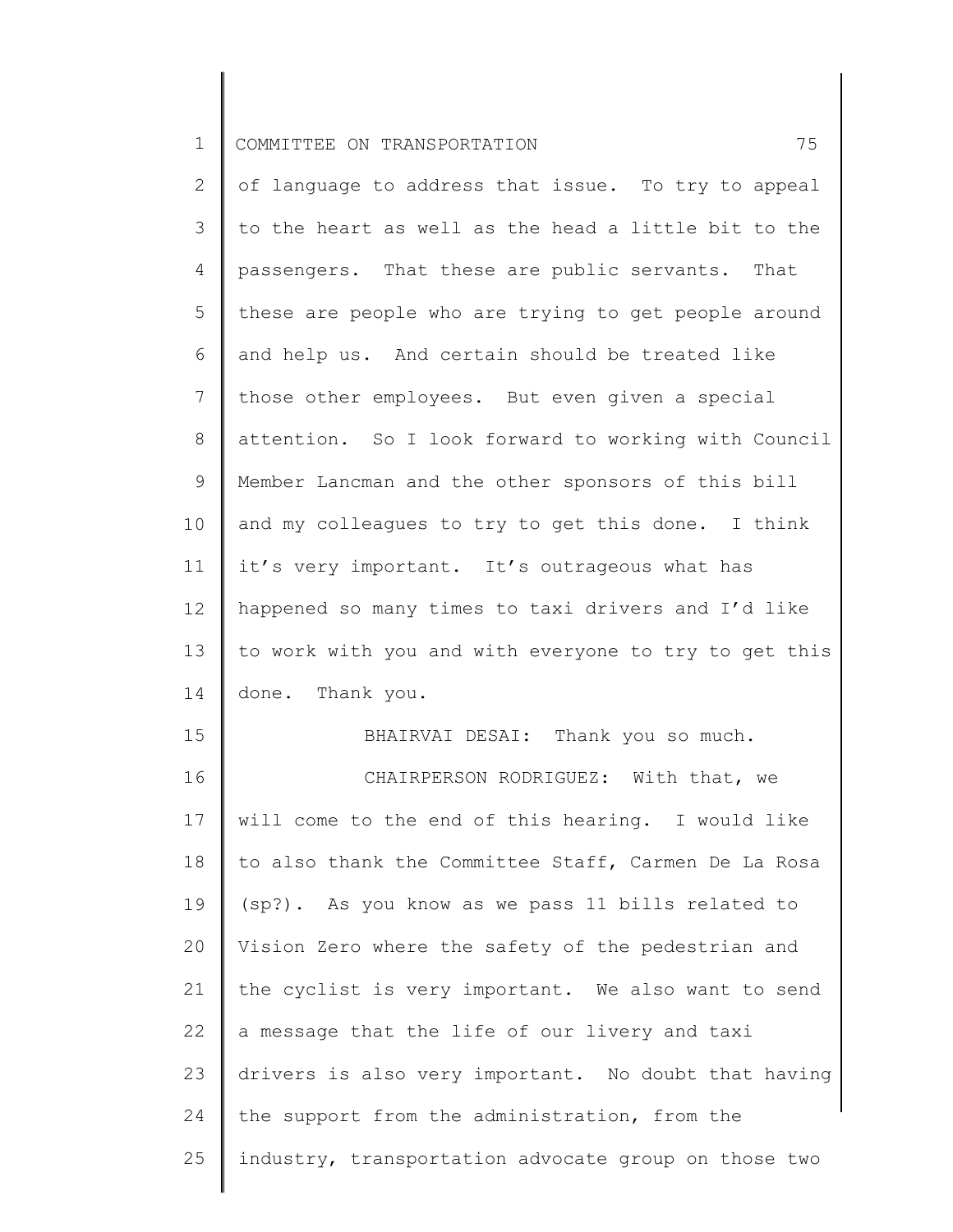of language to address that issue. To try to appeal to the heart as well as the head a little bit to the passengers. That these are public servants. That these are people who are trying to get people around and help us. And certain should be treated like those other employees. But even given a special attention. So I look forward to working with Council Member Lancman and the other sponsors of this bill and my colleagues to try to get this done. I think it's very important. It's outrageous what has happened so many times to taxi drivers and I'd like to work with you and with everyone to try to get this done. Thank you.

BHAIRVAI DESAI: Thank you so much.

CHAIRPERSON RODRIGUEZ: With that, we will come to the end of this hearing. I would like to also thank the Committee Staff, Carmen De La Rosa (sp?). As you know as we pass 11 bills related to Vision Zero where the safety of the pedestrian and the cyclist is very important. We also want to send a message that the life of our livery and taxi drivers is also very important. No doubt that having the support from the administration, from the industry, transportation advocate group on those two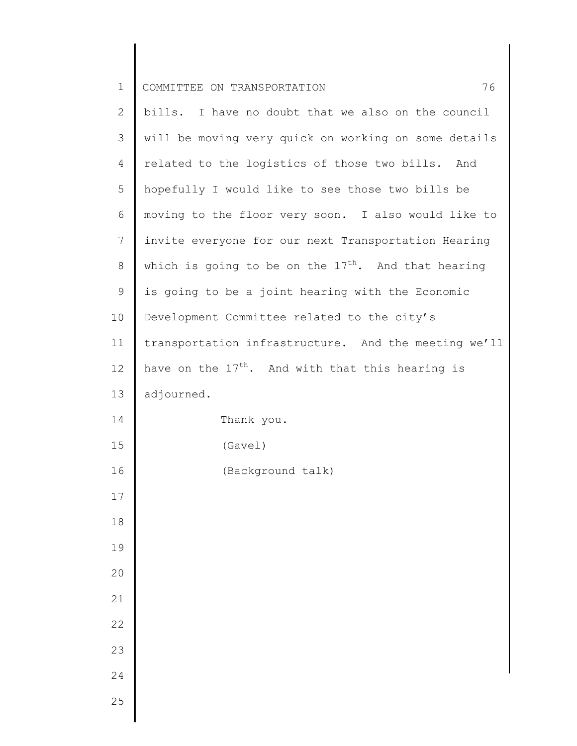bills. I have no doubt that we also on the council will be moving very quick on working on some details related to the logistics of those two bills. And hopefully I would like to see those two bills be moving to the floor very soon. I also would like to invite everyone for our next Transportation Hearing which is going to be on the 17th. And that hearing is going to be a joint hearing with the Economic Development Committee related to the city's transportation infrastructure. And the meeting we'll have on the 17th. And with that this hearing is adjourned.

Thank you.

(Gavel)

(Background talk)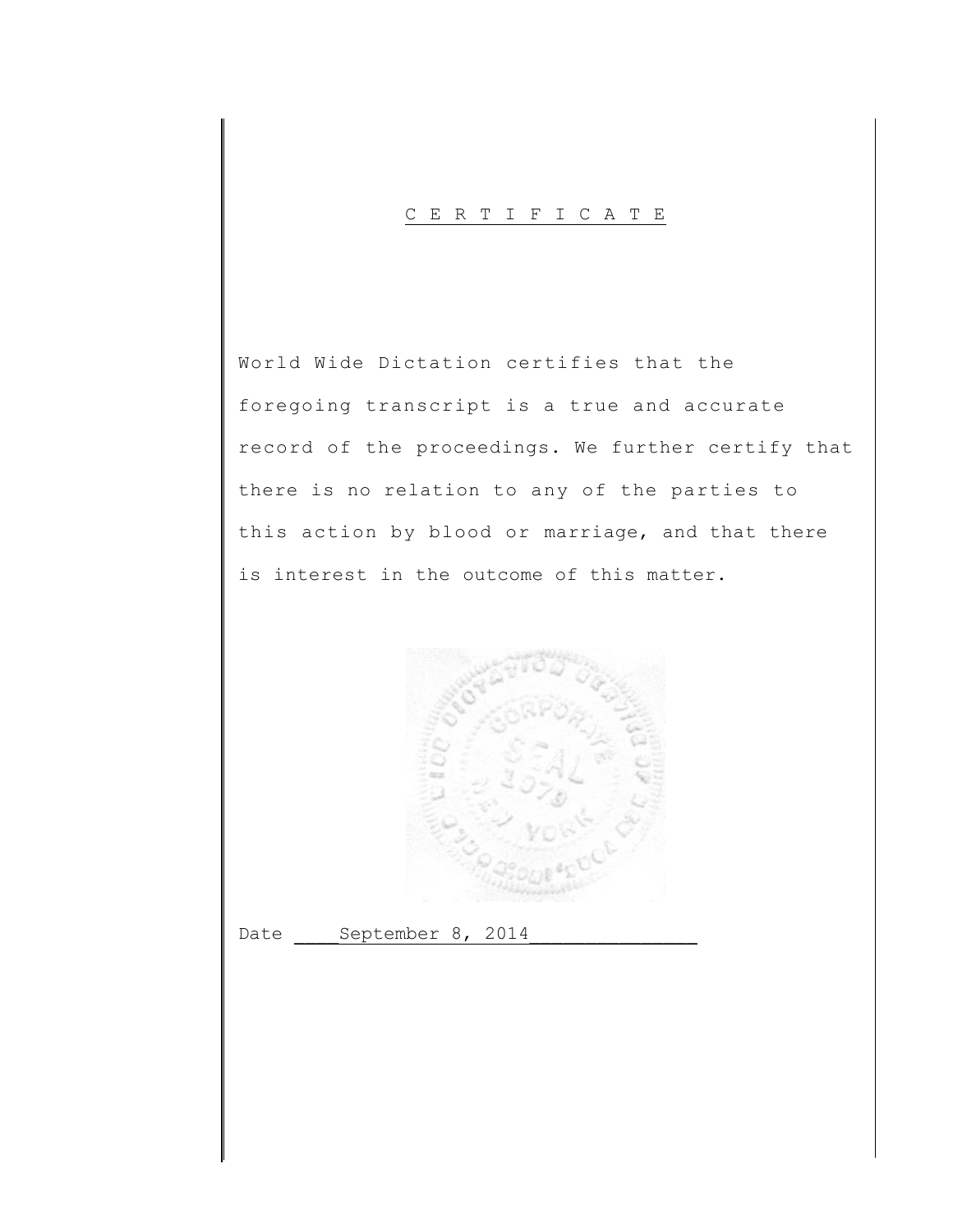C E R T I F I C A T E

World Wide Dictation certifies that the foregoing transcript is a true and accurate record of the proceedings. We further certify that there is no relation to any of the parties to this action by blood or marriage, and that there is interest in the outcome of this matter.

Date ____September 8, 2014______________